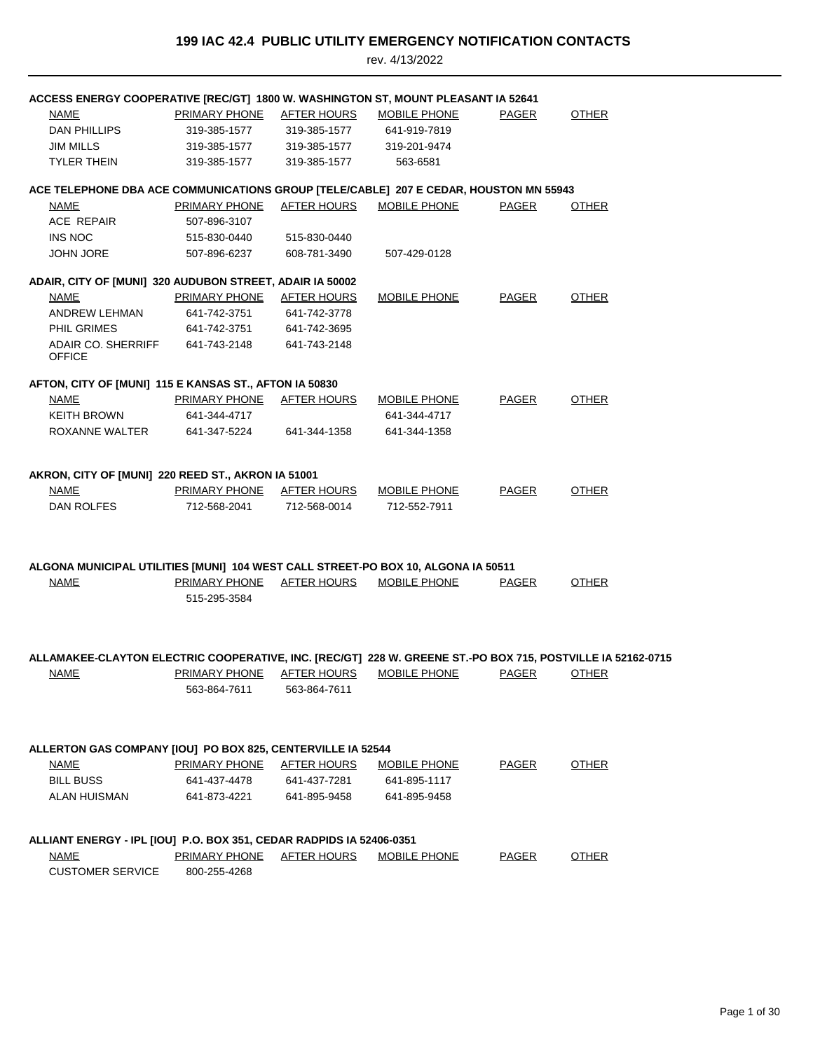# 199 IAC 42.4 PUBLIC UTILITY EMERGENCY NOTIFICATION CONTACTS

rev. 4/13/2022

**ACCESS ENERGY COOPERATIVE [REC/GT] 1800 W. WASHINGTON ST, MOUNT PLEASANT IA 52641**

| NAME | PRIMARY PHONE | AFTER HOURS | MOBILE PHONE | PAGER | OTHER |
|---|---|---|---|---|---|
| DAN PHILLIPS | 319-385-1577 | 319-385-1577 | 641-919-7819 | | |
| JIM MILLS | 319-385-1577 | 319-385-1577 | 319-201-9474 | | |
| TYLER THEIN | 319-385-1577 | 319-385-1577 | 563-6581 | | |

**ACE TELEPHONE DBA ACE COMMUNICATIONS GROUP [TELE/CABLE] 207 E CEDAR, HOUSTON MN 55943**

| NAME | PRIMARY PHONE | AFTER HOURS | MOBILE PHONE | PAGER | OTHER |
|---|---|---|---|---|---|
| ACE REPAIR | 507-896-3107 | | | | |
| INS NOC | 515-830-0440 | 515-830-0440 | | | |
| JOHN JORE | 507-896-6237 | 608-781-3490 | 507-429-0128 | | |

**ADAIR, CITY OF [MUNI] 320 AUDUBON STREET, ADAIR IA 50002**

| NAME | PRIMARY PHONE | AFTER HOURS | MOBILE PHONE | PAGER | OTHER |
|---|---|---|---|---|---|
| ANDREW LEHMAN | 641-742-3751 | 641-742-3778 | | | |
| PHIL GRIMES | 641-742-3751 | 641-742-3695 | | | |
| ADAIR CO. SHERRIFF OFFICE | 641-743-2148 | 641-743-2148 | | | |

**AFTON, CITY OF [MUNI] 115 E KANSAS ST., AFTON IA 50830**

| NAME | PRIMARY PHONE | AFTER HOURS | MOBILE PHONE | PAGER | OTHER |
|---|---|---|---|---|---|
| KEITH BROWN | 641-344-4717 | | 641-344-4717 | | |
| ROXANNE WALTER | 641-347-5224 | 641-344-1358 | 641-344-1358 | | |

**AKRON, CITY OF [MUNI] 220 REED ST., AKRON IA 51001**

| NAME | PRIMARY PHONE | AFTER HOURS | MOBILE PHONE | PAGER | OTHER |
|---|---|---|---|---|---|
| DAN ROLFES | 712-568-2041 | 712-568-0014 | 712-552-7911 | | |

**ALGONA MUNICIPAL UTILITIES [MUNI] 104 WEST CALL STREET-PO BOX 10, ALGONA IA 50511**

| NAME | PRIMARY PHONE | AFTER HOURS | MOBILE PHONE | PAGER | OTHER |
|---|---|---|---|---|---|
| | 515-295-3584 | | | | |

**ALLAMAKEE-CLAYTON ELECTRIC COOPERATIVE, INC. [REC/GT] 228 W. GREENE ST.-PO BOX 715, POSTVILLE IA 52162-0715**

| NAME | PRIMARY PHONE | AFTER HOURS | MOBILE PHONE | PAGER | OTHER |
|---|---|---|---|---|---|
| | 563-864-7611 | 563-864-7611 | | | |

**ALLERTON GAS COMPANY [IOU] PO BOX 825, CENTERVILLE IA 52544**

| NAME | PRIMARY PHONE | AFTER HOURS | MOBILE PHONE | PAGER | OTHER |
|---|---|---|---|---|---|
| BILL BUSS | 641-437-4478 | 641-437-7281 | 641-895-1117 | | |
| ALAN HUISMAN | 641-873-4221 | 641-895-9458 | 641-895-9458 | | |

**ALLIANT ENERGY - IPL [IOU] P.O. BOX 351, CEDAR RADPIDS IA 52406-0351**

| NAME | PRIMARY PHONE | AFTER HOURS | MOBILE PHONE | PAGER | OTHER |
|---|---|---|---|---|---|
| CUSTOMER SERVICE | 800-255-4268 | | | | |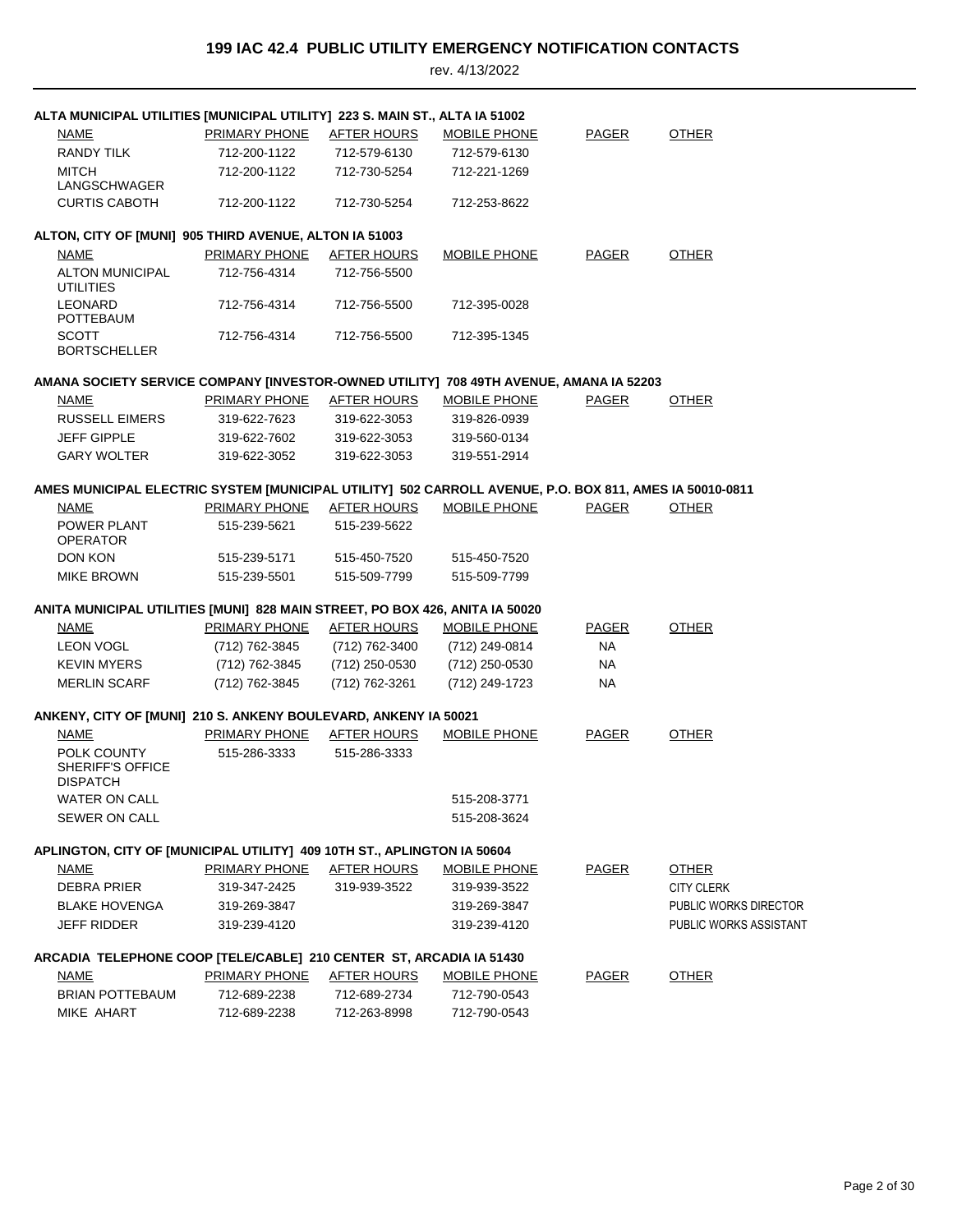# 199 IAC 42.4 PUBLIC UTILITY EMERGENCY NOTIFICATION CONTACTS

rev. 4/13/2022

**ALTA MUNICIPAL UTILITIES [MUNICIPAL UTILITY] 223 S. MAIN ST., ALTA IA 51002**

| NAME | PRIMARY PHONE | AFTER HOURS | MOBILE PHONE | PAGER | OTHER |
|---|---|---|---|---|---|
| RANDY TILK | 712-200-1122 | 712-579-6130 | 712-579-6130 | | |
| MITCH LANGSCHWAGER | 712-200-1122 | 712-730-5254 | 712-221-1269 | | |
| CURTIS CABOTH | 712-200-1122 | 712-730-5254 | 712-253-8622 | | |

**ALTON, CITY OF [MUNI] 905 THIRD AVENUE, ALTON IA 51003**

| NAME | PRIMARY PHONE | AFTER HOURS | MOBILE PHONE | PAGER | OTHER |
|---|---|---|---|---|---|
| ALTON MUNICIPAL UTILITIES | 712-756-4314 | 712-756-5500 | | | |
| LEONARD POTTEBAUM | 712-756-4314 | 712-756-5500 | 712-395-0028 | | |
| SCOTT BORTSCHELLER | 712-756-4314 | 712-756-5500 | 712-395-1345 | | |

**AMANA SOCIETY SERVICE COMPANY [INVESTOR-OWNED UTILITY] 708 49TH AVENUE, AMANA IA 52203**

| NAME | PRIMARY PHONE | AFTER HOURS | MOBILE PHONE | PAGER | OTHER |
|---|---|---|---|---|---|
| RUSSELL EIMERS | 319-622-7623 | 319-622-3053 | 319-826-0939 | | |
| JEFF GIPPLE | 319-622-7602 | 319-622-3053 | 319-560-0134 | | |
| GARY WOLTER | 319-622-3052 | 319-622-3053 | 319-551-2914 | | |

**AMES MUNICIPAL ELECTRIC SYSTEM [MUNICIPAL UTILITY] 502 CARROLL AVENUE, P.O. BOX 811, AMES IA 50010-0811**

| NAME | PRIMARY PHONE | AFTER HOURS | MOBILE PHONE | PAGER | OTHER |
|---|---|---|---|---|---|
| POWER PLANT OPERATOR | 515-239-5621 | 515-239-5622 | | | |
| DON KON | 515-239-5171 | 515-450-7520 | 515-450-7520 | | |
| MIKE BROWN | 515-239-5501 | 515-509-7799 | 515-509-7799 | | |

**ANITA MUNICIPAL UTILITIES [MUNI] 828 MAIN STREET, PO BOX 426, ANITA IA 50020**

| NAME | PRIMARY PHONE | AFTER HOURS | MOBILE PHONE | PAGER | OTHER |
|---|---|---|---|---|---|
| LEON VOGL | (712) 762-3845 | (712) 762-3400 | (712) 249-0814 | NA | |
| KEVIN MYERS | (712) 762-3845 | (712) 250-0530 | (712) 250-0530 | NA | |
| MERLIN SCARF | (712) 762-3845 | (712) 762-3261 | (712) 249-1723 | NA | |

**ANKENY, CITY OF [MUNI] 210 S. ANKENY BOULEVARD, ANKENY IA 50021**

| NAME | PRIMARY PHONE | AFTER HOURS | MOBILE PHONE | PAGER | OTHER |
|---|---|---|---|---|---|
| POLK COUNTY SHERIFF'S OFFICE DISPATCH | 515-286-3333 | 515-286-3333 | | | |
| WATER ON CALL | | | 515-208-3771 | | |
| SEWER ON CALL | | | 515-208-3624 | | |

**APLINGTON, CITY OF [MUNICIPAL UTILITY] 409 10TH ST., APLINGTON IA 50604**

| NAME | PRIMARY PHONE | AFTER HOURS | MOBILE PHONE | PAGER | OTHER |
|---|---|---|---|---|---|
| DEBRA PRIER | 319-347-2425 | 319-939-3522 | 319-939-3522 | | CITY CLERK |
| BLAKE HOVENGA | 319-269-3847 | | 319-269-3847 | | PUBLIC WORKS DIRECTOR |
| JEFF RIDDER | 319-239-4120 | | 319-239-4120 | | PUBLIC WORKS ASSISTANT |

**ARCADIA TELEPHONE COOP [TELE/CABLE] 210 CENTER ST, ARCADIA IA 51430**

| NAME | PRIMARY PHONE | AFTER HOURS | MOBILE PHONE | PAGER | OTHER |
|---|---|---|---|---|---|
| BRIAN POTTEBAUM | 712-689-2238 | 712-689-2734 | 712-790-0543 | | |
| MIKE AHART | 712-689-2238 | 712-263-8998 | 712-790-0543 | | |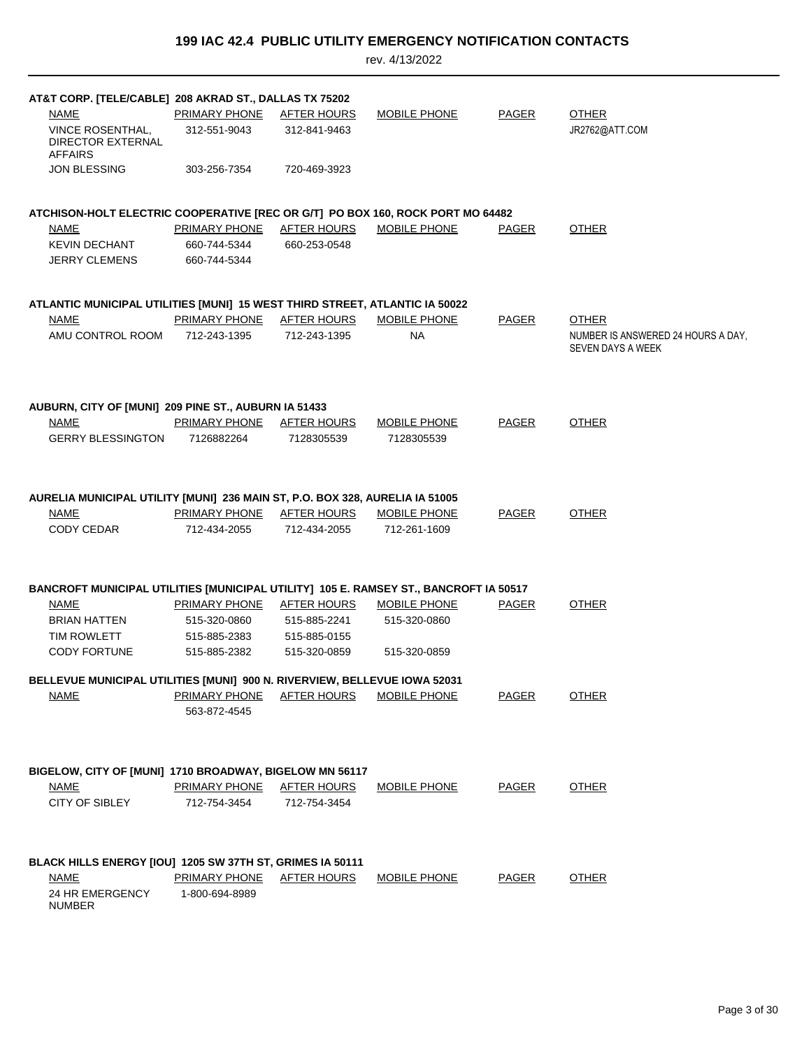# 199 IAC 42.4 PUBLIC UTILITY EMERGENCY NOTIFICATION CONTACTS

rev. 4/13/2022

**AT&T CORP. [TELE/CABLE] 208 AKRAD ST., DALLAS TX 75202**

| NAME | PRIMARY PHONE | AFTER HOURS | MOBILE PHONE | PAGER | OTHER |
|---|---|---|---|---|---|
| VINCE ROSENTHAL, DIRECTOR EXTERNAL AFFAIRS | 312-551-9043 | 312-841-9463 | | | JR2762@ATT.COM |
| JON BLESSING | 303-256-7354 | 720-469-3923 | | | |

**ATCHISON-HOLT ELECTRIC COOPERATIVE [REC OR G/T] PO BOX 160, ROCK PORT MO 64482**

| NAME | PRIMARY PHONE | AFTER HOURS | MOBILE PHONE | PAGER | OTHER |
|---|---|---|---|---|---|
| KEVIN DECHANT | 660-744-5344 | 660-253-0548 | | | |
| JERRY CLEMENS | 660-744-5344 | | | | |

**ATLANTIC MUNICIPAL UTILITIES [MUNI] 15 WEST THIRD STREET, ATLANTIC IA 50022**

| NAME | PRIMARY PHONE | AFTER HOURS | MOBILE PHONE | PAGER | OTHER |
|---|---|---|---|---|---|
| AMU CONTROL ROOM | 712-243-1395 | 712-243-1395 | NA | | NUMBER IS ANSWERED 24 HOURS A DAY, SEVEN DAYS A WEEK |

**AUBURN, CITY OF [MUNI] 209 PINE ST., AUBURN IA 51433**

| NAME | PRIMARY PHONE | AFTER HOURS | MOBILE PHONE | PAGER | OTHER |
|---|---|---|---|---|---|
| GERRY BLESSINGTON | 7126882264 | 7128305539 | 7128305539 | | |

**AURELIA MUNICIPAL UTILITY [MUNI] 236 MAIN ST, P.O. BOX 328, AURELIA IA 51005**

| NAME | PRIMARY PHONE | AFTER HOURS | MOBILE PHONE | PAGER | OTHER |
|---|---|---|---|---|---|
| CODY CEDAR | 712-434-2055 | 712-434-2055 | 712-261-1609 | | |

**BANCROFT MUNICIPAL UTILITIES [MUNICIPAL UTILITY] 105 E. RAMSEY ST., BANCROFT IA 50517**

| NAME | PRIMARY PHONE | AFTER HOURS | MOBILE PHONE | PAGER | OTHER |
|---|---|---|---|---|---|
| BRIAN HATTEN | 515-320-0860 | 515-885-2241 | 515-320-0860 | | |
| TIM ROWLETT | 515-885-2383 | 515-885-0155 | | | |
| CODY FORTUNE | 515-885-2382 | 515-320-0859 | 515-320-0859 | | |

**BELLEVUE MUNICIPAL UTILITIES [MUNI] 900 N. RIVERVIEW, BELLEVUE IOWA 52031**

| NAME | PRIMARY PHONE | AFTER HOURS | MOBILE PHONE | PAGER | OTHER |
|---|---|---|---|---|---|
| | 563-872-4545 | | | | |

**BIGELOW, CITY OF [MUNI] 1710 BROADWAY, BIGELOW MN 56117**

| NAME | PRIMARY PHONE | AFTER HOURS | MOBILE PHONE | PAGER | OTHER |
|---|---|---|---|---|---|
| CITY OF SIBLEY | 712-754-3454 | 712-754-3454 | | | |

**BLACK HILLS ENERGY [IOU] 1205 SW 37TH ST, GRIMES IA 50111**

| NAME | PRIMARY PHONE | AFTER HOURS | MOBILE PHONE | PAGER | OTHER |
|---|---|---|---|---|---|
| 24 HR EMERGENCY NUMBER | 1-800-694-8989 | | | | |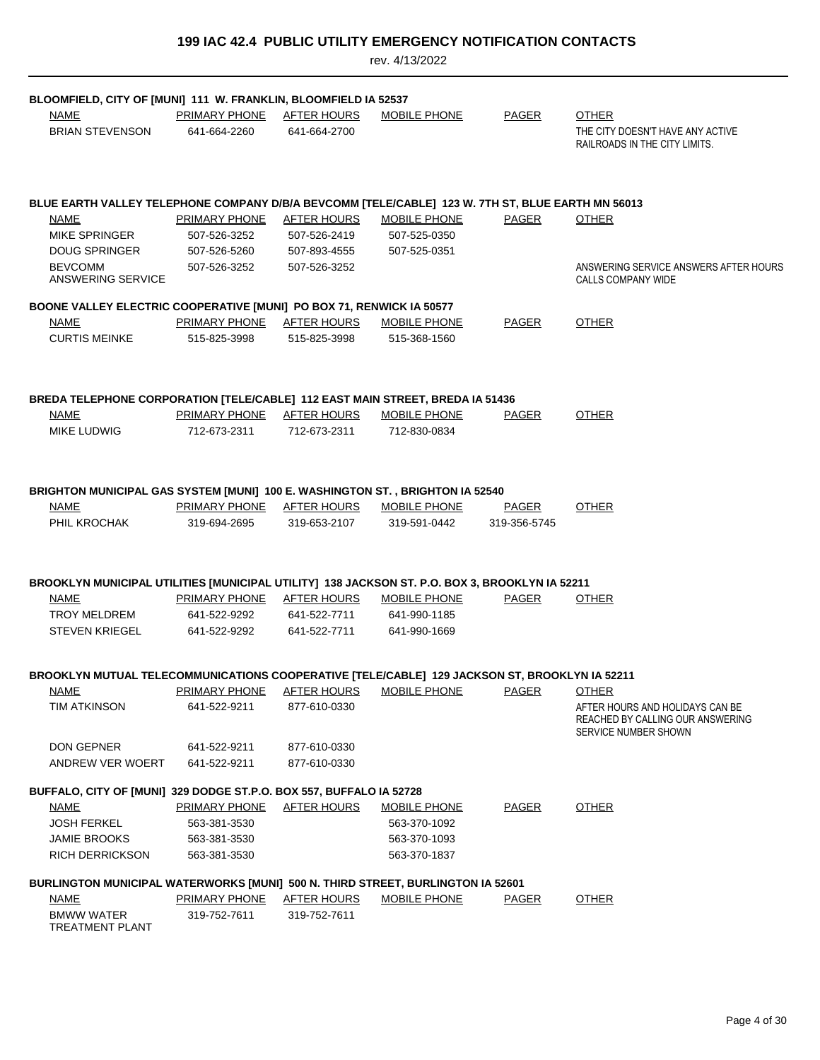# 199 IAC 42.4 PUBLIC UTILITY EMERGENCY NOTIFICATION CONTACTS

rev. 4/13/2022

**BLOOMFIELD, CITY OF [MUNI] 111 W. FRANKLIN, BLOOMFIELD IA 52537**

| NAME | PRIMARY PHONE | AFTER HOURS | MOBILE PHONE | PAGER | OTHER |
|---|---|---|---|---|---|
| BRIAN STEVENSON | 641-664-2260 | 641-664-2700 | | | THE CITY DOESN'T HAVE ANY ACTIVE RAILROADS IN THE CITY LIMITS. |

**BLUE EARTH VALLEY TELEPHONE COMPANY D/B/A BEVCOMM [TELE/CABLE] 123 W. 7TH ST, BLUE EARTH MN 56013**

| NAME | PRIMARY PHONE | AFTER HOURS | MOBILE PHONE | PAGER | OTHER |
|---|---|---|---|---|---|
| MIKE SPRINGER | 507-526-3252 | 507-526-2419 | 507-525-0350 | | |
| DOUG SPRINGER | 507-526-5260 | 507-893-4555 | 507-525-0351 | | |
| BEVCOMM ANSWERING SERVICE | 507-526-3252 | 507-526-3252 | | | ANSWERING SERVICE ANSWERS AFTER HOURS CALLS COMPANY WIDE |

**BOONE VALLEY ELECTRIC COOPERATIVE [MUNI] PO BOX 71, RENWICK IA 50577**

| NAME | PRIMARY PHONE | AFTER HOURS | MOBILE PHONE | PAGER | OTHER |
|---|---|---|---|---|---|
| CURTIS MEINKE | 515-825-3998 | 515-825-3998 | 515-368-1560 | | |

**BREDA TELEPHONE CORPORATION [TELE/CABLE] 112 EAST MAIN STREET, BREDA IA 51436**

| NAME | PRIMARY PHONE | AFTER HOURS | MOBILE PHONE | PAGER | OTHER |
|---|---|---|---|---|---|
| MIKE LUDWIG | 712-673-2311 | 712-673-2311 | 712-830-0834 | | |

**BRIGHTON MUNICIPAL GAS SYSTEM [MUNI] 100 E. WASHINGTON ST. , BRIGHTON IA 52540**

| NAME | PRIMARY PHONE | AFTER HOURS | MOBILE PHONE | PAGER | OTHER |
|---|---|---|---|---|---|
| PHIL KROCHAK | 319-694-2695 | 319-653-2107 | 319-591-0442 | 319-356-5745 | |

**BROOKLYN MUNICIPAL UTILITIES [MUNICIPAL UTILITY] 138 JACKSON ST. P.O. BOX 3, BROOKLYN IA 52211**

| NAME | PRIMARY PHONE | AFTER HOURS | MOBILE PHONE | PAGER | OTHER |
|---|---|---|---|---|---|
| TROY MELDREM | 641-522-9292 | 641-522-7711 | 641-990-1185 | | |
| STEVEN KRIEGEL | 641-522-9292 | 641-522-7711 | 641-990-1669 | | |

**BROOKLYN MUTUAL TELECOMMUNICATIONS COOPERATIVE [TELE/CABLE] 129 JACKSON ST, BROOKLYN IA 52211**

| NAME | PRIMARY PHONE | AFTER HOURS | MOBILE PHONE | PAGER | OTHER |
|---|---|---|---|---|---|
| TIM ATKINSON | 641-522-9211 | 877-610-0330 | | | AFTER HOURS AND HOLIDAYS CAN BE REACHED BY CALLING OUR ANSWERING SERVICE NUMBER SHOWN |
| DON GEPNER | 641-522-9211 | 877-610-0330 | | | |
| ANDREW VER WOERT | 641-522-9211 | 877-610-0330 | | | |

**BUFFALO, CITY OF [MUNI] 329 DODGE ST.P.O. BOX 557, BUFFALO IA 52728**

| NAME | PRIMARY PHONE | AFTER HOURS | MOBILE PHONE | PAGER | OTHER |
|---|---|---|---|---|---|
| JOSH FERKEL | 563-381-3530 | | 563-370-1092 | | |
| JAMIE BROOKS | 563-381-3530 | | 563-370-1093 | | |
| RICH DERRICKSON | 563-381-3530 | | 563-370-1837 | | |

**BURLINGTON MUNICIPAL WATERWORKS [MUNI] 500 N. THIRD STREET, BURLINGTON IA 52601**

| NAME | PRIMARY PHONE | AFTER HOURS | MOBILE PHONE | PAGER | OTHER |
|---|---|---|---|---|---|
| BMWW WATER TREATMENT PLANT | 319-752-7611 | 319-752-7611 | | | |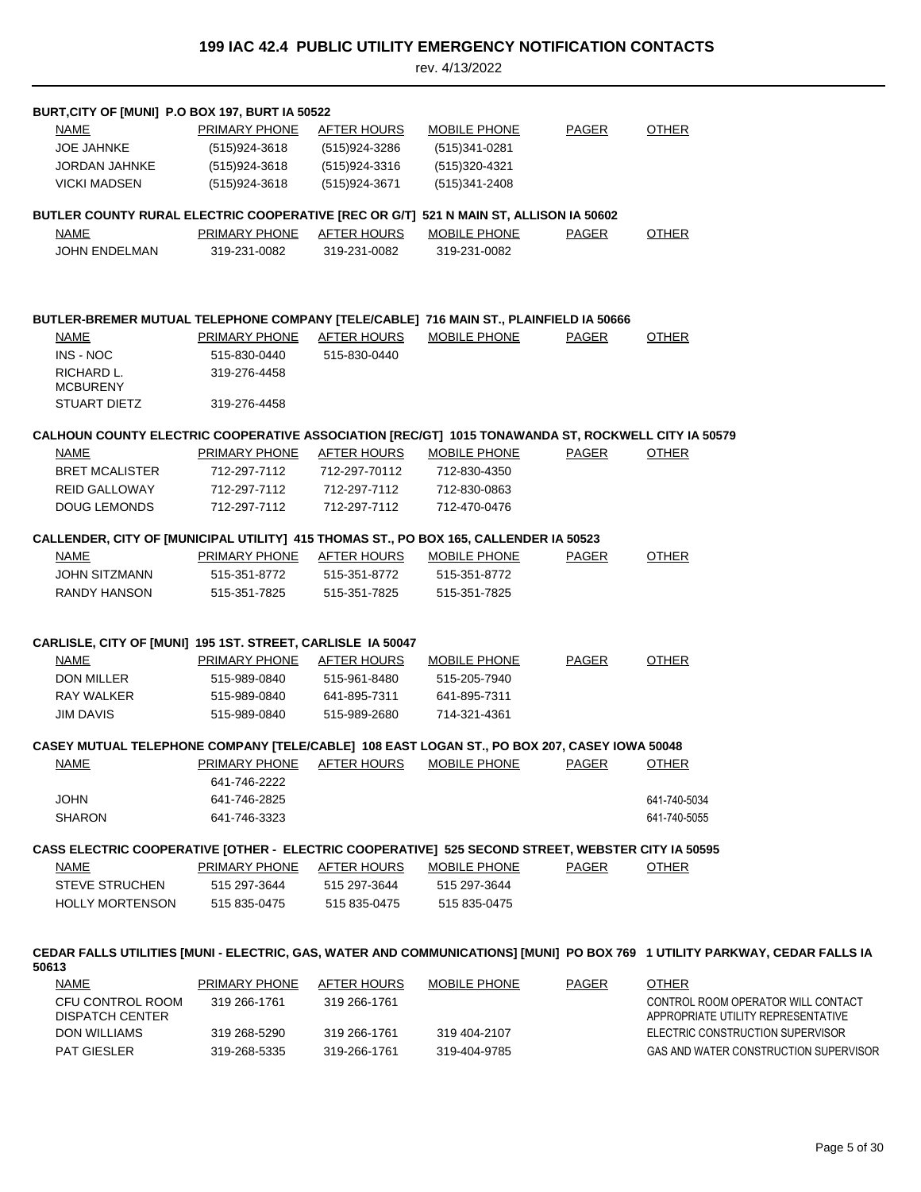# 199 IAC 42.4 PUBLIC UTILITY EMERGENCY NOTIFICATION CONTACTS

rev. 4/13/2022

**BURT,CITY OF [MUNI] P.O BOX 197, BURT IA 50522**

| NAME | PRIMARY PHONE | AFTER HOURS | MOBILE PHONE | PAGER | OTHER |
|---|---|---|---|---|---|
| JOE JAHNKE | (515)924-3618 | (515)924-3286 | (515)341-0281 | | |
| JORDAN JAHNKE | (515)924-3618 | (515)924-3316 | (515)320-4321 | | |
| VICKI MADSEN | (515)924-3618 | (515)924-3671 | (515)341-2408 | | |

**BUTLER COUNTY RURAL ELECTRIC COOPERATIVE [REC OR G/T] 521 N MAIN ST, ALLISON IA 50602**

| NAME | PRIMARY PHONE | AFTER HOURS | MOBILE PHONE | PAGER | OTHER |
|---|---|---|---|---|---|
| JOHN ENDELMAN | 319-231-0082 | 319-231-0082 | 319-231-0082 | | |

**BUTLER-BREMER MUTUAL TELEPHONE COMPANY [TELE/CABLE] 716 MAIN ST., PLAINFIELD IA 50666**

| NAME | PRIMARY PHONE | AFTER HOURS | MOBILE PHONE | PAGER | OTHER |
|---|---|---|---|---|---|
| INS - NOC | 515-830-0440 | 515-830-0440 | | | |
| RICHARD L. MCBURENY | 319-276-4458 | | | | |
| STUART DIETZ | 319-276-4458 | | | | |

**CALHOUN COUNTY ELECTRIC COOPERATIVE ASSOCIATION [REC/GT] 1015 TONAWANDA ST, ROCKWELL CITY IA 50579**

| NAME | PRIMARY PHONE | AFTER HOURS | MOBILE PHONE | PAGER | OTHER |
|---|---|---|---|---|---|
| BRET MCALISTER | 712-297-7112 | 712-297-70112 | 712-830-4350 | | |
| REID GALLOWAY | 712-297-7112 | 712-297-7112 | 712-830-0863 | | |
| DOUG LEMONDS | 712-297-7112 | 712-297-7112 | 712-470-0476 | | |

**CALLENDER, CITY OF [MUNICIPAL UTILITY] 415 THOMAS ST., PO BOX 165, CALLENDER IA 50523**

| NAME | PRIMARY PHONE | AFTER HOURS | MOBILE PHONE | PAGER | OTHER |
|---|---|---|---|---|---|
| JOHN SITZMANN | 515-351-8772 | 515-351-8772 | 515-351-8772 | | |
| RANDY HANSON | 515-351-7825 | 515-351-7825 | 515-351-7825 | | |

**CARLISLE, CITY OF [MUNI] 195 1ST. STREET, CARLISLE IA 50047**

| NAME | PRIMARY PHONE | AFTER HOURS | MOBILE PHONE | PAGER | OTHER |
|---|---|---|---|---|---|
| DON MILLER | 515-989-0840 | 515-961-8480 | 515-205-7940 | | |
| RAY WALKER | 515-989-0840 | 641-895-7311 | 641-895-7311 | | |
| JIM DAVIS | 515-989-0840 | 515-989-2680 | 714-321-4361 | | |

**CASEY MUTUAL TELEPHONE COMPANY [TELE/CABLE] 108 EAST LOGAN ST., PO BOX 207, CASEY IOWA 50048**

| NAME | PRIMARY PHONE | AFTER HOURS | MOBILE PHONE | PAGER | OTHER |
|---|---|---|---|---|---|
| | 641-746-2222 | | | | |
| JOHN | 641-746-2825 | | | | 641-740-5034 |
| SHARON | 641-746-3323 | | | | 641-740-5055 |

**CASS ELECTRIC COOPERATIVE [OTHER - ELECTRIC COOPERATIVE] 525 SECOND STREET, WEBSTER CITY IA 50595**

| NAME | PRIMARY PHONE | AFTER HOURS | MOBILE PHONE | PAGER | OTHER |
|---|---|---|---|---|---|
| STEVE STRUCHEN | 515 297-3644 | 515 297-3644 | 515 297-3644 | | |
| HOLLY MORTENSON | 515 835-0475 | 515 835-0475 | 515 835-0475 | | |

**CEDAR FALLS UTILITIES [MUNI - ELECTRIC, GAS, WATER AND COMMUNICATIONS] [MUNI] PO BOX 769 1 UTILITY PARKWAY, CEDAR FALLS IA 50613**

| NAME | PRIMARY PHONE | AFTER HOURS | MOBILE PHONE | PAGER | OTHER |
|---|---|---|---|---|---|
| CFU CONTROL ROOM DISPATCH CENTER | 319 266-1761 | 319 266-1761 | | | CONTROL ROOM OPERATOR WILL CONTACT APPROPRIATE UTILITY REPRESENTATIVE |
| DON WILLIAMS | 319 268-5290 | 319 266-1761 | 319 404-2107 | | ELECTRIC CONSTRUCTION SUPERVISOR |
| PAT GIESLER | 319-268-5335 | 319-266-1761 | 319-404-9785 | | GAS AND WATER CONSTRUCTION SUPERVISOR |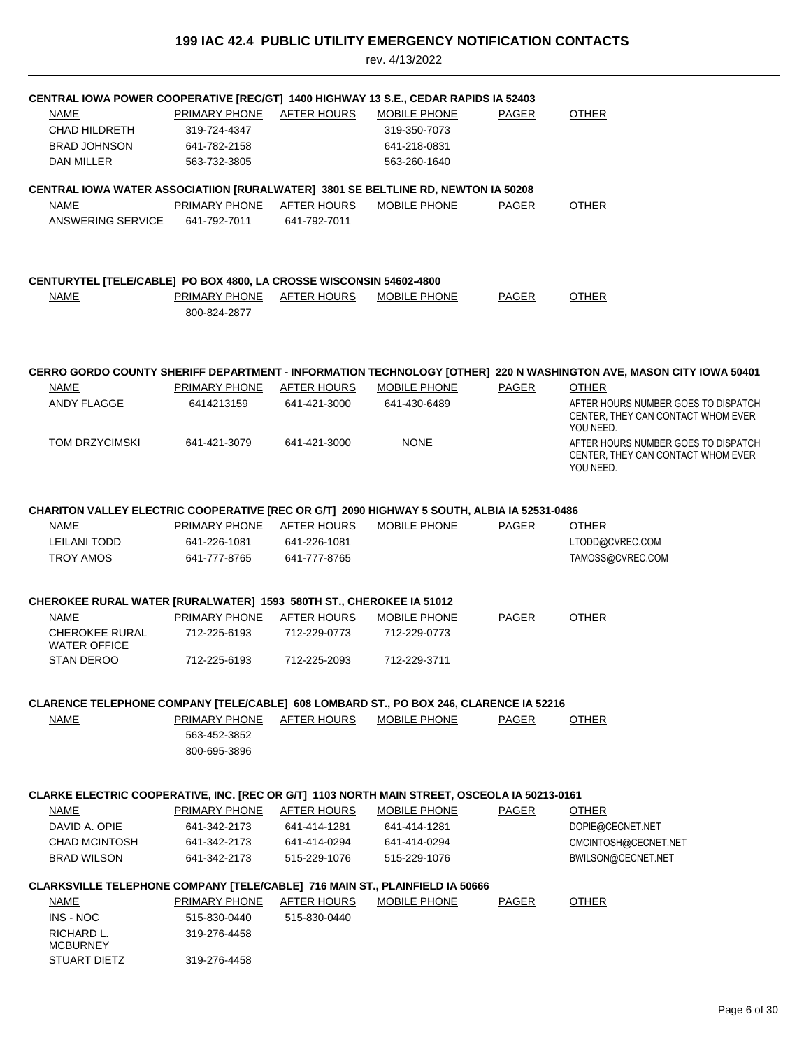# 199 IAC 42.4 PUBLIC UTILITY EMERGENCY NOTIFICATION CONTACTS

rev. 4/13/2022

**CENTRAL IOWA POWER COOPERATIVE [REC/GT] 1400 HIGHWAY 13 S.E., CEDAR RAPIDS IA 52403**

| NAME | PRIMARY PHONE | AFTER HOURS | MOBILE PHONE | PAGER | OTHER |
|---|---|---|---|---|---|
| CHAD HILDRETH | 319-724-4347 | | 319-350-7073 | | |
| BRAD JOHNSON | 641-782-2158 | | 641-218-0831 | | |
| DAN MILLER | 563-732-3805 | | 563-260-1640 | | |

**CENTRAL IOWA WATER ASSOCIATIION [RURALWATER] 3801 SE BELTLINE RD, NEWTON IA 50208**

| NAME | PRIMARY PHONE | AFTER HOURS | MOBILE PHONE | PAGER | OTHER |
|---|---|---|---|---|---|
| ANSWERING SERVICE | 641-792-7011 | 641-792-7011 | | | |

**CENTURYTEL [TELE/CABLE] PO BOX 4800, LA CROSSE WISCONSIN 54602-4800**

| NAME | PRIMARY PHONE | AFTER HOURS | MOBILE PHONE | PAGER | OTHER |
|---|---|---|---|---|---|
| | 800-824-2877 | | | | |

**CERRO GORDO COUNTY SHERIFF DEPARTMENT - INFORMATION TECHNOLOGY [OTHER] 220 N WASHINGTON AVE, MASON CITY IOWA 50401**

| NAME | PRIMARY PHONE | AFTER HOURS | MOBILE PHONE | PAGER | OTHER |
|---|---|---|---|---|---|
| ANDY FLAGGE | 6414213159 | 641-421-3000 | 641-430-6489 | | AFTER HOURS NUMBER GOES TO DISPATCH CENTER, THEY CAN CONTACT WHOM EVER YOU NEED. |
| TOM DRZYCIMSKI | 641-421-3079 | 641-421-3000 | NONE | | AFTER HOURS NUMBER GOES TO DISPATCH CENTER, THEY CAN CONTACT WHOM EVER YOU NEED. |

**CHARITON VALLEY ELECTRIC COOPERATIVE [REC OR G/T] 2090 HIGHWAY 5 SOUTH, ALBIA IA 52531-0486**

| NAME | PRIMARY PHONE | AFTER HOURS | MOBILE PHONE | PAGER | OTHER |
|---|---|---|---|---|---|
| LEILANI TODD | 641-226-1081 | 641-226-1081 | | | LTODD@CVREC.COM |
| TROY AMOS | 641-777-8765 | 641-777-8765 | | | TAMOSS@CVREC.COM |

**CHEROKEE RURAL WATER [RURALWATER] 1593 580TH ST., CHEROKEE IA 51012**

| NAME | PRIMARY PHONE | AFTER HOURS | MOBILE PHONE | PAGER | OTHER |
|---|---|---|---|---|---|
| CHEROKEE RURAL WATER OFFICE | 712-225-6193 | 712-229-0773 | 712-229-0773 | | |
| STAN DEROO | 712-225-6193 | 712-225-2093 | 712-229-3711 | | |

**CLARENCE TELEPHONE COMPANY [TELE/CABLE] 608 LOMBARD ST., PO BOX 246, CLARENCE IA 52216**

| NAME | PRIMARY PHONE | AFTER HOURS | MOBILE PHONE | PAGER | OTHER |
|---|---|---|---|---|---|
| | 563-452-3852<br>800-695-3896 | | | | |

**CLARKE ELECTRIC COOPERATIVE, INC. [REC OR G/T] 1103 NORTH MAIN STREET, OSCEOLA IA 50213-0161**

| NAME | PRIMARY PHONE | AFTER HOURS | MOBILE PHONE | PAGER | OTHER |
|---|---|---|---|---|---|
| DAVID A. OPIE | 641-342-2173 | 641-414-1281 | 641-414-1281 | | DOPIE@CECNET.NET |
| CHAD MCINTOSH | 641-342-2173 | 641-414-0294 | 641-414-0294 | | CMCINTOSH@CECNET.NET |
| BRAD WILSON | 641-342-2173 | 515-229-1076 | 515-229-1076 | | BWILSON@CECNET.NET |

**CLARKSVILLE TELEPHONE COMPANY [TELE/CABLE] 716 MAIN ST., PLAINFIELD IA 50666**

| NAME | PRIMARY PHONE | AFTER HOURS | MOBILE PHONE | PAGER | OTHER |
|---|---|---|---|---|---|
| INS - NOC | 515-830-0440 | 515-830-0440 | | | |
| RICHARD L. MCBURNEY | 319-276-4458 | | | | |
| STUART DIETZ | 319-276-4458 | | | | |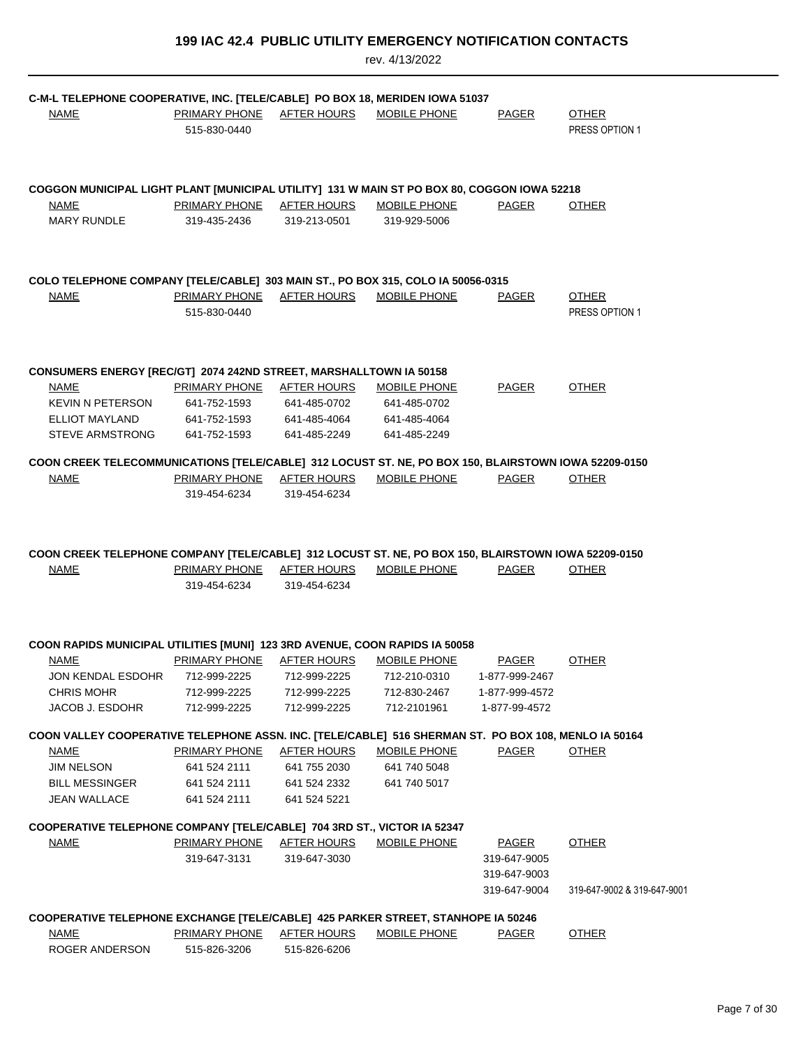# 199 IAC 42.4 PUBLIC UTILITY EMERGENCY NOTIFICATION CONTACTS

rev. 4/13/2022

**C-M-L TELEPHONE COOPERATIVE, INC. [TELE/CABLE] PO BOX 18, MERIDEN IOWA 51037**

| NAME | PRIMARY PHONE | AFTER HOURS | MOBILE PHONE | PAGER | OTHER |
|---|---|---|---|---|---|
| | 515-830-0440 | | | | PRESS OPTION 1 |

**COGGON MUNICIPAL LIGHT PLANT [MUNICIPAL UTILITY] 131 W MAIN ST PO BOX 80, COGGON IOWA 52218**

| NAME | PRIMARY PHONE | AFTER HOURS | MOBILE PHONE | PAGER | OTHER |
|---|---|---|---|---|---|
| MARY RUNDLE | 319-435-2436 | 319-213-0501 | 319-929-5006 | | |

**COLO TELEPHONE COMPANY [TELE/CABLE] 303 MAIN ST., PO BOX 315, COLO IA 50056-0315**

| NAME | PRIMARY PHONE | AFTER HOURS | MOBILE PHONE | PAGER | OTHER |
|---|---|---|---|---|---|
| | 515-830-0440 | | | | PRESS OPTION 1 |

**CONSUMERS ENERGY [REC/GT] 2074 242ND STREET, MARSHALLTOWN IA 50158**

| NAME | PRIMARY PHONE | AFTER HOURS | MOBILE PHONE | PAGER | OTHER |
|---|---|---|---|---|---|
| KEVIN N PETERSON | 641-752-1593 | 641-485-0702 | 641-485-0702 | | |
| ELLIOT MAYLAND | 641-752-1593 | 641-485-4064 | 641-485-4064 | | |
| STEVE ARMSTRONG | 641-752-1593 | 641-485-2249 | 641-485-2249 | | |

**COON CREEK TELECOMMUNICATIONS [TELE/CABLE] 312 LOCUST ST. NE, PO BOX 150, BLAIRSTOWN IOWA 52209-0150**

| NAME | PRIMARY PHONE | AFTER HOURS | MOBILE PHONE | PAGER | OTHER |
|---|---|---|---|---|---|
| | 319-454-6234 | 319-454-6234 | | | |

**COON CREEK TELEPHONE COMPANY [TELE/CABLE] 312 LOCUST ST. NE, PO BOX 150, BLAIRSTOWN IOWA 52209-0150**

| NAME | PRIMARY PHONE | AFTER HOURS | MOBILE PHONE | PAGER | OTHER |
|---|---|---|---|---|---|
| | 319-454-6234 | 319-454-6234 | | | |

**COON RAPIDS MUNICIPAL UTILITIES [MUNI] 123 3RD AVENUE, COON RAPIDS IA 50058**

| NAME | PRIMARY PHONE | AFTER HOURS | MOBILE PHONE | PAGER | OTHER |
|---|---|---|---|---|---|
| JON KENDAL ESDOHR | 712-999-2225 | 712-999-2225 | 712-210-0310 | 1-877-999-2467 | |
| CHRIS MOHR | 712-999-2225 | 712-999-2225 | 712-830-2467 | 1-877-999-4572 | |
| JACOB J. ESDOHR | 712-999-2225 | 712-999-2225 | 712-2101961 | 1-877-99-4572 | |

**COON VALLEY COOPERATIVE TELEPHONE ASSN. INC. [TELE/CABLE] 516 SHERMAN ST. PO BOX 108, MENLO IA 50164**

| NAME | PRIMARY PHONE | AFTER HOURS | MOBILE PHONE | PAGER | OTHER |
|---|---|---|---|---|---|
| JIM NELSON | 641 524 2111 | 641 755 2030 | 641 740 5048 | | |
| BILL MESSINGER | 641 524 2111 | 641 524 2332 | 641 740 5017 | | |
| JEAN WALLACE | 641 524 2111 | 641 524 5221 | | | |

**COOPERATIVE TELEPHONE COMPANY [TELE/CABLE] 704 3RD ST., VICTOR IA 52347**

| NAME | PRIMARY PHONE | AFTER HOURS | MOBILE PHONE | PAGER | OTHER |
|---|---|---|---|---|---|
| | 319-647-3131 | 319-647-3030 | | 319-647-9005 | |
| | | | | 319-647-9003 | |
| | | | | 319-647-9004 | 319-647-9002 & 319-647-9001 |

**COOPERATIVE TELEPHONE EXCHANGE [TELE/CABLE] 425 PARKER STREET, STANHOPE IA 50246**

| NAME | PRIMARY PHONE | AFTER HOURS | MOBILE PHONE | PAGER | OTHER |
|---|---|---|---|---|---|
| ROGER ANDERSON | 515-826-3206 | 515-826-6206 | | | |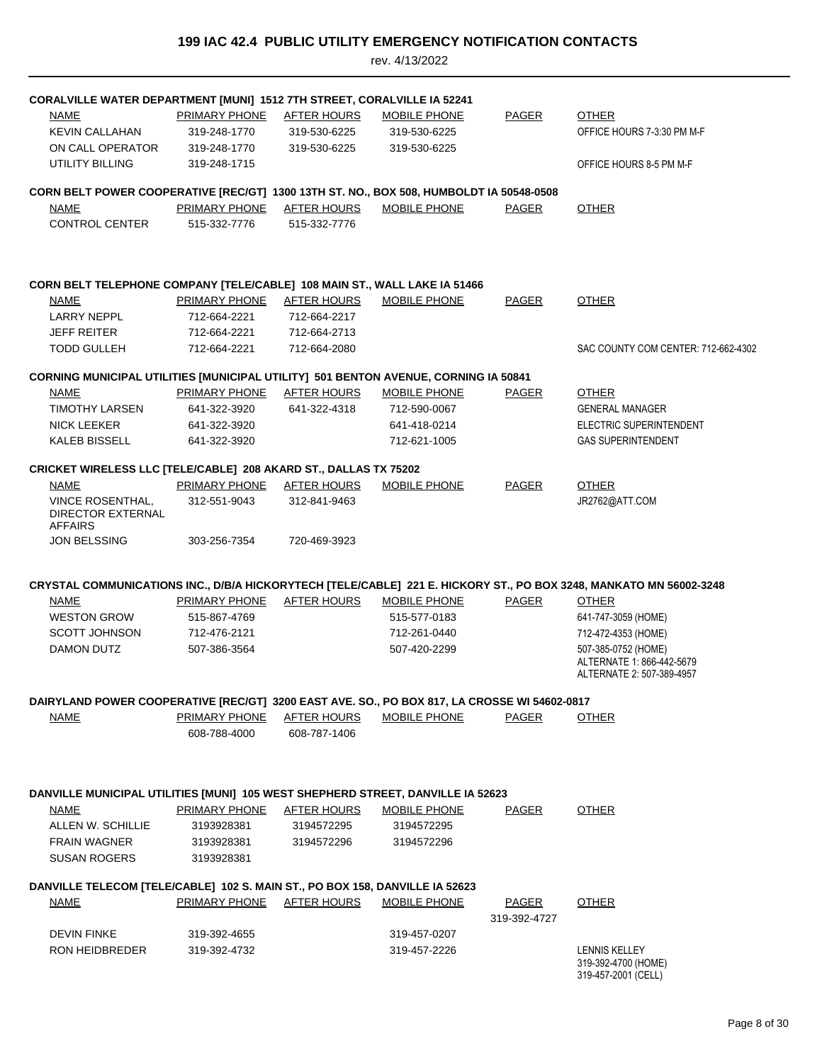# 199 IAC 42.4 PUBLIC UTILITY EMERGENCY NOTIFICATION CONTACTS

rev. 4/13/2022

### CORALVILLE WATER DEPARTMENT [MUNI] 1512 7TH STREET, CORALVILLE IA 52241

| NAME | PRIMARY PHONE | AFTER HOURS | MOBILE PHONE | PAGER | OTHER |
|---|---|---|---|---|---|
| KEVIN CALLAHAN | 319-248-1770 | 319-530-6225 | 319-530-6225 | | OFFICE HOURS 7-3:30 PM M-F |
| ON CALL OPERATOR | 319-248-1770 | 319-530-6225 | 319-530-6225 | | |
| UTILITY BILLING | 319-248-1715 | | | | OFFICE HOURS 8-5 PM M-F |

### CORN BELT POWER COOPERATIVE [REC/GT] 1300 13TH ST. NO., BOX 508, HUMBOLDT IA 50548-0508

| NAME | PRIMARY PHONE | AFTER HOURS | MOBILE PHONE | PAGER | OTHER |
|---|---|---|---|---|---|
| CONTROL CENTER | 515-332-7776 | 515-332-7776 | | | |

### CORN BELT TELEPHONE COMPANY [TELE/CABLE] 108 MAIN ST., WALL LAKE IA 51466

| NAME | PRIMARY PHONE | AFTER HOURS | MOBILE PHONE | PAGER | OTHER |
|---|---|---|---|---|---|
| LARRY NEPPL | 712-664-2221 | 712-664-2217 | | | |
| JEFF REITER | 712-664-2221 | 712-664-2713 | | | |
| TODD GULLEH | 712-664-2221 | 712-664-2080 | | | SAC COUNTY COM CENTER: 712-662-4302 |

### CORNING MUNICIPAL UTILITIES [MUNICIPAL UTILITY] 501 BENTON AVENUE, CORNING IA 50841

| NAME | PRIMARY PHONE | AFTER HOURS | MOBILE PHONE | PAGER | OTHER |
|---|---|---|---|---|---|
| TIMOTHY LARSEN | 641-322-3920 | 641-322-4318 | 712-590-0067 | | GENERAL MANAGER |
| NICK LEEKER | 641-322-3920 | | 641-418-0214 | | ELECTRIC SUPERINTENDENT |
| KALEB BISSELL | 641-322-3920 | | 712-621-1005 | | GAS SUPERINTENDENT |

### CRICKET WIRELESS LLC [TELE/CABLE] 208 AKARD ST., DALLAS TX 75202

| NAME | PRIMARY PHONE | AFTER HOURS | MOBILE PHONE | PAGER | OTHER |
|---|---|---|---|---|---|
| VINCE ROSENTHAL, DIRECTOR EXTERNAL AFFAIRS | 312-551-9043 | 312-841-9463 | | | JR2762@ATT.COM |
| JON BELSSING | 303-256-7354 | 720-469-3923 | | | |

### CRYSTAL COMMUNICATIONS INC., D/B/A HICKORYTECH [TELE/CABLE] 221 E. HICKORY ST., PO BOX 3248, MANKATO MN 56002-3248

| NAME | PRIMARY PHONE | AFTER HOURS | MOBILE PHONE | PAGER | OTHER |
|---|---|---|---|---|---|
| WESTON GROW | 515-867-4769 | | 515-577-0183 | | 641-747-3059 (HOME) |
| SCOTT JOHNSON | 712-476-2121 | | 712-261-0440 | | 712-472-4353 (HOME) |
| DAMON DUTZ | 507-386-3564 | | 507-420-2299 | | 507-385-0752 (HOME) ALTERNATE 1: 866-442-5679 ALTERNATE 2: 507-389-4957 |

### DAIRYLAND POWER COOPERATIVE [REC/GT] 3200 EAST AVE. SO., PO BOX 817, LA CROSSE WI 54602-0817

| NAME | PRIMARY PHONE | AFTER HOURS | MOBILE PHONE | PAGER | OTHER |
|---|---|---|---|---|---|
| | 608-788-4000 | 608-787-1406 | | | |

### DANVILLE MUNICIPAL UTILITIES [MUNI] 105 WEST SHEPHERD STREET, DANVILLE IA 52623

| NAME | PRIMARY PHONE | AFTER HOURS | MOBILE PHONE | PAGER | OTHER |
|---|---|---|---|---|---|
| ALLEN W. SCHILLIE | 3193928381 | 3194572295 | 3194572295 | | |
| FRAIN WAGNER | 3193928381 | 3194572296 | 3194572296 | | |
| SUSAN ROGERS | 3193928381 | | | | |

### DANVILLE TELECOM [TELE/CABLE] 102 S. MAIN ST., PO BOX 158, DANVILLE IA 52623

| NAME | PRIMARY PHONE | AFTER HOURS | MOBILE PHONE | PAGER | OTHER |
|---|---|---|---|---|---|
| | | | | 319-392-4727 | |
| DEVIN FINKE | 319-392-4655 | | 319-457-0207 | | |
| RON HEIDBREDER | 319-392-4732 | | 319-457-2226 | | LENNIS KELLEY 319-392-4700 (HOME) 319-457-2001 (CELL) |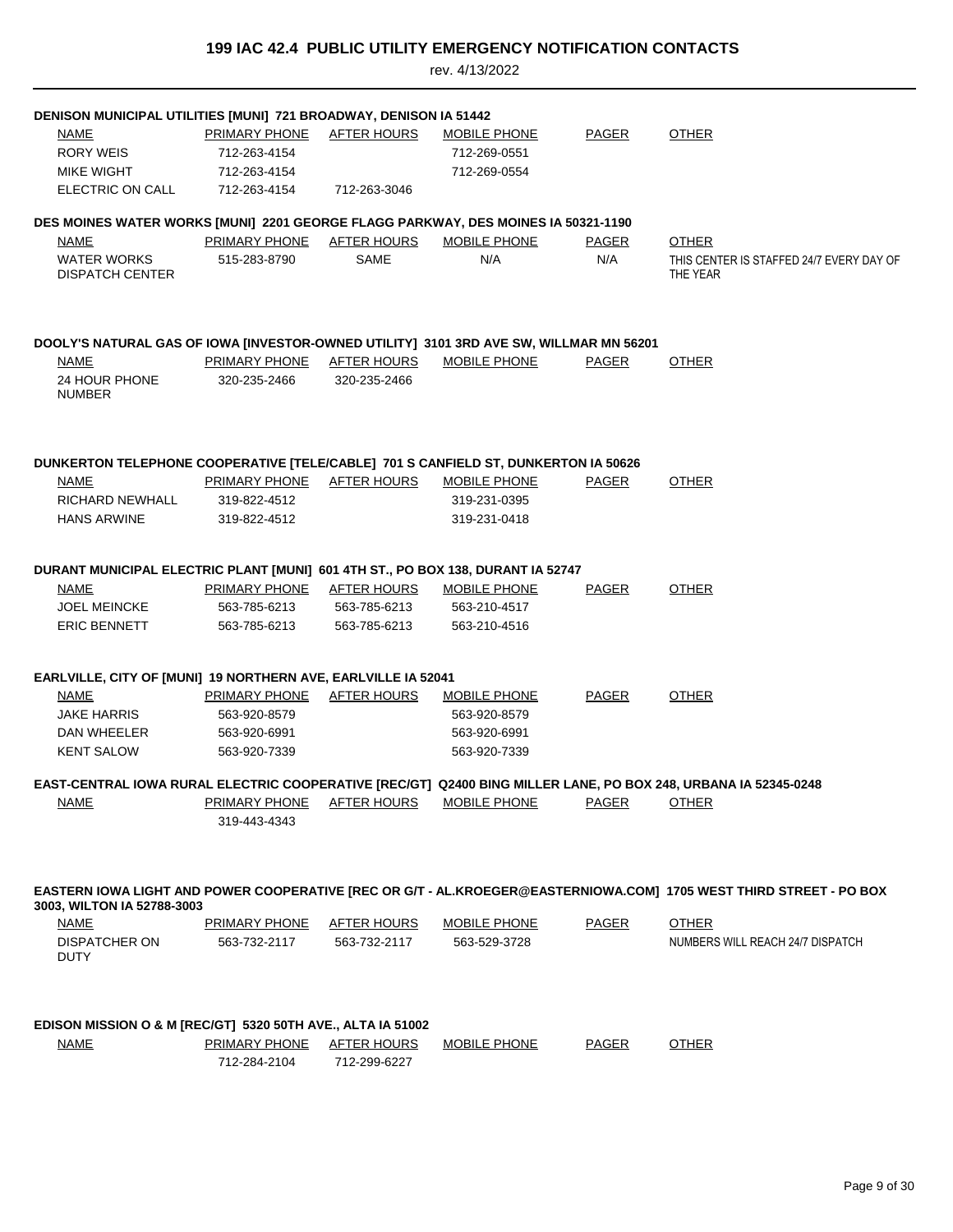# 199 IAC 42.4 PUBLIC UTILITY EMERGENCY NOTIFICATION CONTACTS

rev. 4/13/2022

**DENISON MUNICIPAL UTILITIES [MUNI] 721 BROADWAY, DENISON IA 51442**

| NAME | PRIMARY PHONE | AFTER HOURS | MOBILE PHONE | PAGER | OTHER |
|---|---|---|---|---|---|
| RORY WEIS | 712-263-4154 | | 712-269-0551 | | |
| MIKE WIGHT | 712-263-4154 | | 712-269-0554 | | |
| ELECTRIC ON CALL | 712-263-4154 | 712-263-3046 | | | |

**DES MOINES WATER WORKS [MUNI] 2201 GEORGE FLAGG PARKWAY, DES MOINES IA 50321-1190**

| NAME | PRIMARY PHONE | AFTER HOURS | MOBILE PHONE | PAGER | OTHER |
|---|---|---|---|---|---|
| WATER WORKS DISPATCH CENTER | 515-283-8790 | SAME | N/A | N/A | THIS CENTER IS STAFFED 24/7 EVERY DAY OF THE YEAR |

**DOOLY'S NATURAL GAS OF IOWA [INVESTOR-OWNED UTILITY] 3101 3RD AVE SW, WILLMAR MN 56201**

| NAME | PRIMARY PHONE | AFTER HOURS | MOBILE PHONE | PAGER | OTHER |
|---|---|---|---|---|---|
| 24 HOUR PHONE NUMBER | 320-235-2466 | 320-235-2466 | | | |

**DUNKERTON TELEPHONE COOPERATIVE [TELE/CABLE] 701 S CANFIELD ST, DUNKERTON IA 50626**

| NAME | PRIMARY PHONE | AFTER HOURS | MOBILE PHONE | PAGER | OTHER |
|---|---|---|---|---|---|
| RICHARD NEWHALL | 319-822-4512 | | 319-231-0395 | | |
| HANS ARWINE | 319-822-4512 | | 319-231-0418 | | |

**DURANT MUNICIPAL ELECTRIC PLANT [MUNI] 601 4TH ST., PO BOX 138, DURANT IA 52747**

| NAME | PRIMARY PHONE | AFTER HOURS | MOBILE PHONE | PAGER | OTHER |
|---|---|---|---|---|---|
| JOEL MEINCKE | 563-785-6213 | 563-785-6213 | 563-210-4517 | | |
| ERIC BENNETT | 563-785-6213 | 563-785-6213 | 563-210-4516 | | |

**EARLVILLE, CITY OF [MUNI] 19 NORTHERN AVE, EARLVILLE IA 52041**

| NAME | PRIMARY PHONE | AFTER HOURS | MOBILE PHONE | PAGER | OTHER |
|---|---|---|---|---|---|
| JAKE HARRIS | 563-920-8579 | | 563-920-8579 | | |
| DAN WHEELER | 563-920-6991 | | 563-920-6991 | | |
| KENT SALOW | 563-920-7339 | | 563-920-7339 | | |

**EAST-CENTRAL IOWA RURAL ELECTRIC COOPERATIVE [REC/GT] Q2400 BING MILLER LANE, PO BOX 248, URBANA IA 52345-0248**

| NAME | PRIMARY PHONE | AFTER HOURS | MOBILE PHONE | PAGER | OTHER |
|---|---|---|---|---|---|
| | 319-443-4343 | | | | |

**EASTERN IOWA LIGHT AND POWER COOPERATIVE [REC OR G/T - AL.KROEGER@EASTERNIOWA.COM] 1705 WEST THIRD STREET - PO BOX 3003, WILTON IA 52788-3003**

| NAME | PRIMARY PHONE | AFTER HOURS | MOBILE PHONE | PAGER | OTHER |
|---|---|---|---|---|---|
| DISPATCHER ON DUTY | 563-732-2117 | 563-732-2117 | 563-529-3728 | | NUMBERS WILL REACH 24/7 DISPATCH |

**EDISON MISSION O & M [REC/GT] 5320 50TH AVE., ALTA IA 51002**

| NAME | PRIMARY PHONE | AFTER HOURS | MOBILE PHONE | PAGER | OTHER |
|---|---|---|---|---|---|
| | 712-284-2104 | 712-299-6227 | | | |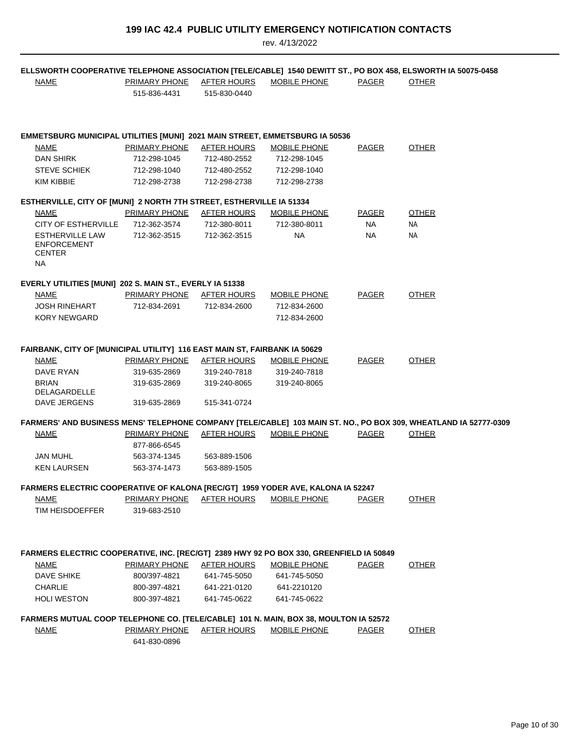# 199 IAC 42.4 PUBLIC UTILITY EMERGENCY NOTIFICATION CONTACTS

rev. 4/13/2022

**ELLSWORTH COOPERATIVE TELEPHONE ASSOCIATION [TELE/CABLE] 1540 DEWITT ST., PO BOX 458, ELLSWORTH IA 50075-0458**

| NAME | PRIMARY PHONE | AFTER HOURS | MOBILE PHONE | PAGER | OTHER |
|---|---|---|---|---|---|
| | 515-836-4431 | 515-830-0440 | | | |

**EMMETSBURG MUNICIPAL UTILITIES [MUNI] 2021 MAIN STREET, EMMETSBURG IA 50536**

| NAME | PRIMARY PHONE | AFTER HOURS | MOBILE PHONE | PAGER | OTHER |
|---|---|---|---|---|---|
| DAN SHIRK | 712-298-1045 | 712-480-2552 | 712-298-1045 | | |
| STEVE SCHIEK | 712-298-1040 | 712-480-2552 | 712-298-1040 | | |
| KIM KIBBIE | 712-298-2738 | 712-298-2738 | 712-298-2738 | | |

**ESTHERVILLE, CITY OF [MUNI] 2 NORTH 7TH STREET, ESTHERVILLE IA 51334**

| NAME | PRIMARY PHONE | AFTER HOURS | MOBILE PHONE | PAGER | OTHER |
|---|---|---|---|---|---|
| CITY OF ESTHERVILLE | 712-362-3574 | 712-380-8011 | 712-380-8011 | NA | NA |
| ESTHERVILLE LAW ENFORCEMENT CENTER NA | 712-362-3515 | 712-362-3515 | NA | NA | NA |

**EVERLY UTILITIES [MUNI] 202 S. MAIN ST., EVERLY IA 51338**

| NAME | PRIMARY PHONE | AFTER HOURS | MOBILE PHONE | PAGER | OTHER |
|---|---|---|---|---|---|
| JOSH RINEHART | 712-834-2691 | 712-834-2600 | 712-834-2600 | | |
| KORY NEWGARD | | | 712-834-2600 | | |

**FAIRBANK, CITY OF [MUNICIPAL UTILITY] 116 EAST MAIN ST, FAIRBANK IA 50629**

| NAME | PRIMARY PHONE | AFTER HOURS | MOBILE PHONE | PAGER | OTHER |
|---|---|---|---|---|---|
| DAVE RYAN | 319-635-2869 | 319-240-7818 | 319-240-7818 | | |
| BRIAN DELAGARDELLE | 319-635-2869 | 319-240-8065 | 319-240-8065 | | |
| DAVE JERGENS | 319-635-2869 | 515-341-0724 | | | |

**FARMERS' AND BUSINESS MENS' TELEPHONE COMPANY [TELE/CABLE] 103 MAIN ST. NO., PO BOX 309, WHEATLAND IA 52777-0309**

| NAME | PRIMARY PHONE | AFTER HOURS | MOBILE PHONE | PAGER | OTHER |
|---|---|---|---|---|---|
| | 877-866-6545 | | | | |
| JAN MUHL | 563-374-1345 | 563-889-1506 | | | |
| KEN LAURSEN | 563-374-1473 | 563-889-1505 | | | |

**FARMERS ELECTRIC COOPERATIVE OF KALONA [REC/GT] 1959 YODER AVE, KALONA IA 52247**

| NAME | PRIMARY PHONE | AFTER HOURS | MOBILE PHONE | PAGER | OTHER |
|---|---|---|---|---|---|
| TIM HEISDOEFFER | 319-683-2510 | | | | |

**FARMERS ELECTRIC COOPERATIVE, INC. [REC/GT] 2389 HWY 92 PO BOX 330, GREENFIELD IA 50849**

| NAME | PRIMARY PHONE | AFTER HOURS | MOBILE PHONE | PAGER | OTHER |
|---|---|---|---|---|---|
| DAVE SHIKE | 800/397-4821 | 641-745-5050 | 641-745-5050 | | |
| CHARLIE | 800-397-4821 | 641-221-0120 | 641-2210120 | | |
| HOLI WESTON | 800-397-4821 | 641-745-0622 | 641-745-0622 | | |

**FARMERS MUTUAL COOP TELEPHONE CO. [TELE/CABLE] 101 N. MAIN, BOX 38, MOULTON IA 52572**

| NAME | PRIMARY PHONE | AFTER HOURS | MOBILE PHONE | PAGER | OTHER |
|---|---|---|---|---|---|
| | 641-830-0896 | | | | |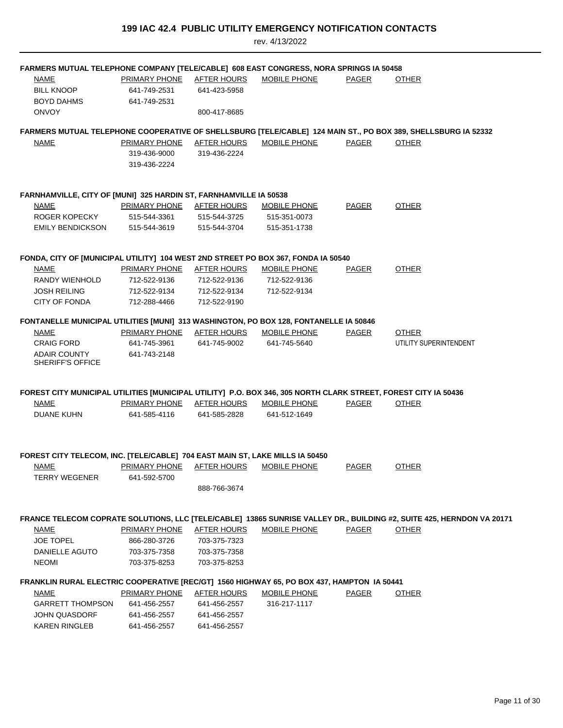# 199 IAC 42.4 PUBLIC UTILITY EMERGENCY NOTIFICATION CONTACTS

rev. 4/13/2022

**FARMERS MUTUAL TELEPHONE COMPANY [TELE/CABLE] 608 EAST CONGRESS, NORA SPRINGS IA 50458**

| NAME | PRIMARY PHONE | AFTER HOURS | MOBILE PHONE | PAGER | OTHER |
|---|---|---|---|---|---|
| BILL KNOOP | 641-749-2531 | 641-423-5958 | | | |
| BOYD DAHMS | 641-749-2531 | | | | |
| ONVOY | | 800-417-8685 | | | |

**FARMERS MUTUAL TELEPHONE COOPERATIVE OF SHELLSBURG [TELE/CABLE] 124 MAIN ST., PO BOX 389, SHELLSBURG IA 52332**

| NAME | PRIMARY PHONE | AFTER HOURS | MOBILE PHONE | PAGER | OTHER |
|---|---|---|---|---|---|
| | 319-436-9000 | 319-436-2224 | | | |
| | 319-436-2224 | | | | |

**FARNHAMVILLE, CITY OF [MUNI] 325 HARDIN ST, FARNHAMVILLE IA 50538**

| NAME | PRIMARY PHONE | AFTER HOURS | MOBILE PHONE | PAGER | OTHER |
|---|---|---|---|---|---|
| ROGER KOPECKY | 515-544-3361 | 515-544-3725 | 515-351-0073 | | |
| EMILY BENDICKSON | 515-544-3619 | 515-544-3704 | 515-351-1738 | | |

**FONDA, CITY OF [MUNICIPAL UTILITY] 104 WEST 2ND STREET PO BOX 367, FONDA IA 50540**

| NAME | PRIMARY PHONE | AFTER HOURS | MOBILE PHONE | PAGER | OTHER |
|---|---|---|---|---|---|
| RANDY WIENHOLD | 712-522-9136 | 712-522-9136 | 712-522-9136 | | |
| JOSH REILING | 712-522-9134 | 712-522-9134 | 712-522-9134 | | |
| CITY OF FONDA | 712-288-4466 | 712-522-9190 | | | |

**FONTANELLE MUNICIPAL UTILITIES [MUNI] 313 WASHINGTON, PO BOX 128, FONTANELLE IA 50846**

| NAME | PRIMARY PHONE | AFTER HOURS | MOBILE PHONE | PAGER | OTHER |
|---|---|---|---|---|---|
| CRAIG FORD | 641-745-3961 | 641-745-9002 | 641-745-5640 | | UTILITY SUPERINTENDENT |
| ADAIR COUNTY SHERIFF'S OFFICE | 641-743-2148 | | | | |

**FOREST CITY MUNICIPAL UTILITIES [MUNICIPAL UTILITY] P.O. BOX 346, 305 NORTH CLARK STREET, FOREST CITY IA 50436**

| NAME | PRIMARY PHONE | AFTER HOURS | MOBILE PHONE | PAGER | OTHER |
|---|---|---|---|---|---|
| DUANE KUHN | 641-585-4116 | 641-585-2828 | 641-512-1649 | | |

**FOREST CITY TELECOM, INC. [TELE/CABLE] 704 EAST MAIN ST, LAKE MILLS IA 50450**

| NAME | PRIMARY PHONE | AFTER HOURS | MOBILE PHONE | PAGER | OTHER |
|---|---|---|---|---|---|
| TERRY WEGENER | 641-592-5700 | | | | |
| | | 888-766-3674 | | | |

**FRANCE TELECOM COPRATE SOLUTIONS, LLC [TELE/CABLE] 13865 SUNRISE VALLEY DR., BUILDING #2, SUITE 425, HERNDON VA 20171**

| NAME | PRIMARY PHONE | AFTER HOURS | MOBILE PHONE | PAGER | OTHER |
|---|---|---|---|---|---|
| JOE TOPEL | 866-280-3726 | 703-375-7323 | | | |
| DANIELLE AGUTO | 703-375-7358 | 703-375-7358 | | | |
| NEOMI | 703-375-8253 | 703-375-8253 | | | |

**FRANKLIN RURAL ELECTRIC COOPERATIVE [REC/GT] 1560 HIGHWAY 65, PO BOX 437, HAMPTON IA 50441**

| NAME | PRIMARY PHONE | AFTER HOURS | MOBILE PHONE | PAGER | OTHER |
|---|---|---|---|---|---|
| GARRETT THOMPSON | 641-456-2557 | 641-456-2557 | 316-217-1117 | | |
| JOHN QUASDORF | 641-456-2557 | 641-456-2557 | | | |
| KAREN RINGLEB | 641-456-2557 | 641-456-2557 | | | |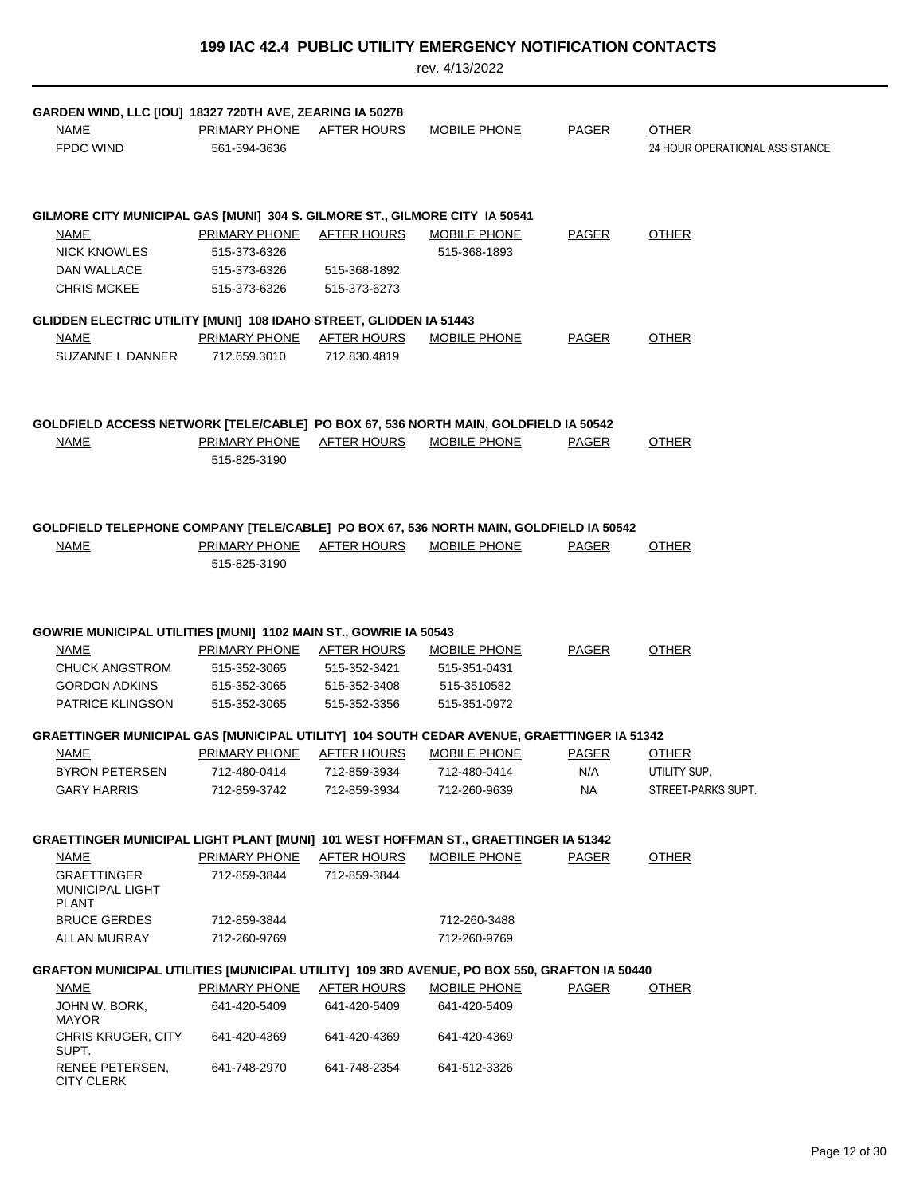# 199 IAC 42.4 PUBLIC UTILITY EMERGENCY NOTIFICATION CONTACTS

rev. 4/13/2022

## GARDEN WIND, LLC [IOU] 18327 720TH AVE, ZEARING IA 50278

| NAME | PRIMARY PHONE | AFTER HOURS | MOBILE PHONE | PAGER | OTHER |
|---|---|---|---|---|---|
| FPDC WIND | 561-594-3636 | | | | 24 HOUR OPERATIONAL ASSISTANCE |

## GILMORE CITY MUNICIPAL GAS [MUNI] 304 S. GILMORE ST., GILMORE CITY IA 50541

| NAME | PRIMARY PHONE | AFTER HOURS | MOBILE PHONE | PAGER | OTHER |
|---|---|---|---|---|---|
| NICK KNOWLES | 515-373-6326 | | 515-368-1893 | | |
| DAN WALLACE | 515-373-6326 | 515-368-1892 | | | |
| CHRIS MCKEE | 515-373-6326 | 515-373-6273 | | | |

## GLIDDEN ELECTRIC UTILITY [MUNI] 108 IDAHO STREET, GLIDDEN IA 51443

| NAME | PRIMARY PHONE | AFTER HOURS | MOBILE PHONE | PAGER | OTHER |
|---|---|---|---|---|---|
| SUZANNE L DANNER | 712.659.3010 | 712.830.4819 | | | |

## GOLDFIELD ACCESS NETWORK [TELE/CABLE] PO BOX 67, 536 NORTH MAIN, GOLDFIELD IA 50542

| NAME | PRIMARY PHONE | AFTER HOURS | MOBILE PHONE | PAGER | OTHER |
|---|---|---|---|---|---|
| | 515-825-3190 | | | | |

## GOLDFIELD TELEPHONE COMPANY [TELE/CABLE] PO BOX 67, 536 NORTH MAIN, GOLDFIELD IA 50542

| NAME | PRIMARY PHONE | AFTER HOURS | MOBILE PHONE | PAGER | OTHER |
|---|---|---|---|---|---|
| | 515-825-3190 | | | | |

## GOWRIE MUNICIPAL UTILITIES [MUNI] 1102 MAIN ST., GOWRIE IA 50543

| NAME | PRIMARY PHONE | AFTER HOURS | MOBILE PHONE | PAGER | OTHER |
|---|---|---|---|---|---|
| CHUCK ANGSTROM | 515-352-3065 | 515-352-3421 | 515-351-0431 | | |
| GORDON ADKINS | 515-352-3065 | 515-352-3408 | 515-3510582 | | |
| PATRICE KLINGSON | 515-352-3065 | 515-352-3356 | 515-351-0972 | | |

## GRAETTINGER MUNICIPAL GAS [MUNICIPAL UTILITY] 104 SOUTH CEDAR AVENUE, GRAETTINGER IA 51342

| NAME | PRIMARY PHONE | AFTER HOURS | MOBILE PHONE | PAGER | OTHER |
|---|---|---|---|---|---|
| BYRON PETERSEN | 712-480-0414 | 712-859-3934 | 712-480-0414 | N/A | UTILITY SUP. |
| GARY HARRIS | 712-859-3742 | 712-859-3934 | 712-260-9639 | NA | STREET-PARKS SUPT. |

## GRAETTINGER MUNICIPAL LIGHT PLANT [MUNI] 101 WEST HOFFMAN ST., GRAETTINGER IA 51342

| NAME | PRIMARY PHONE | AFTER HOURS | MOBILE PHONE | PAGER | OTHER |
|---|---|---|---|---|---|
| GRAETTINGER MUNICIPAL LIGHT PLANT | 712-859-3844 | 712-859-3844 | | | |
| BRUCE GERDES | 712-859-3844 | | 712-260-3488 | | |
| ALLAN MURRAY | 712-260-9769 | | 712-260-9769 | | |

## GRAFTON MUNICIPAL UTILITIES [MUNICIPAL UTILITY] 109 3RD AVENUE, PO BOX 550, GRAFTON IA 50440

| NAME | PRIMARY PHONE | AFTER HOURS | MOBILE PHONE | PAGER | OTHER |
|---|---|---|---|---|---|
| JOHN W. BORK, MAYOR | 641-420-5409 | 641-420-5409 | 641-420-5409 | | |
| CHRIS KRUGER, CITY SUPT. | 641-420-4369 | 641-420-4369 | 641-420-4369 | | |
| RENEE PETERSEN, CITY CLERK | 641-748-2970 | 641-748-2354 | 641-512-3326 | | |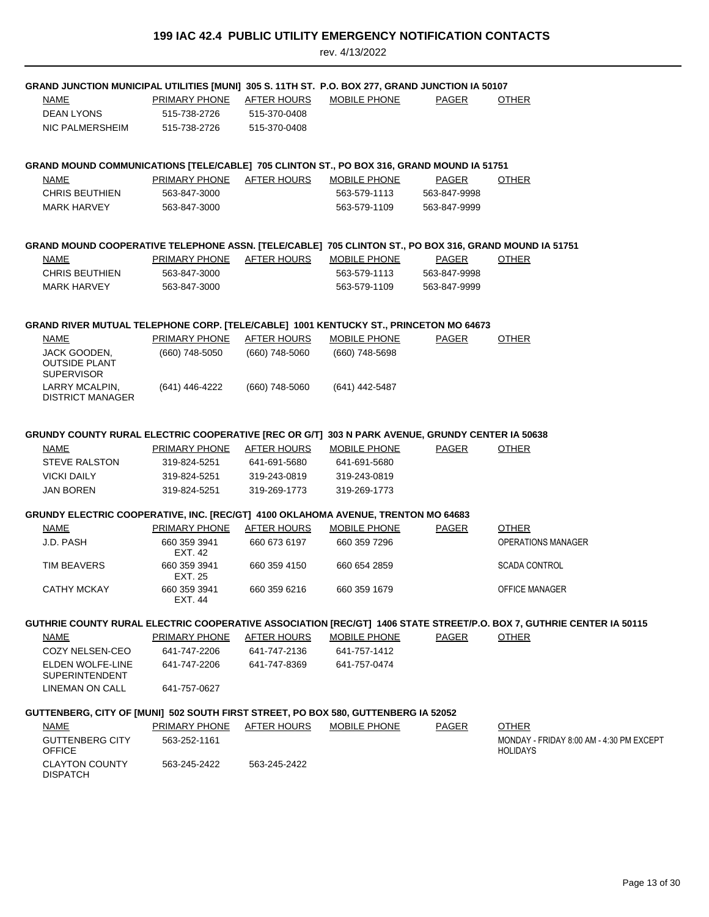# 199 IAC 42.4 PUBLIC UTILITY EMERGENCY NOTIFICATION CONTACTS

rev. 4/13/2022

### GRAND JUNCTION MUNICIPAL UTILITIES [MUNI] 305 S. 11TH ST. P.O. BOX 277, GRAND JUNCTION IA 50107

| NAME | PRIMARY PHONE | AFTER HOURS | MOBILE PHONE | PAGER | OTHER |
|---|---|---|---|---|---|
| DEAN LYONS | 515-738-2726 | 515-370-0408 | | | |
| NIC PALMERSHEIM | 515-738-2726 | 515-370-0408 | | | |

### GRAND MOUND COMMUNICATIONS [TELE/CABLE] 705 CLINTON ST., PO BOX 316, GRAND MOUND IA 51751

| NAME | PRIMARY PHONE | AFTER HOURS | MOBILE PHONE | PAGER | OTHER |
|---|---|---|---|---|---|
| CHRIS BEUTHIEN | 563-847-3000 | | 563-579-1113 | 563-847-9998 | |
| MARK HARVEY | 563-847-3000 | | 563-579-1109 | 563-847-9999 | |

### GRAND MOUND COOPERATIVE TELEPHONE ASSN. [TELE/CABLE] 705 CLINTON ST., PO BOX 316, GRAND MOUND IA 51751

| NAME | PRIMARY PHONE | AFTER HOURS | MOBILE PHONE | PAGER | OTHER |
|---|---|---|---|---|---|
| CHRIS BEUTHIEN | 563-847-3000 | | 563-579-1113 | 563-847-9998 | |
| MARK HARVEY | 563-847-3000 | | 563-579-1109 | 563-847-9999 | |

### GRAND RIVER MUTUAL TELEPHONE CORP. [TELE/CABLE] 1001 KENTUCKY ST., PRINCETON MO 64673

| NAME | PRIMARY PHONE | AFTER HOURS | MOBILE PHONE | PAGER | OTHER |
|---|---|---|---|---|---|
| JACK GOODEN, OUTSIDE PLANT SUPERVISOR | (660) 748-5050 | (660) 748-5060 | (660) 748-5698 | | |
| LARRY MCALPIN, DISTRICT MANAGER | (641) 446-4222 | (660) 748-5060 | (641) 442-5487 | | |

### GRUNDY COUNTY RURAL ELECTRIC COOPERATIVE [REC OR G/T] 303 N PARK AVENUE, GRUNDY CENTER IA 50638

| NAME | PRIMARY PHONE | AFTER HOURS | MOBILE PHONE | PAGER | OTHER |
|---|---|---|---|---|---|
| STEVE RALSTON | 319-824-5251 | 641-691-5680 | 641-691-5680 | | |
| VICKI DAILY | 319-824-5251 | 319-243-0819 | 319-243-0819 | | |
| JAN BOREN | 319-824-5251 | 319-269-1773 | 319-269-1773 | | |

### GRUNDY ELECTRIC COOPERATIVE, INC. [REC/GT] 4100 OKLAHOMA AVENUE, TRENTON MO 64683

| NAME | PRIMARY PHONE | AFTER HOURS | MOBILE PHONE | PAGER | OTHER |
|---|---|---|---|---|---|
| J.D. PASH | 660 359 3941 EXT. 42 | 660 673 6197 | 660 359 7296 | | OPERATIONS MANAGER |
| TIM BEAVERS | 660 359 3941 EXT. 25 | 660 359 4150 | 660 654 2859 | | SCADA CONTROL |
| CATHY MCKAY | 660 359 3941 EXT. 44 | 660 359 6216 | 660 359 1679 | | OFFICE MANAGER |

### GUTHRIE COUNTY RURAL ELECTRIC COOPERATIVE ASSOCIATION [REC/GT] 1406 STATE STREET/P.O. BOX 7, GUTHRIE CENTER IA 50115

| NAME | PRIMARY PHONE | AFTER HOURS | MOBILE PHONE | PAGER | OTHER |
|---|---|---|---|---|---|
| COZY NELSEN-CEO | 641-747-2206 | 641-747-2136 | 641-757-1412 | | |
| ELDEN WOLFE-LINE SUPERINTENDENT | 641-747-2206 | 641-747-8369 | 641-757-0474 | | |
| LINEMAN ON CALL | 641-757-0627 | | | | |

### GUTTENBERG, CITY OF [MUNI] 502 SOUTH FIRST STREET, PO BOX 580, GUTTENBERG IA 52052

| NAME | PRIMARY PHONE | AFTER HOURS | MOBILE PHONE | PAGER | OTHER |
|---|---|---|---|---|---|
| GUTTENBERG CITY OFFICE | 563-252-1161 | | | | MONDAY - FRIDAY 8:00 AM - 4:30 PM EXCEPT HOLIDAYS |
| CLAYTON COUNTY DISPATCH | 563-245-2422 | 563-245-2422 | | | |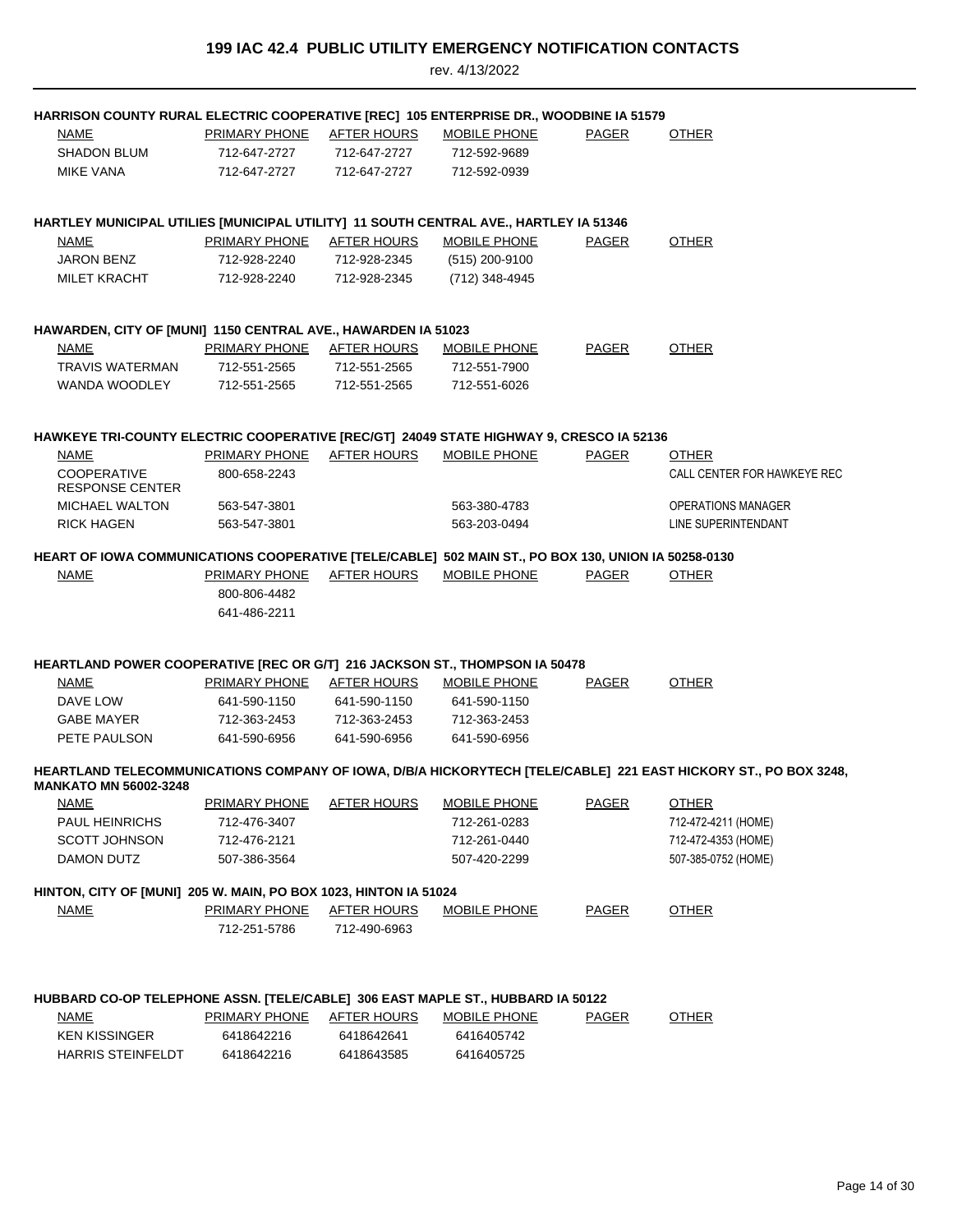# 199 IAC 42.4 PUBLIC UTILITY EMERGENCY NOTIFICATION CONTACTS

rev. 4/13/2022

**HARRISON COUNTY RURAL ELECTRIC COOPERATIVE [REC] 105 ENTERPRISE DR., WOODBINE IA 51579**

| NAME | PRIMARY PHONE | AFTER HOURS | MOBILE PHONE | PAGER | OTHER |
|---|---|---|---|---|---|
| SHADON BLUM | 712-647-2727 | 712-647-2727 | 712-592-9689 | | |
| MIKE VANA | 712-647-2727 | 712-647-2727 | 712-592-0939 | | |

**HARTLEY MUNICIPAL UTILIES [MUNICIPAL UTILITY] 11 SOUTH CENTRAL AVE., HARTLEY IA 51346**

| NAME | PRIMARY PHONE | AFTER HOURS | MOBILE PHONE | PAGER | OTHER |
|---|---|---|---|---|---|
| JARON BENZ | 712-928-2240 | 712-928-2345 | (515) 200-9100 | | |
| MILET KRACHT | 712-928-2240 | 712-928-2345 | (712) 348-4945 | | |

**HAWARDEN, CITY OF [MUNI] 1150 CENTRAL AVE., HAWARDEN IA 51023**

| NAME | PRIMARY PHONE | AFTER HOURS | MOBILE PHONE | PAGER | OTHER |
|---|---|---|---|---|---|
| TRAVIS WATERMAN | 712-551-2565 | 712-551-2565 | 712-551-7900 | | |
| WANDA WOODLEY | 712-551-2565 | 712-551-2565 | 712-551-6026 | | |

**HAWKEYE TRI-COUNTY ELECTRIC COOPERATIVE [REC/GT] 24049 STATE HIGHWAY 9, CRESCO IA 52136**

| NAME | PRIMARY PHONE | AFTER HOURS | MOBILE PHONE | PAGER | OTHER |
|---|---|---|---|---|---|
| COOPERATIVE RESPONSE CENTER | 800-658-2243 | | | | CALL CENTER FOR HAWKEYE REC |
| MICHAEL WALTON | 563-547-3801 | | 563-380-4783 | | OPERATIONS MANAGER |
| RICK HAGEN | 563-547-3801 | | 563-203-0494 | | LINE SUPERINTENDANT |

**HEART OF IOWA COMMUNICATIONS COOPERATIVE [TELE/CABLE] 502 MAIN ST., PO BOX 130, UNION IA 50258-0130**

| NAME | PRIMARY PHONE | AFTER HOURS | MOBILE PHONE | PAGER | OTHER |
|---|---|---|---|---|---|
| | 800-806-4482 | | | | |
| | 641-486-2211 | | | | |

**HEARTLAND POWER COOPERATIVE [REC OR G/T] 216 JACKSON ST., THOMPSON IA 50478**

| NAME | PRIMARY PHONE | AFTER HOURS | MOBILE PHONE | PAGER | OTHER |
|---|---|---|---|---|---|
| DAVE LOW | 641-590-1150 | 641-590-1150 | 641-590-1150 | | |
| GABE MAYER | 712-363-2453 | 712-363-2453 | 712-363-2453 | | |
| PETE PAULSON | 641-590-6956 | 641-590-6956 | 641-590-6956 | | |

**HEARTLAND TELECOMMUNICATIONS COMPANY OF IOWA, D/B/A HICKORYTECH [TELE/CABLE] 221 EAST HICKORY ST., PO BOX 3248, MANKATO MN 56002-3248**

| NAME | PRIMARY PHONE | AFTER HOURS | MOBILE PHONE | PAGER | OTHER |
|---|---|---|---|---|---|
| PAUL HEINRICHS | 712-476-3407 | | 712-261-0283 | | 712-472-4211 (HOME) |
| SCOTT JOHNSON | 712-476-2121 | | 712-261-0440 | | 712-472-4353 (HOME) |
| DAMON DUTZ | 507-386-3564 | | 507-420-2299 | | 507-385-0752 (HOME) |

**HINTON, CITY OF [MUNI] 205 W. MAIN, PO BOX 1023, HINTON IA 51024**

| NAME | PRIMARY PHONE | AFTER HOURS | MOBILE PHONE | PAGER | OTHER |
|---|---|---|---|---|---|
| | 712-251-5786 | 712-490-6963 | | | |

**HUBBARD CO-OP TELEPHONE ASSN. [TELE/CABLE] 306 EAST MAPLE ST., HUBBARD IA 50122**

| NAME | PRIMARY PHONE | AFTER HOURS | MOBILE PHONE | PAGER | OTHER |
|---|---|---|---|---|---|
| KEN KISSINGER | 6418642216 | 6418642641 | 6416405742 | | |
| HARRIS STEINFELDT | 6418642216 | 6418643585 | 6416405725 | | |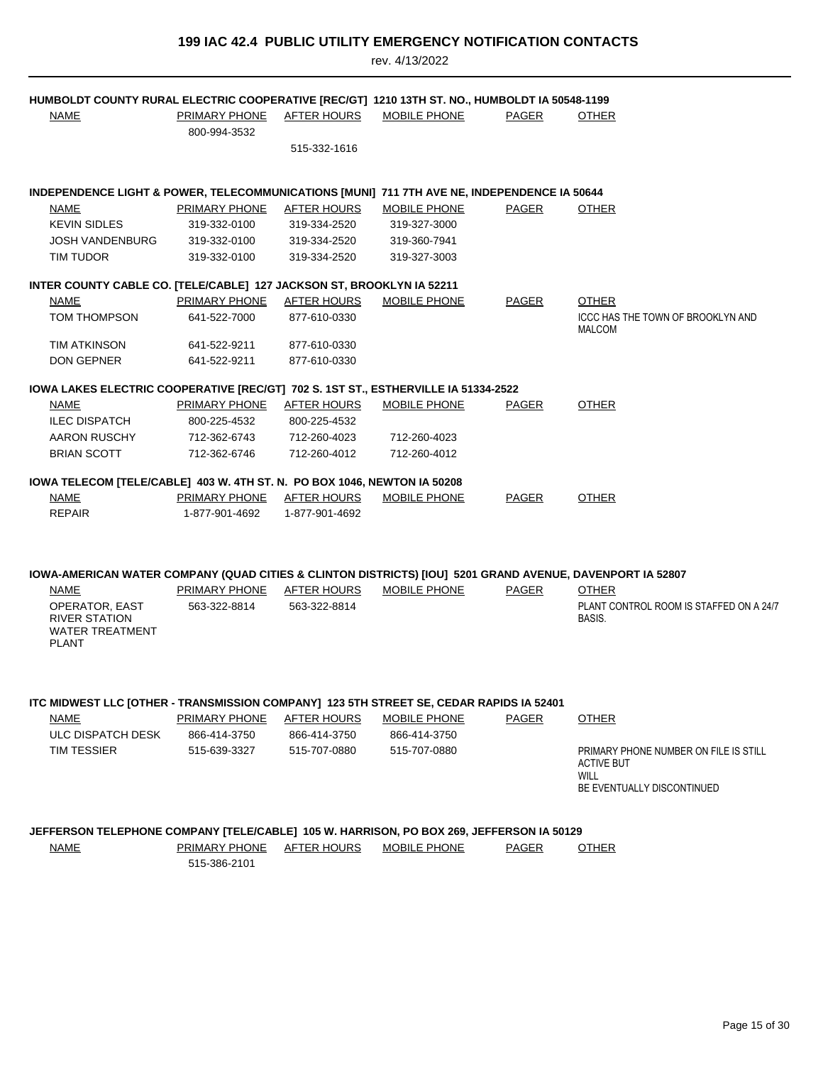# 199 IAC 42.4 PUBLIC UTILITY EMERGENCY NOTIFICATION CONTACTS

rev. 4/13/2022

**HUMBOLDT COUNTY RURAL ELECTRIC COOPERATIVE [REC/GT] 1210 13TH ST. NO., HUMBOLDT IA 50548-1199**

| NAME | PRIMARY PHONE | AFTER HOURS | MOBILE PHONE | PAGER | OTHER |
|---|---|---|---|---|---|
| | 800-994-3532 | | | | |
| | | 515-332-1616 | | | |

**INDEPENDENCE LIGHT & POWER, TELECOMMUNICATIONS [MUNI] 711 7TH AVE NE, INDEPENDENCE IA 50644**

| NAME | PRIMARY PHONE | AFTER HOURS | MOBILE PHONE | PAGER | OTHER |
|---|---|---|---|---|---|
| KEVIN SIDLES | 319-332-0100 | 319-334-2520 | 319-327-3000 | | |
| JOSH VANDENBURG | 319-332-0100 | 319-334-2520 | 319-360-7941 | | |
| TIM TUDOR | 319-332-0100 | 319-334-2520 | 319-327-3003 | | |

**INTER COUNTY CABLE CO. [TELE/CABLE] 127 JACKSON ST, BROOKLYN IA 52211**

| NAME | PRIMARY PHONE | AFTER HOURS | MOBILE PHONE | PAGER | OTHER |
|---|---|---|---|---|---|
| TOM THOMPSON | 641-522-7000 | 877-610-0330 | | | ICCC HAS THE TOWN OF BROOKLYN AND MALCOM |
| TIM ATKINSON | 641-522-9211 | 877-610-0330 | | | |
| DON GEPNER | 641-522-9211 | 877-610-0330 | | | |

**IOWA LAKES ELECTRIC COOPERATIVE [REC/GT] 702 S. 1ST ST., ESTHERVILLE IA 51334-2522**

| NAME | PRIMARY PHONE | AFTER HOURS | MOBILE PHONE | PAGER | OTHER |
|---|---|---|---|---|---|
| ILEC DISPATCH | 800-225-4532 | 800-225-4532 | | | |
| AARON RUSCHY | 712-362-6743 | 712-260-4023 | 712-260-4023 | | |
| BRIAN SCOTT | 712-362-6746 | 712-260-4012 | 712-260-4012 | | |

**IOWA TELECOM [TELE/CABLE] 403 W. 4TH ST. N. PO BOX 1046, NEWTON IA 50208**

| NAME | PRIMARY PHONE | AFTER HOURS | MOBILE PHONE | PAGER | OTHER |
|---|---|---|---|---|---|
| REPAIR | 1-877-901-4692 | 1-877-901-4692 | | | |

**IOWA-AMERICAN WATER COMPANY (QUAD CITIES & CLINTON DISTRICTS) [IOU] 5201 GRAND AVENUE, DAVENPORT IA 52807**

| NAME | PRIMARY PHONE | AFTER HOURS | MOBILE PHONE | PAGER | OTHER |
|---|---|---|---|---|---|
| OPERATOR, EAST RIVER STATION WATER TREATMENT PLANT | 563-322-8814 | 563-322-8814 | | | PLANT CONTROL ROOM IS STAFFED ON A 24/7 BASIS. |

**ITC MIDWEST LLC [OTHER - TRANSMISSION COMPANY] 123 5TH STREET SE, CEDAR RAPIDS IA 52401**

| NAME | PRIMARY PHONE | AFTER HOURS | MOBILE PHONE | PAGER | OTHER |
|---|---|---|---|---|---|
| ULC DISPATCH DESK | 866-414-3750 | 866-414-3750 | 866-414-3750 | | |
| TIM TESSIER | 515-639-3327 | 515-707-0880 | 515-707-0880 | | PRIMARY PHONE NUMBER ON FILE IS STILL ACTIVE BUT WILL BE EVENTUALLY DISCONTINUED |

**JEFFERSON TELEPHONE COMPANY [TELE/CABLE] 105 W. HARRISON, PO BOX 269, JEFFERSON IA 50129**

| NAME | PRIMARY PHONE | AFTER HOURS | MOBILE PHONE | PAGER | OTHER |
|---|---|---|---|---|---|
| | 515-386-2101 | | | | |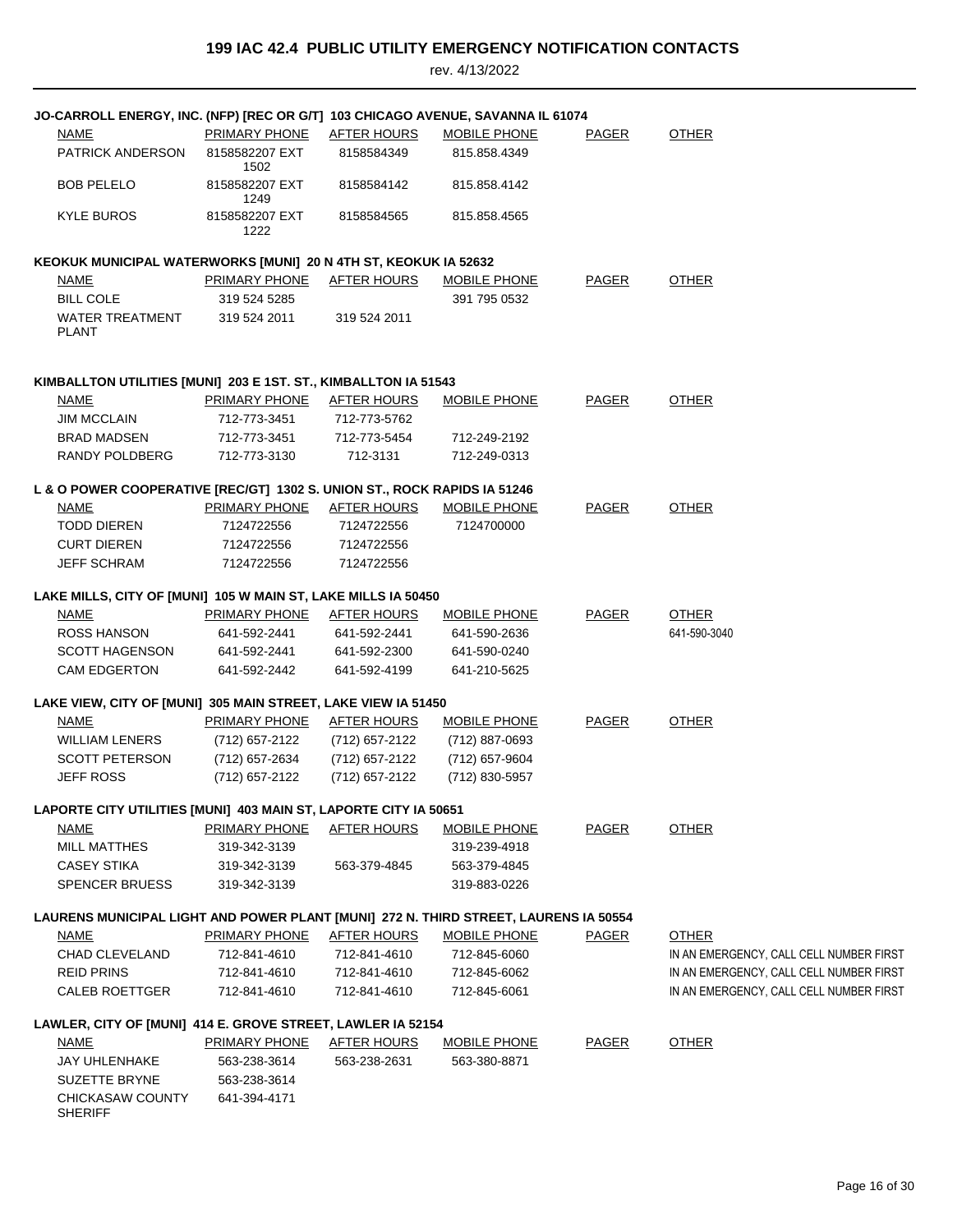# 199 IAC 42.4 PUBLIC UTILITY EMERGENCY NOTIFICATION CONTACTS

rev. 4/13/2022

**JO-CARROLL ENERGY, INC. (NFP) [REC OR G/T] 103 CHICAGO AVENUE, SAVANNA IL 61074**

| NAME | PRIMARY PHONE | AFTER HOURS | MOBILE PHONE | PAGER | OTHER |
|---|---|---|---|---|---|
| PATRICK ANDERSON | 8158582207 EXT 1502 | 8158584349 | 815.858.4349 | | |
| BOB PELELO | 8158582207 EXT 1249 | 8158584142 | 815.858.4142 | | |
| KYLE BUROS | 8158582207 EXT 1222 | 8158584565 | 815.858.4565 | | |

**KEOKUK MUNICIPAL WATERWORKS [MUNI] 20 N 4TH ST, KEOKUK IA 52632**

| NAME | PRIMARY PHONE | AFTER HOURS | MOBILE PHONE | PAGER | OTHER |
|---|---|---|---|---|---|
| BILL COLE | 319 524 5285 | | 391 795 0532 | | |
| WATER TREATMENT PLANT | 319 524 2011 | 319 524 2011 | | | |

**KIMBALLTON UTILITIES [MUNI] 203 E 1ST. ST., KIMBALLTON IA 51543**

| NAME | PRIMARY PHONE | AFTER HOURS | MOBILE PHONE | PAGER | OTHER |
|---|---|---|---|---|---|
| JIM MCCLAIN | 712-773-3451 | 712-773-5762 | | | |
| BRAD MADSEN | 712-773-3451 | 712-773-5454 | 712-249-2192 | | |
| RANDY POLDBERG | 712-773-3130 | 712-3131 | 712-249-0313 | | |

**L & O POWER COOPERATIVE [REC/GT] 1302 S. UNION ST., ROCK RAPIDS IA 51246**

| NAME | PRIMARY PHONE | AFTER HOURS | MOBILE PHONE | PAGER | OTHER |
|---|---|---|---|---|---|
| TODD DIEREN | 7124722556 | 7124722556 | 7124700000 | | |
| CURT DIEREN | 7124722556 | 7124722556 | | | |
| JEFF SCHRAM | 7124722556 | 7124722556 | | | |

**LAKE MILLS, CITY OF [MUNI] 105 W MAIN ST, LAKE MILLS IA 50450**

| NAME | PRIMARY PHONE | AFTER HOURS | MOBILE PHONE | PAGER | OTHER |
|---|---|---|---|---|---|
| ROSS HANSON | 641-592-2441 | 641-592-2441 | 641-590-2636 | | 641-590-3040 |
| SCOTT HAGENSON | 641-592-2441 | 641-592-2300 | 641-590-0240 | | |
| CAM EDGERTON | 641-592-2442 | 641-592-4199 | 641-210-5625 | | |

**LAKE VIEW, CITY OF [MUNI] 305 MAIN STREET, LAKE VIEW IA 51450**

| NAME | PRIMARY PHONE | AFTER HOURS | MOBILE PHONE | PAGER | OTHER |
|---|---|---|---|---|---|
| WILLIAM LENERS | (712) 657-2122 | (712) 657-2122 | (712) 887-0693 | | |
| SCOTT PETERSON | (712) 657-2634 | (712) 657-2122 | (712) 657-9604 | | |
| JEFF ROSS | (712) 657-2122 | (712) 657-2122 | (712) 830-5957 | | |

**LAPORTE CITY UTILITIES [MUNI] 403 MAIN ST, LAPORTE CITY IA 50651**

| NAME | PRIMARY PHONE | AFTER HOURS | MOBILE PHONE | PAGER | OTHER |
|---|---|---|---|---|---|
| MILL MATTHES | 319-342-3139 | | 319-239-4918 | | |
| CASEY STIKA | 319-342-3139 | 563-379-4845 | 563-379-4845 | | |
| SPENCER BRUESS | 319-342-3139 | | 319-883-0226 | | |

**LAURENS MUNICIPAL LIGHT AND POWER PLANT [MUNI] 272 N. THIRD STREET, LAURENS IA 50554**

| NAME | PRIMARY PHONE | AFTER HOURS | MOBILE PHONE | PAGER | OTHER |
|---|---|---|---|---|---|
| CHAD CLEVELAND | 712-841-4610 | 712-841-4610 | 712-845-6060 | | IN AN EMERGENCY, CALL CELL NUMBER FIRST |
| REID PRINS | 712-841-4610 | 712-841-4610 | 712-845-6062 | | IN AN EMERGENCY, CALL CELL NUMBER FIRST |
| CALEB ROETTGER | 712-841-4610 | 712-841-4610 | 712-845-6061 | | IN AN EMERGENCY, CALL CELL NUMBER FIRST |

**LAWLER, CITY OF [MUNI] 414 E. GROVE STREET, LAWLER IA 52154**

| NAME | PRIMARY PHONE | AFTER HOURS | MOBILE PHONE | PAGER | OTHER |
|---|---|---|---|---|---|
| JAY UHLENHAKE | 563-238-3614 | 563-238-2631 | 563-380-8871 | | |
| SUZETTE BRYNE | 563-238-3614 | | | | |
| CHICKASAW COUNTY SHERIFF | 641-394-4171 | | | | |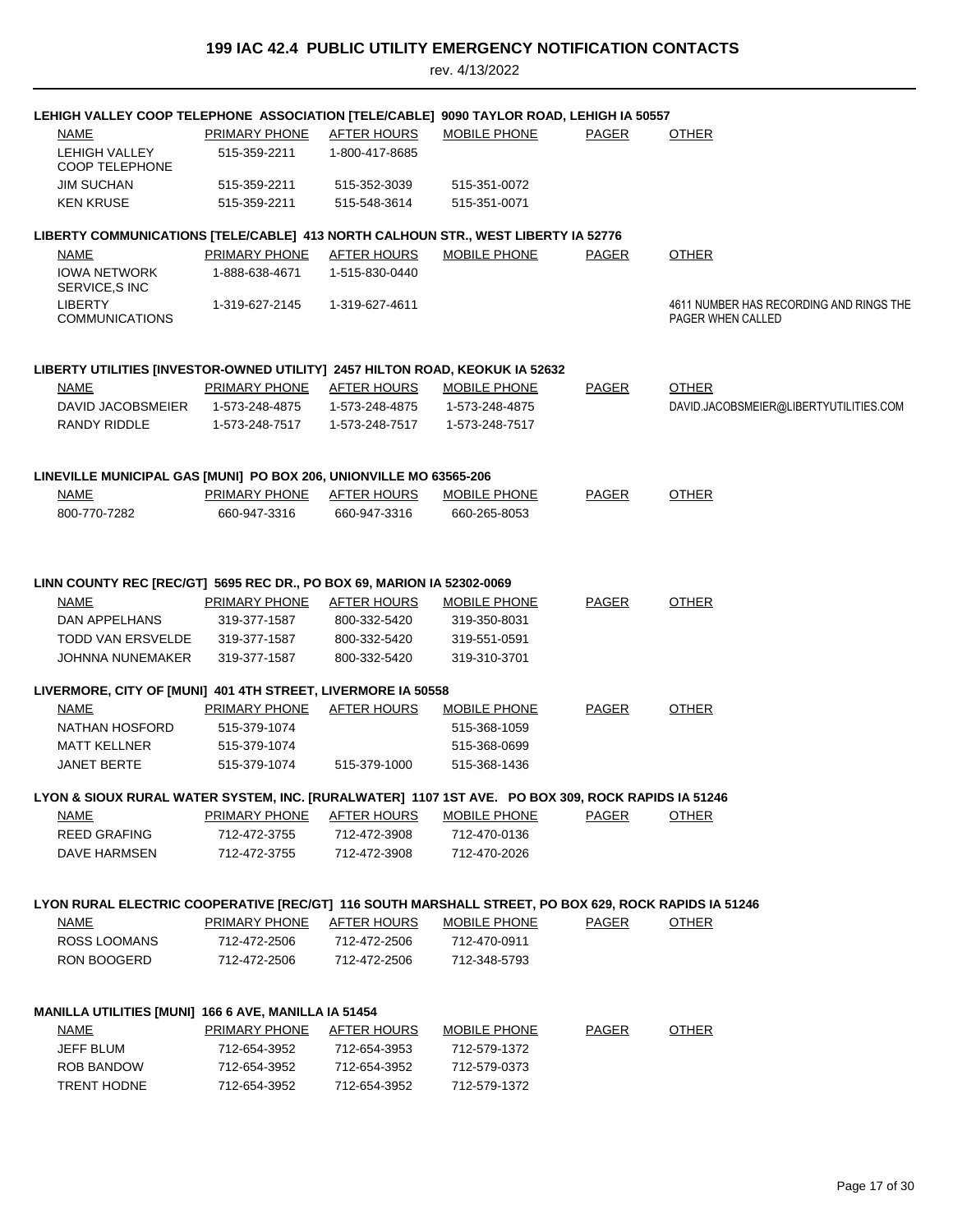# 199 IAC 42.4 PUBLIC UTILITY EMERGENCY NOTIFICATION CONTACTS

rev. 4/13/2022

**LEHIGH VALLEY COOP TELEPHONE ASSOCIATION [TELE/CABLE] 9090 TAYLOR ROAD, LEHIGH IA 50557**

| NAME | PRIMARY PHONE | AFTER HOURS | MOBILE PHONE | PAGER | OTHER |
|---|---|---|---|---|---|
| LEHIGH VALLEY COOP TELEPHONE | 515-359-2211 | 1-800-417-8685 | | | |
| JIM SUCHAN | 515-359-2211 | 515-352-3039 | 515-351-0072 | | |
| KEN KRUSE | 515-359-2211 | 515-548-3614 | 515-351-0071 | | |

**LIBERTY COMMUNICATIONS [TELE/CABLE] 413 NORTH CALHOUN STR., WEST LIBERTY IA 52776**

| NAME | PRIMARY PHONE | AFTER HOURS | MOBILE PHONE | PAGER | OTHER |
|---|---|---|---|---|---|
| IOWA NETWORK SERVICE,S INC | 1-888-638-4671 | 1-515-830-0440 | | | |
| LIBERTY COMMUNICATIONS | 1-319-627-2145 | 1-319-627-4611 | | | 4611 NUMBER HAS RECORDING AND RINGS THE PAGER WHEN CALLED |

**LIBERTY UTILITIES [INVESTOR-OWNED UTILITY] 2457 HILTON ROAD, KEOKUK IA 52632**

| NAME | PRIMARY PHONE | AFTER HOURS | MOBILE PHONE | PAGER | OTHER |
|---|---|---|---|---|---|
| DAVID JACOBSMEIER | 1-573-248-4875 | 1-573-248-4875 | 1-573-248-4875 | | DAVID.JACOBSMEIER@LIBERTYUTILITIES.COM |
| RANDY RIDDLE | 1-573-248-7517 | 1-573-248-7517 | 1-573-248-7517 | | |

**LINEVILLE MUNICIPAL GAS [MUNI] PO BOX 206, UNIONVILLE MO 63565-206**

| NAME | PRIMARY PHONE | AFTER HOURS | MOBILE PHONE | PAGER | OTHER |
|---|---|---|---|---|---|
| 800-770-7282 | 660-947-3316 | 660-947-3316 | 660-265-8053 | | |

**LINN COUNTY REC [REC/GT] 5695 REC DR., PO BOX 69, MARION IA 52302-0069**

| NAME | PRIMARY PHONE | AFTER HOURS | MOBILE PHONE | PAGER | OTHER |
|---|---|---|---|---|---|
| DAN APPELHANS | 319-377-1587 | 800-332-5420 | 319-350-8031 | | |
| TODD VAN ERSVELDE | 319-377-1587 | 800-332-5420 | 319-551-0591 | | |
| JOHNNA NUNEMAKER | 319-377-1587 | 800-332-5420 | 319-310-3701 | | |

**LIVERMORE, CITY OF [MUNI] 401 4TH STREET, LIVERMORE IA 50558**

| NAME | PRIMARY PHONE | AFTER HOURS | MOBILE PHONE | PAGER | OTHER |
|---|---|---|---|---|---|
| NATHAN HOSFORD | 515-379-1074 | | 515-368-1059 | | |
| MATT KELLNER | 515-379-1074 | | 515-368-0699 | | |
| JANET BERTE | 515-379-1074 | 515-379-1000 | 515-368-1436 | | |

**LYON & SIOUX RURAL WATER SYSTEM, INC. [RURALWATER] 1107 1ST AVE. PO BOX 309, ROCK RAPIDS IA 51246**

| NAME | PRIMARY PHONE | AFTER HOURS | MOBILE PHONE | PAGER | OTHER |
|---|---|---|---|---|---|
| REED GRAFING | 712-472-3755 | 712-472-3908 | 712-470-0136 | | |
| DAVE HARMSEN | 712-472-3755 | 712-472-3908 | 712-470-2026 | | |

**LYON RURAL ELECTRIC COOPERATIVE [REC/GT] 116 SOUTH MARSHALL STREET, PO BOX 629, ROCK RAPIDS IA 51246**

| NAME | PRIMARY PHONE | AFTER HOURS | MOBILE PHONE | PAGER | OTHER |
|---|---|---|---|---|---|
| ROSS LOOMANS | 712-472-2506 | 712-472-2506 | 712-470-0911 | | |
| RON BOOGERD | 712-472-2506 | 712-472-2506 | 712-348-5793 | | |

**MANILLA UTILITIES [MUNI] 166 6 AVE, MANILLA IA 51454**

| NAME | PRIMARY PHONE | AFTER HOURS | MOBILE PHONE | PAGER | OTHER |
|---|---|---|---|---|---|
| JEFF BLUM | 712-654-3952 | 712-654-3953 | 712-579-1372 | | |
| ROB BANDOW | 712-654-3952 | 712-654-3952 | 712-579-0373 | | |
| TRENT HODNE | 712-654-3952 | 712-654-3952 | 712-579-1372 | | |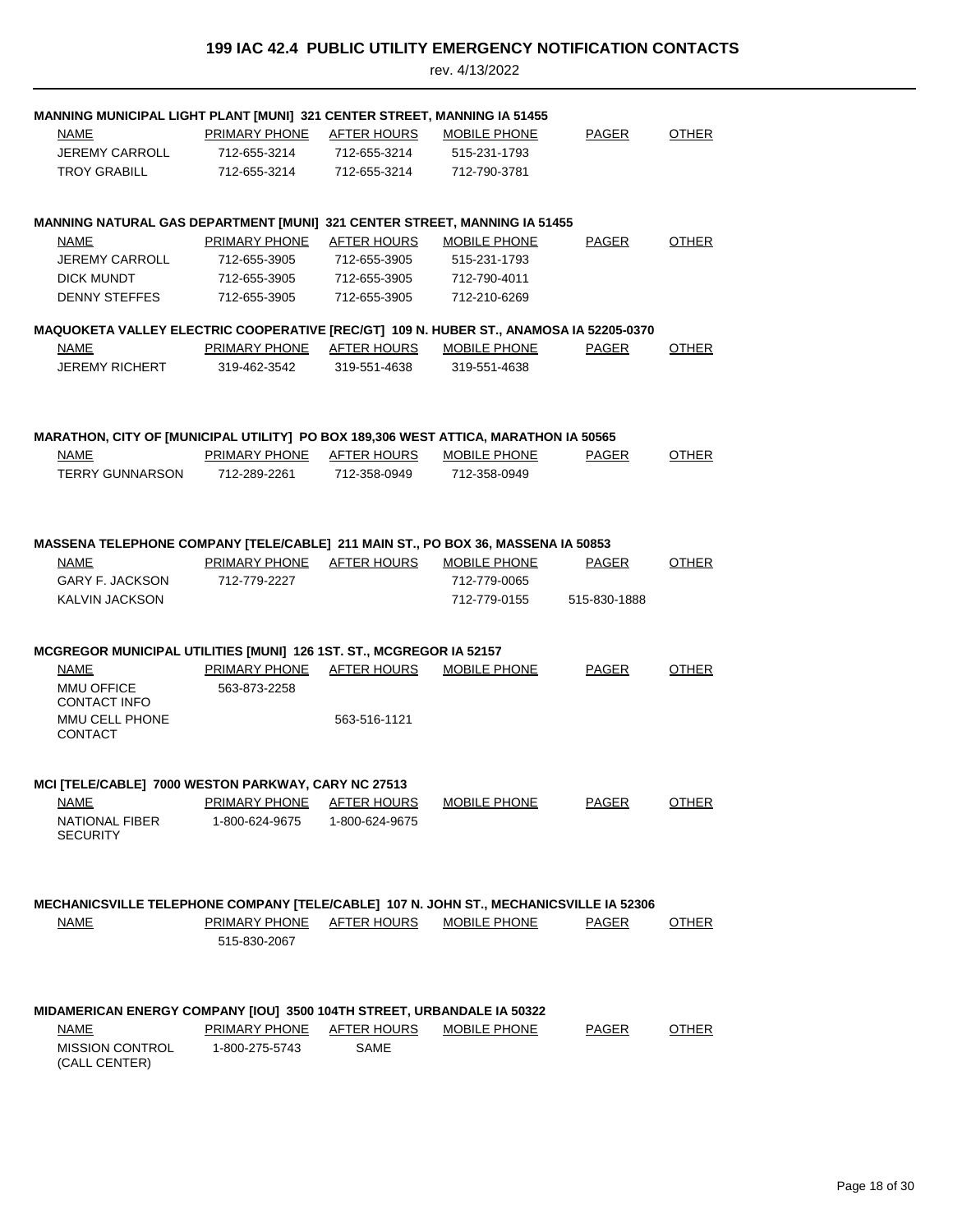# 199 IAC 42.4 PUBLIC UTILITY EMERGENCY NOTIFICATION CONTACTS

rev. 4/13/2022

**MANNING MUNICIPAL LIGHT PLANT [MUNI] 321 CENTER STREET, MANNING IA 51455**

| NAME | PRIMARY PHONE | AFTER HOURS | MOBILE PHONE | PAGER | OTHER |
|---|---|---|---|---|---|
| JEREMY CARROLL | 712-655-3214 | 712-655-3214 | 515-231-1793 | | |
| TROY GRABILL | 712-655-3214 | 712-655-3214 | 712-790-3781 | | |

**MANNING NATURAL GAS DEPARTMENT [MUNI] 321 CENTER STREET, MANNING IA 51455**

| NAME | PRIMARY PHONE | AFTER HOURS | MOBILE PHONE | PAGER | OTHER |
|---|---|---|---|---|---|
| JEREMY CARROLL | 712-655-3905 | 712-655-3905 | 515-231-1793 | | |
| DICK MUNDT | 712-655-3905 | 712-655-3905 | 712-790-4011 | | |
| DENNY STEFFES | 712-655-3905 | 712-655-3905 | 712-210-6269 | | |

**MAQUOKETA VALLEY ELECTRIC COOPERATIVE [REC/GT] 109 N. HUBER ST., ANAMOSA IA 52205-0370**

| NAME | PRIMARY PHONE | AFTER HOURS | MOBILE PHONE | PAGER | OTHER |
|---|---|---|---|---|---|
| JEREMY RICHERT | 319-462-3542 | 319-551-4638 | 319-551-4638 | | |

**MARATHON, CITY OF [MUNICIPAL UTILITY] PO BOX 189,306 WEST ATTICA, MARATHON IA 50565**

| NAME | PRIMARY PHONE | AFTER HOURS | MOBILE PHONE | PAGER | OTHER |
|---|---|---|---|---|---|
| TERRY GUNNARSON | 712-289-2261 | 712-358-0949 | 712-358-0949 | | |

**MASSENA TELEPHONE COMPANY [TELE/CABLE] 211 MAIN ST., PO BOX 36, MASSENA IA 50853**

| NAME | PRIMARY PHONE | AFTER HOURS | MOBILE PHONE | PAGER | OTHER |
|---|---|---|---|---|---|
| GARY F. JACKSON | 712-779-2227 | | 712-779-0065 | | |
| KALVIN JACKSON | | | 712-779-0155 | 515-830-1888 | |

**MCGREGOR MUNICIPAL UTILITIES [MUNI] 126 1ST. ST., MCGREGOR IA 52157**

| NAME | PRIMARY PHONE | AFTER HOURS | MOBILE PHONE | PAGER | OTHER |
|---|---|---|---|---|---|
| MMU OFFICE CONTACT INFO | 563-873-2258 | | | | |
| MMU CELL PHONE CONTACT | | 563-516-1121 | | | |

**MCI [TELE/CABLE] 7000 WESTON PARKWAY, CARY NC 27513**

| NAME | PRIMARY PHONE | AFTER HOURS | MOBILE PHONE | PAGER | OTHER |
|---|---|---|---|---|---|
| NATIONAL FIBER SECURITY | 1-800-624-9675 | 1-800-624-9675 | | | |

**MECHANICSVILLE TELEPHONE COMPANY [TELE/CABLE] 107 N. JOHN ST., MECHANICSVILLE IA 52306**

| NAME | PRIMARY PHONE | AFTER HOURS | MOBILE PHONE | PAGER | OTHER |
|---|---|---|---|---|---|
| | 515-830-2067 | | | | |

**MIDAMERICAN ENERGY COMPANY [IOU] 3500 104TH STREET, URBANDALE IA 50322**

| NAME | PRIMARY PHONE | AFTER HOURS | MOBILE PHONE | PAGER | OTHER |
|---|---|---|---|---|---|
| MISSION CONTROL (CALL CENTER) | 1-800-275-5743 | SAME | | | |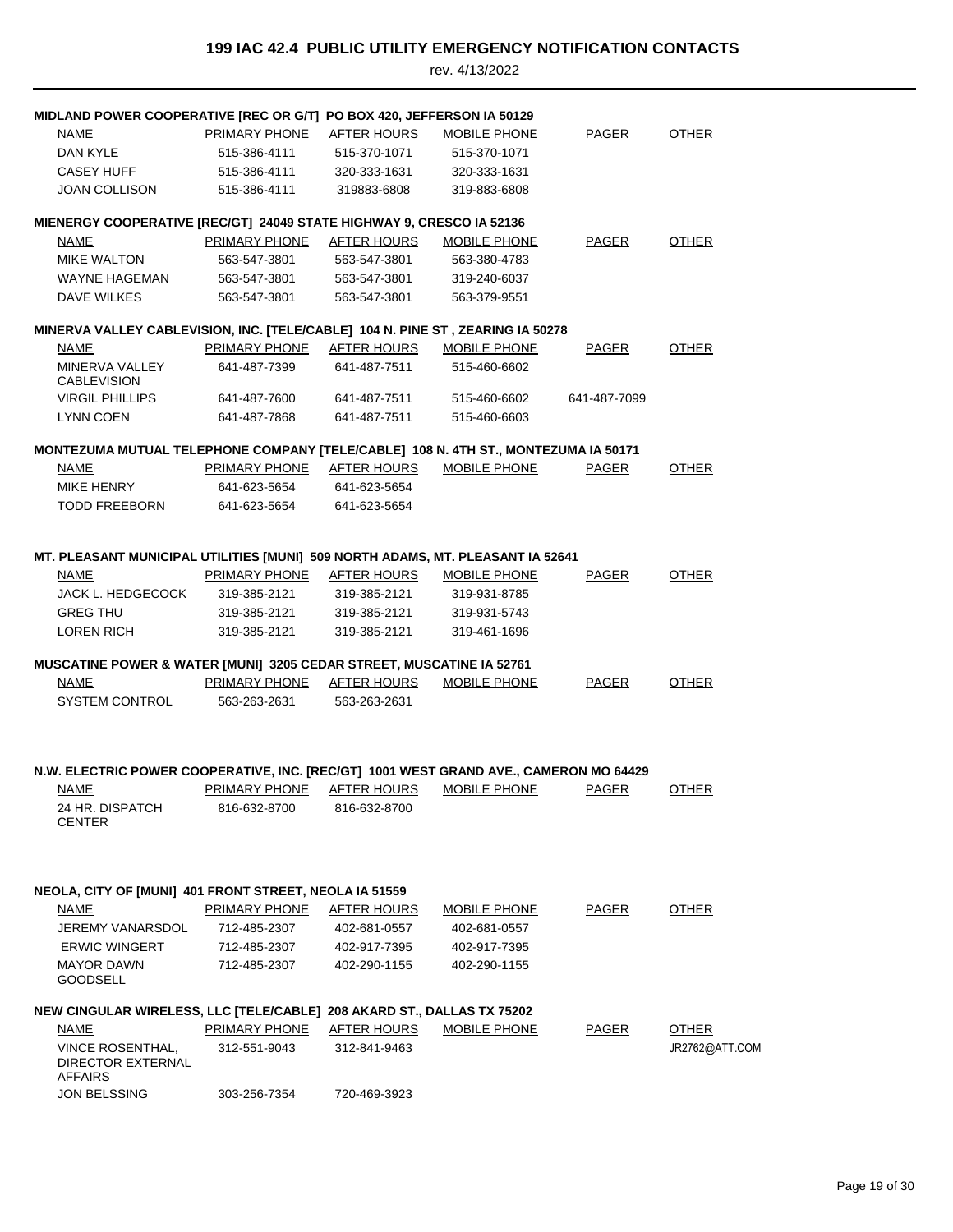# 199 IAC 42.4 PUBLIC UTILITY EMERGENCY NOTIFICATION CONTACTS

rev. 4/13/2022

**MIDLAND POWER COOPERATIVE [REC OR G/T] PO BOX 420, JEFFERSON IA 50129**

| NAME | PRIMARY PHONE | AFTER HOURS | MOBILE PHONE | PAGER | OTHER |
|---|---|---|---|---|---|
| DAN KYLE | 515-386-4111 | 515-370-1071 | 515-370-1071 | | |
| CASEY HUFF | 515-386-4111 | 320-333-1631 | 320-333-1631 | | |
| JOAN COLLISON | 515-386-4111 | 319883-6808 | 319-883-6808 | | |

**MIENERGY COOPERATIVE [REC/GT] 24049 STATE HIGHWAY 9, CRESCO IA 52136**

| NAME | PRIMARY PHONE | AFTER HOURS | MOBILE PHONE | PAGER | OTHER |
|---|---|---|---|---|---|
| MIKE WALTON | 563-547-3801 | 563-547-3801 | 563-380-4783 | | |
| WAYNE HAGEMAN | 563-547-3801 | 563-547-3801 | 319-240-6037 | | |
| DAVE WILKES | 563-547-3801 | 563-547-3801 | 563-379-9551 | | |

**MINERVA VALLEY CABLEVISION, INC. [TELE/CABLE] 104 N. PINE ST , ZEARING IA 50278**

| NAME | PRIMARY PHONE | AFTER HOURS | MOBILE PHONE | PAGER | OTHER |
|---|---|---|---|---|---|
| MINERVA VALLEY CABLEVISION | 641-487-7399 | 641-487-7511 | 515-460-6602 | | |
| VIRGIL PHILLIPS | 641-487-7600 | 641-487-7511 | 515-460-6602 | 641-487-7099 | |
| LYNN COEN | 641-487-7868 | 641-487-7511 | 515-460-6603 | | |

**MONTEZUMA MUTUAL TELEPHONE COMPANY [TELE/CABLE] 108 N. 4TH ST., MONTEZUMA IA 50171**

| NAME | PRIMARY PHONE | AFTER HOURS | MOBILE PHONE | PAGER | OTHER |
|---|---|---|---|---|---|
| MIKE HENRY | 641-623-5654 | 641-623-5654 | | | |
| TODD FREEBORN | 641-623-5654 | 641-623-5654 | | | |

**MT. PLEASANT MUNICIPAL UTILITIES [MUNI] 509 NORTH ADAMS, MT. PLEASANT IA 52641**

| NAME | PRIMARY PHONE | AFTER HOURS | MOBILE PHONE | PAGER | OTHER |
|---|---|---|---|---|---|
| JACK L. HEDGECOCK | 319-385-2121 | 319-385-2121 | 319-931-8785 | | |
| GREG THU | 319-385-2121 | 319-385-2121 | 319-931-5743 | | |
| LOREN RICH | 319-385-2121 | 319-385-2121 | 319-461-1696 | | |

**MUSCATINE POWER & WATER [MUNI] 3205 CEDAR STREET, MUSCATINE IA 52761**

| NAME | PRIMARY PHONE | AFTER HOURS | MOBILE PHONE | PAGER | OTHER |
|---|---|---|---|---|---|
| SYSTEM CONTROL | 563-263-2631 | 563-263-2631 | | | |

**N.W. ELECTRIC POWER COOPERATIVE, INC. [REC/GT] 1001 WEST GRAND AVE., CAMERON MO 64429**

| NAME | PRIMARY PHONE | AFTER HOURS | MOBILE PHONE | PAGER | OTHER |
|---|---|---|---|---|---|
| 24 HR. DISPATCH CENTER | 816-632-8700 | 816-632-8700 | | | |

**NEOLA, CITY OF [MUNI] 401 FRONT STREET, NEOLA IA 51559**

| NAME | PRIMARY PHONE | AFTER HOURS | MOBILE PHONE | PAGER | OTHER |
|---|---|---|---|---|---|
| JEREMY VANARSDOL | 712-485-2307 | 402-681-0557 | 402-681-0557 | | |
| ERWIC WINGERT | 712-485-2307 | 402-917-7395 | 402-917-7395 | | |
| MAYOR DAWN GOODSELL | 712-485-2307 | 402-290-1155 | 402-290-1155 | | |

**NEW CINGULAR WIRELESS, LLC [TELE/CABLE] 208 AKARD ST., DALLAS TX 75202**

| NAME | PRIMARY PHONE | AFTER HOURS | MOBILE PHONE | PAGER | OTHER |
|---|---|---|---|---|---|
| VINCE ROSENTHAL, DIRECTOR EXTERNAL AFFAIRS | 312-551-9043 | 312-841-9463 | | | JR2762@ATT.COM |
| JON BELSSING | 303-256-7354 | 720-469-3923 | | | |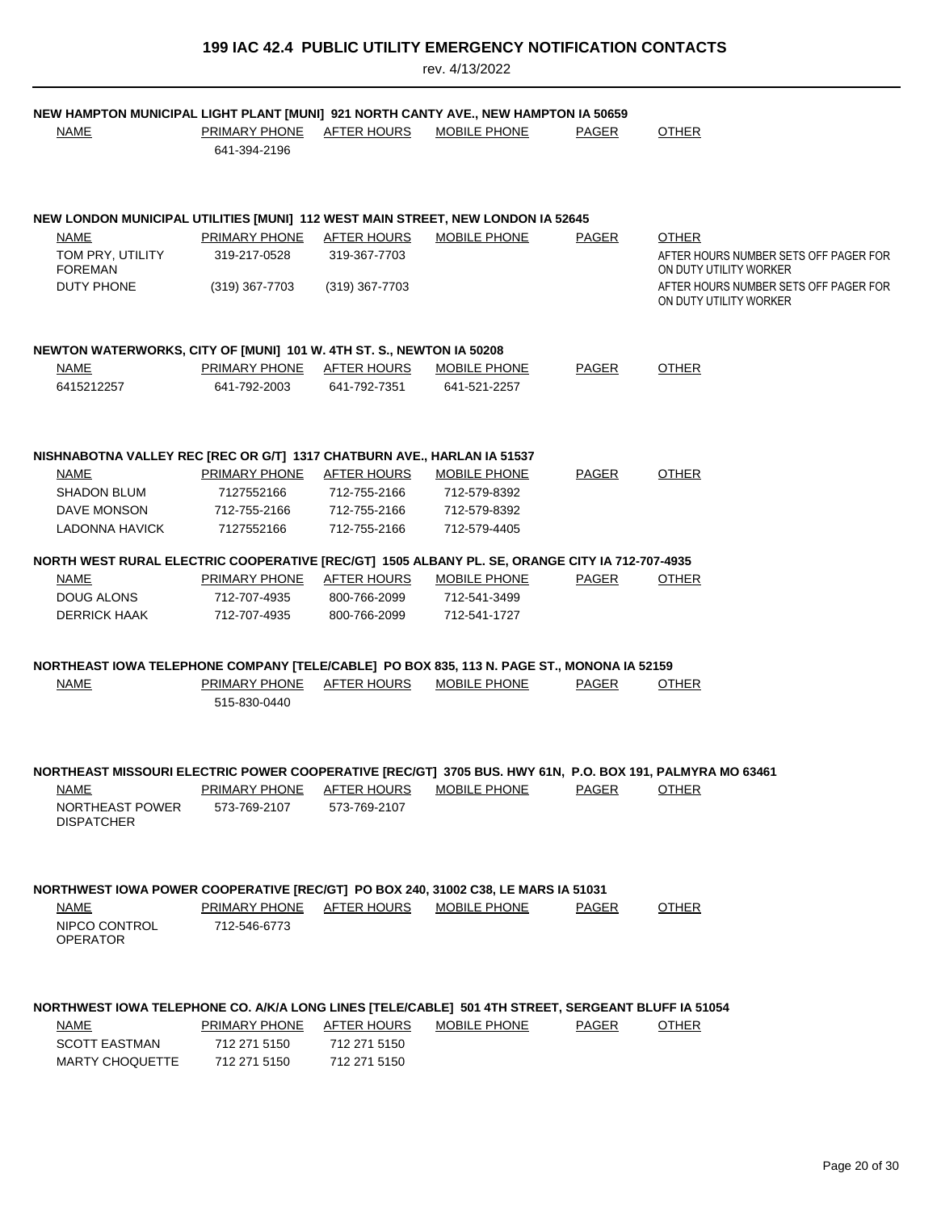# 199 IAC 42.4 PUBLIC UTILITY EMERGENCY NOTIFICATION CONTACTS

rev. 4/13/2022

### NEW HAMPTON MUNICIPAL LIGHT PLANT [MUNI] 921 NORTH CANTY AVE., NEW HAMPTON IA 50659

| NAME | PRIMARY PHONE | AFTER HOURS | MOBILE PHONE | PAGER | OTHER |
|---|---|---|---|---|---|
| | 641-394-2196 | | | | |

### NEW LONDON MUNICIPAL UTILITIES [MUNI] 112 WEST MAIN STREET, NEW LONDON IA 52645

| NAME | PRIMARY PHONE | AFTER HOURS | MOBILE PHONE | PAGER | OTHER |
|---|---|---|---|---|---|
| TOM PRY, UTILITY FOREMAN | 319-217-0528 | 319-367-7703 | | | AFTER HOURS NUMBER SETS OFF PAGER FOR ON DUTY UTILITY WORKER |
| DUTY PHONE | (319) 367-7703 | (319) 367-7703 | | | AFTER HOURS NUMBER SETS OFF PAGER FOR ON DUTY UTILITY WORKER |

### NEWTON WATERWORKS, CITY OF [MUNI] 101 W. 4TH ST. S., NEWTON IA 50208

| NAME | PRIMARY PHONE | AFTER HOURS | MOBILE PHONE | PAGER | OTHER |
|---|---|---|---|---|---|
| 6415212257 | 641-792-2003 | 641-792-7351 | 641-521-2257 | | |

### NISHNABOTNA VALLEY REC [REC OR G/T] 1317 CHATBURN AVE., HARLAN IA 51537

| NAME | PRIMARY PHONE | AFTER HOURS | MOBILE PHONE | PAGER | OTHER |
|---|---|---|---|---|---|
| SHADON BLUM | 7127552166 | 712-755-2166 | 712-579-8392 | | |
| DAVE MONSON | 712-755-2166 | 712-755-2166 | 712-579-8392 | | |
| LADONNA HAVICK | 7127552166 | 712-755-2166 | 712-579-4405 | | |

### NORTH WEST RURAL ELECTRIC COOPERATIVE [REC/GT] 1505 ALBANY PL. SE, ORANGE CITY IA 712-707-4935

| NAME | PRIMARY PHONE | AFTER HOURS | MOBILE PHONE | PAGER | OTHER |
|---|---|---|---|---|---|
| DOUG ALONS | 712-707-4935 | 800-766-2099 | 712-541-3499 | | |
| DERRICK HAAK | 712-707-4935 | 800-766-2099 | 712-541-1727 | | |

### NORTHEAST IOWA TELEPHONE COMPANY [TELE/CABLE] PO BOX 835, 113 N. PAGE ST., MONONA IA 52159

| NAME | PRIMARY PHONE | AFTER HOURS | MOBILE PHONE | PAGER | OTHER |
|---|---|---|---|---|---|
| | 515-830-0440 | | | | |

### NORTHEAST MISSOURI ELECTRIC POWER COOPERATIVE [REC/GT] 3705 BUS. HWY 61N, P.O. BOX 191, PALMYRA MO 63461

| NAME | PRIMARY PHONE | AFTER HOURS | MOBILE PHONE | PAGER | OTHER |
|---|---|---|---|---|---|
| NORTHEAST POWER DISPATCHER | 573-769-2107 | 573-769-2107 | | | |

### NORTHWEST IOWA POWER COOPERATIVE [REC/GT] PO BOX 240, 31002 C38, LE MARS IA 51031

| NAME | PRIMARY PHONE | AFTER HOURS | MOBILE PHONE | PAGER | OTHER |
|---|---|---|---|---|---|
| NIPCO CONTROL OPERATOR | 712-546-6773 | | | | |

### NORTHWEST IOWA TELEPHONE CO. A/K/A LONG LINES [TELE/CABLE] 501 4TH STREET, SERGEANT BLUFF IA 51054

| NAME | PRIMARY PHONE | AFTER HOURS | MOBILE PHONE | PAGER | OTHER |
|---|---|---|---|---|---|
| SCOTT EASTMAN | 712 271 5150 | 712 271 5150 | | | |
| MARTY CHOQUETTE | 712 271 5150 | 712 271 5150 | | | |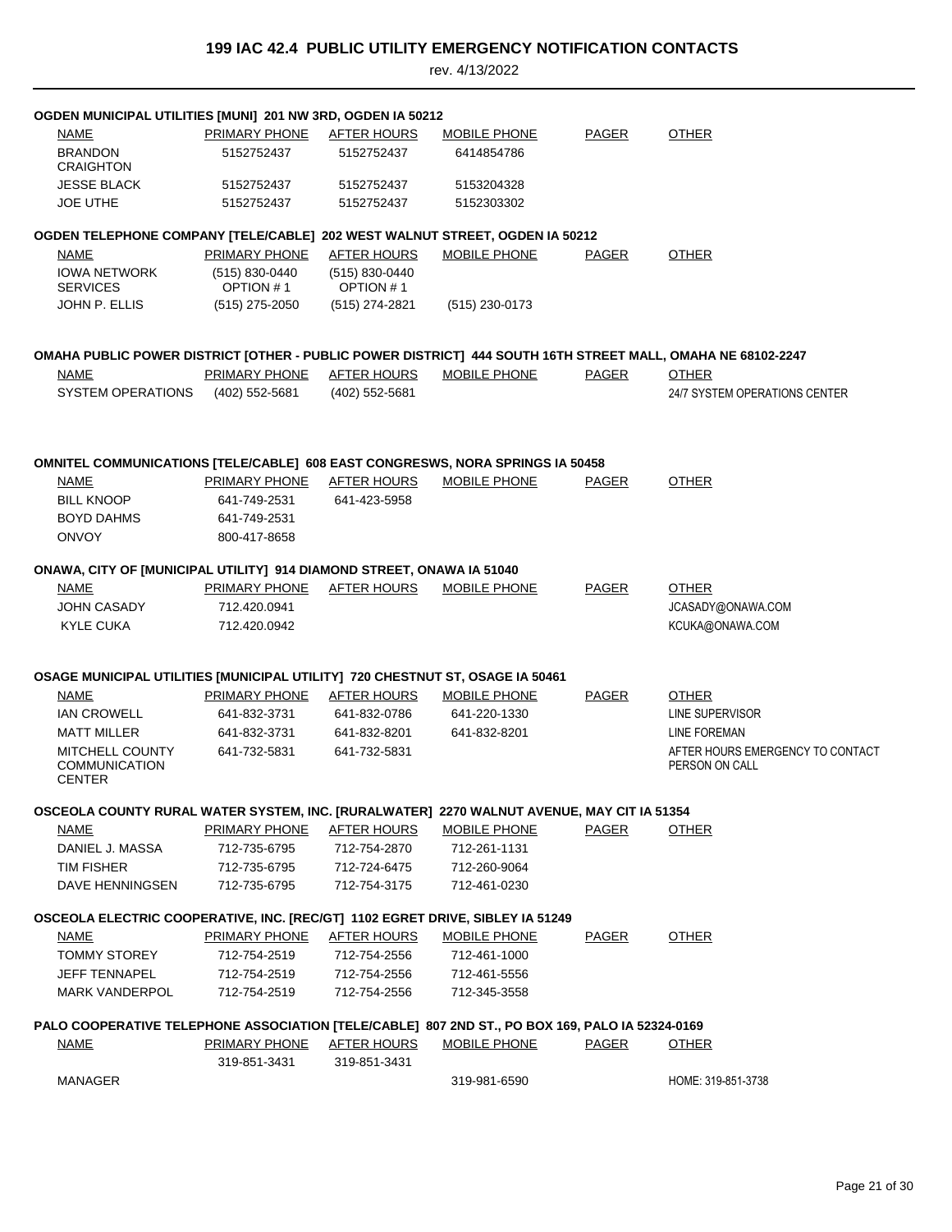# 199 IAC 42.4 PUBLIC UTILITY EMERGENCY NOTIFICATION CONTACTS

rev. 4/13/2022

**OGDEN MUNICIPAL UTILITIES [MUNI] 201 NW 3RD, OGDEN IA 50212**

| NAME | PRIMARY PHONE | AFTER HOURS | MOBILE PHONE | PAGER | OTHER |
|---|---|---|---|---|---|
| BRANDON CRAIGHTON | 5152752437 | 5152752437 | 6414854786 | | |
| JESSE BLACK | 5152752437 | 5152752437 | 5153204328 | | |
| JOE UTHE | 5152752437 | 5152752437 | 5152303302 | | |

**OGDEN TELEPHONE COMPANY [TELE/CABLE] 202 WEST WALNUT STREET, OGDEN IA 50212**

| NAME | PRIMARY PHONE | AFTER HOURS | MOBILE PHONE | PAGER | OTHER |
|---|---|---|---|---|---|
| IOWA NETWORK SERVICES | (515) 830-0440 OPTION # 1 | (515) 830-0440 OPTION # 1 | | | |
| JOHN P. ELLIS | (515) 275-2050 | (515) 274-2821 | (515) 230-0173 | | |

**OMAHA PUBLIC POWER DISTRICT [OTHER - PUBLIC POWER DISTRICT] 444 SOUTH 16TH STREET MALL, OMAHA NE 68102-2247**

| NAME | PRIMARY PHONE | AFTER HOURS | MOBILE PHONE | PAGER | OTHER |
|---|---|---|---|---|---|
| SYSTEM OPERATIONS | (402) 552-5681 | (402) 552-5681 | | | 24/7 SYSTEM OPERATIONS CENTER |

**OMNITEL COMMUNICATIONS [TELE/CABLE] 608 EAST CONGRESWS, NORA SPRINGS IA 50458**

| NAME | PRIMARY PHONE | AFTER HOURS | MOBILE PHONE | PAGER | OTHER |
|---|---|---|---|---|---|
| BILL KNOOP | 641-749-2531 | 641-423-5958 | | | |
| BOYD DAHMS | 641-749-2531 | | | | |
| ONVOY | 800-417-8658 | | | | |

**ONAWA, CITY OF [MUNICIPAL UTILITY] 914 DIAMOND STREET, ONAWA IA 51040**

| NAME | PRIMARY PHONE | AFTER HOURS | MOBILE PHONE | PAGER | OTHER |
|---|---|---|---|---|---|
| JOHN CASADY | 712.420.0941 | | | | JCASADY@ONAWA.COM |
| KYLE CUKA | 712.420.0942 | | | | KCUKA@ONAWA.COM |

**OSAGE MUNICIPAL UTILITIES [MUNICIPAL UTILITY] 720 CHESTNUT ST, OSAGE IA 50461**

| NAME | PRIMARY PHONE | AFTER HOURS | MOBILE PHONE | PAGER | OTHER |
|---|---|---|---|---|---|
| IAN CROWELL | 641-832-3731 | 641-832-0786 | 641-220-1330 | | LINE SUPERVISOR |
| MATT MILLER | 641-832-3731 | 641-832-8201 | 641-832-8201 | | LINE FOREMAN |
| MITCHELL COUNTY COMMUNICATION CENTER | 641-732-5831 | 641-732-5831 | | | AFTER HOURS EMERGENCY TO CONTACT PERSON ON CALL |

**OSCEOLA COUNTY RURAL WATER SYSTEM, INC. [RURALWATER] 2270 WALNUT AVENUE, MAY CIT IA 51354**

| NAME | PRIMARY PHONE | AFTER HOURS | MOBILE PHONE | PAGER | OTHER |
|---|---|---|---|---|---|
| DANIEL J. MASSA | 712-735-6795 | 712-754-2870 | 712-261-1131 | | |
| TIM FISHER | 712-735-6795 | 712-724-6475 | 712-260-9064 | | |
| DAVE HENNINGSEN | 712-735-6795 | 712-754-3175 | 712-461-0230 | | |

**OSCEOLA ELECTRIC COOPERATIVE, INC. [REC/GT] 1102 EGRET DRIVE, SIBLEY IA 51249**

| NAME | PRIMARY PHONE | AFTER HOURS | MOBILE PHONE | PAGER | OTHER |
|---|---|---|---|---|---|
| TOMMY STOREY | 712-754-2519 | 712-754-2556 | 712-461-1000 | | |
| JEFF TENNAPEL | 712-754-2519 | 712-754-2556 | 712-461-5556 | | |
| MARK VANDERPOL | 712-754-2519 | 712-754-2556 | 712-345-3558 | | |

**PALO COOPERATIVE TELEPHONE ASSOCIATION [TELE/CABLE] 807 2ND ST., PO BOX 169, PALO IA 52324-0169**

| NAME | PRIMARY PHONE | AFTER HOURS | MOBILE PHONE | PAGER | OTHER |
|---|---|---|---|---|---|
| | 319-851-3431 | 319-851-3431 | | | |
| MANAGER | | | 319-981-6590 | | HOME: 319-851-3738 |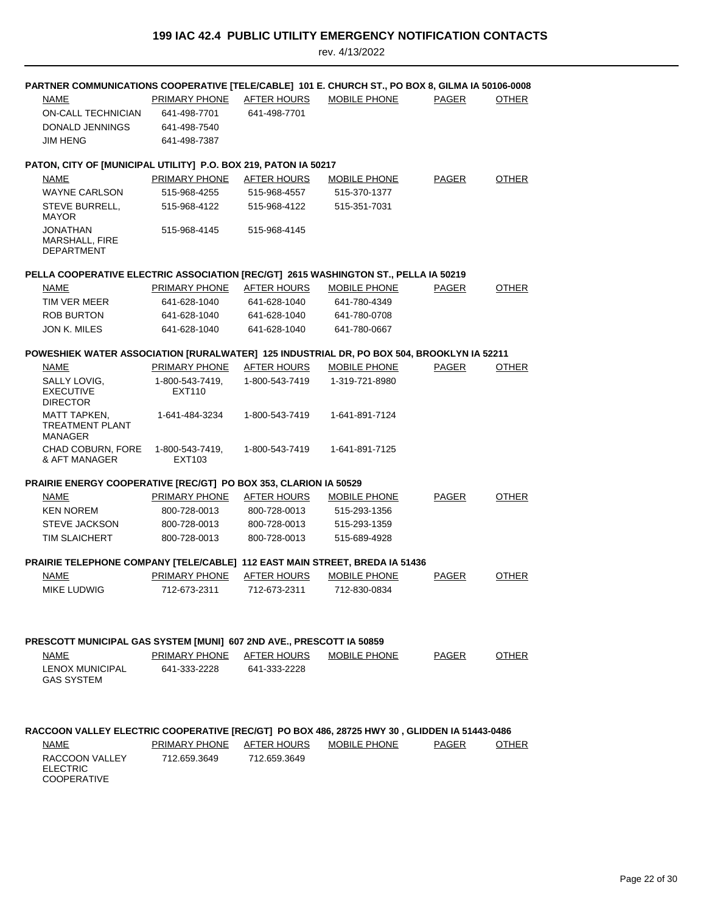# 199 IAC 42.4 PUBLIC UTILITY EMERGENCY NOTIFICATION CONTACTS

rev. 4/13/2022

**PARTNER COMMUNICATIONS COOPERATIVE [TELE/CABLE] 101 E. CHURCH ST., PO BOX 8, GILMA IA 50106-0008**

| NAME | PRIMARY PHONE | AFTER HOURS | MOBILE PHONE | PAGER | OTHER |
|---|---|---|---|---|---|
| ON-CALL TECHNICIAN | 641-498-7701 | 641-498-7701 | | | |
| DONALD JENNINGS | 641-498-7540 | | | | |
| JIM HENG | 641-498-7387 | | | | |

**PATON, CITY OF [MUNICIPAL UTILITY] P.O. BOX 219, PATON IA 50217**

| NAME | PRIMARY PHONE | AFTER HOURS | MOBILE PHONE | PAGER | OTHER |
|---|---|---|---|---|---|
| WAYNE CARLSON | 515-968-4255 | 515-968-4557 | 515-370-1377 | | |
| STEVE BURRELL, MAYOR | 515-968-4122 | 515-968-4122 | 515-351-7031 | | |
| JONATHAN MARSHALL, FIRE DEPARTMENT | 515-968-4145 | 515-968-4145 | | | |

**PELLA COOPERATIVE ELECTRIC ASSOCIATION [REC/GT] 2615 WASHINGTON ST., PELLA IA 50219**

| NAME | PRIMARY PHONE | AFTER HOURS | MOBILE PHONE | PAGER | OTHER |
|---|---|---|---|---|---|
| TIM VER MEER | 641-628-1040 | 641-628-1040 | 641-780-4349 | | |
| ROB BURTON | 641-628-1040 | 641-628-1040 | 641-780-0708 | | |
| JON K. MILES | 641-628-1040 | 641-628-1040 | 641-780-0667 | | |

**POWESHIEK WATER ASSOCIATION [RURALWATER] 125 INDUSTRIAL DR, PO BOX 504, BROOKLYN IA 52211**

| NAME | PRIMARY PHONE | AFTER HOURS | MOBILE PHONE | PAGER | OTHER |
|---|---|---|---|---|---|
| SALLY LOVIG, EXECUTIVE DIRECTOR | 1-800-543-7419, EXT110 | 1-800-543-7419 | 1-319-721-8980 | | |
| MATT TAPKEN, TREATMENT PLANT MANAGER | 1-641-484-3234 | 1-800-543-7419 | 1-641-891-7124 | | |
| CHAD COBURN, FORE & AFT MANAGER | 1-800-543-7419, EXT103 | 1-800-543-7419 | 1-641-891-7125 | | |

**PRAIRIE ENERGY COOPERATIVE [REC/GT] PO BOX 353, CLARION IA 50529**

| NAME | PRIMARY PHONE | AFTER HOURS | MOBILE PHONE | PAGER | OTHER |
|---|---|---|---|---|---|
| KEN NOREM | 800-728-0013 | 800-728-0013 | 515-293-1356 | | |
| STEVE JACKSON | 800-728-0013 | 800-728-0013 | 515-293-1359 | | |
| TIM SLAICHERT | 800-728-0013 | 800-728-0013 | 515-689-4928 | | |

**PRAIRIE TELEPHONE COMPANY [TELE/CABLE] 112 EAST MAIN STREET, BREDA IA 51436**

| NAME | PRIMARY PHONE | AFTER HOURS | MOBILE PHONE | PAGER | OTHER |
|---|---|---|---|---|---|
| MIKE LUDWIG | 712-673-2311 | 712-673-2311 | 712-830-0834 | | |

**PRESCOTT MUNICIPAL GAS SYSTEM [MUNI] 607 2ND AVE., PRESCOTT IA 50859**

| NAME | PRIMARY PHONE | AFTER HOURS | MOBILE PHONE | PAGER | OTHER |
|---|---|---|---|---|---|
| LENOX MUNICIPAL GAS SYSTEM | 641-333-2228 | 641-333-2228 | | | |

**RACCOON VALLEY ELECTRIC COOPERATIVE [REC/GT] PO BOX 486, 28725 HWY 30 , GLIDDEN IA 51443-0486**

| NAME | PRIMARY PHONE | AFTER HOURS | MOBILE PHONE | PAGER | OTHER |
|---|---|---|---|---|---|
| RACCOON VALLEY ELECTRIC COOPERATIVE | 712.659.3649 | 712.659.3649 | | | |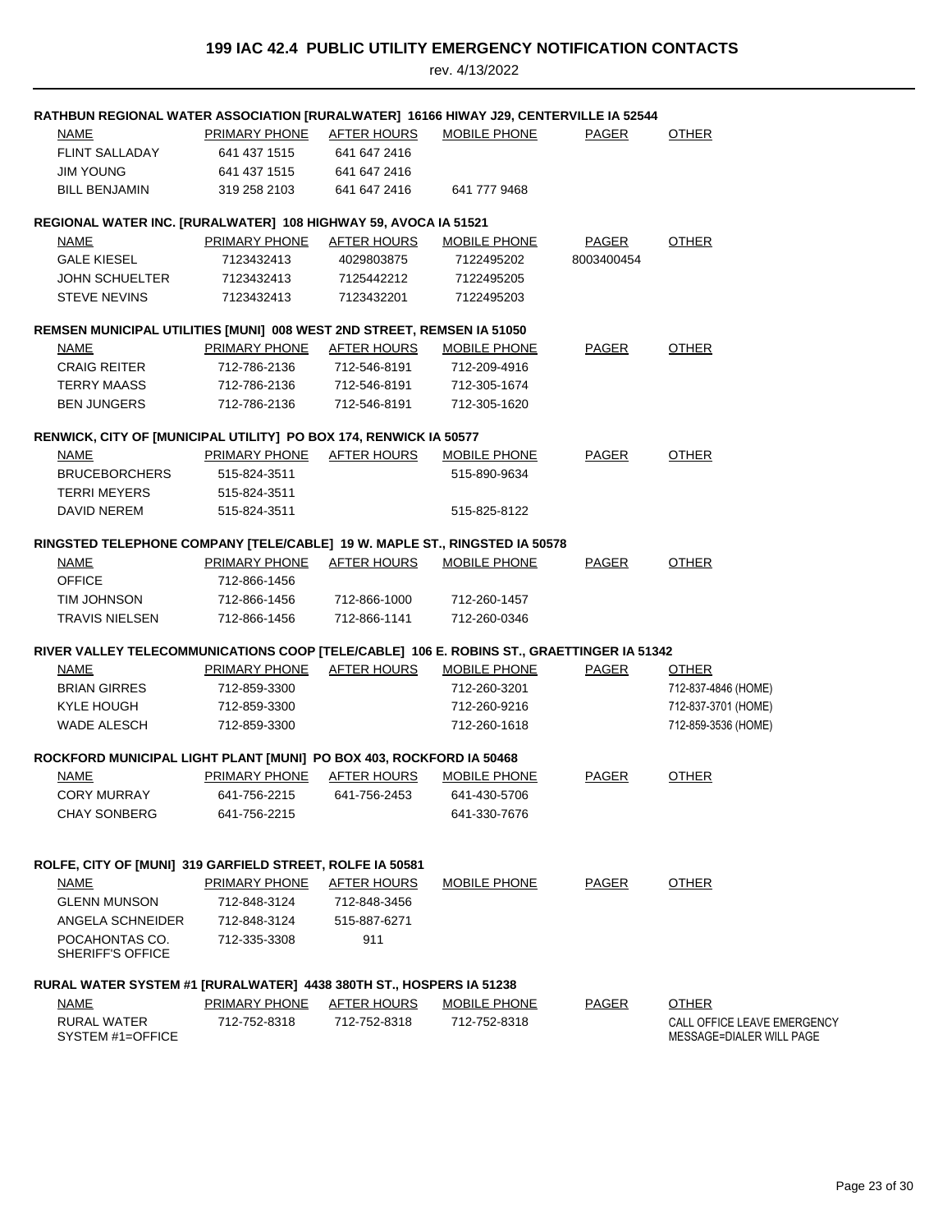# 199 IAC 42.4 PUBLIC UTILITY EMERGENCY NOTIFICATION CONTACTS

rev. 4/13/2022

**RATHBUN REGIONAL WATER ASSOCIATION [RURALWATER] 16166 HIWAY J29, CENTERVILLE IA 52544**

| NAME | PRIMARY PHONE | AFTER HOURS | MOBILE PHONE | PAGER | OTHER |
|---|---|---|---|---|---|
| FLINT SALLADAY | 641 437 1515 | 641 647 2416 | | | |
| JIM YOUNG | 641 437 1515 | 641 647 2416 | | | |
| BILL BENJAMIN | 319 258 2103 | 641 647 2416 | 641 777 9468 | | |

**REGIONAL WATER INC. [RURALWATER] 108 HIGHWAY 59, AVOCA IA 51521**

| NAME | PRIMARY PHONE | AFTER HOURS | MOBILE PHONE | PAGER | OTHER |
|---|---|---|---|---|---|
| GALE KIESEL | 7123432413 | 4029803875 | 7122495202 | 8003400454 | |
| JOHN SCHUELTER | 7123432413 | 7125442212 | 7122495205 | | |
| STEVE NEVINS | 7123432413 | 7123432201 | 7122495203 | | |

**REMSEN MUNICIPAL UTILITIES [MUNI] 008 WEST 2ND STREET, REMSEN IA 51050**

| NAME | PRIMARY PHONE | AFTER HOURS | MOBILE PHONE | PAGER | OTHER |
|---|---|---|---|---|---|
| CRAIG REITER | 712-786-2136 | 712-546-8191 | 712-209-4916 | | |
| TERRY MAASS | 712-786-2136 | 712-546-8191 | 712-305-1674 | | |
| BEN JUNGERS | 712-786-2136 | 712-546-8191 | 712-305-1620 | | |

**RENWICK, CITY OF [MUNICIPAL UTILITY] PO BOX 174, RENWICK IA 50577**

| NAME | PRIMARY PHONE | AFTER HOURS | MOBILE PHONE | PAGER | OTHER |
|---|---|---|---|---|---|
| BRUCEBORCHERS | 515-824-3511 | | 515-890-9634 | | |
| TERRI MEYERS | 515-824-3511 | | | | |
| DAVID NEREM | 515-824-3511 | | 515-825-8122 | | |

**RINGSTED TELEPHONE COMPANY [TELE/CABLE] 19 W. MAPLE ST., RINGSTED IA 50578**

| NAME | PRIMARY PHONE | AFTER HOURS | MOBILE PHONE | PAGER | OTHER |
|---|---|---|---|---|---|
| OFFICE | 712-866-1456 | | | | |
| TIM JOHNSON | 712-866-1456 | 712-866-1000 | 712-260-1457 | | |
| TRAVIS NIELSEN | 712-866-1456 | 712-866-1141 | 712-260-0346 | | |

**RIVER VALLEY TELECOMMUNICATIONS COOP [TELE/CABLE] 106 E. ROBINS ST., GRAETTINGER IA 51342**

| NAME | PRIMARY PHONE | AFTER HOURS | MOBILE PHONE | PAGER | OTHER |
|---|---|---|---|---|---|
| BRIAN GIRRES | 712-859-3300 | | 712-260-3201 | | 712-837-4846 (HOME) |
| KYLE HOUGH | 712-859-3300 | | 712-260-9216 | | 712-837-3701 (HOME) |
| WADE ALESCH | 712-859-3300 | | 712-260-1618 | | 712-859-3536 (HOME) |

**ROCKFORD MUNICIPAL LIGHT PLANT [MUNI] PO BOX 403, ROCKFORD IA 50468**

| NAME | PRIMARY PHONE | AFTER HOURS | MOBILE PHONE | PAGER | OTHER |
|---|---|---|---|---|---|
| CORY MURRAY | 641-756-2215 | 641-756-2453 | 641-430-5706 | | |
| CHAY SONBERG | 641-756-2215 | | 641-330-7676 | | |

**ROLFE, CITY OF [MUNI] 319 GARFIELD STREET, ROLFE IA 50581**

| NAME | PRIMARY PHONE | AFTER HOURS | MOBILE PHONE | PAGER | OTHER |
|---|---|---|---|---|---|
| GLENN MUNSON | 712-848-3124 | 712-848-3456 | | | |
| ANGELA SCHNEIDER | 712-848-3124 | 515-887-6271 | | | |
| POCAHONTAS CO. SHERIFF'S OFFICE | 712-335-3308 | 911 | | | |

**RURAL WATER SYSTEM #1 [RURALWATER] 4438 380TH ST., HOSPERS IA 51238**

| NAME | PRIMARY PHONE | AFTER HOURS | MOBILE PHONE | PAGER | OTHER |
|---|---|---|---|---|---|
| RURAL WATER SYSTEM #1=OFFICE | 712-752-8318 | 712-752-8318 | 712-752-8318 | | CALL OFFICE LEAVE EMERGENCY MESSAGE=DIALER WILL PAGE |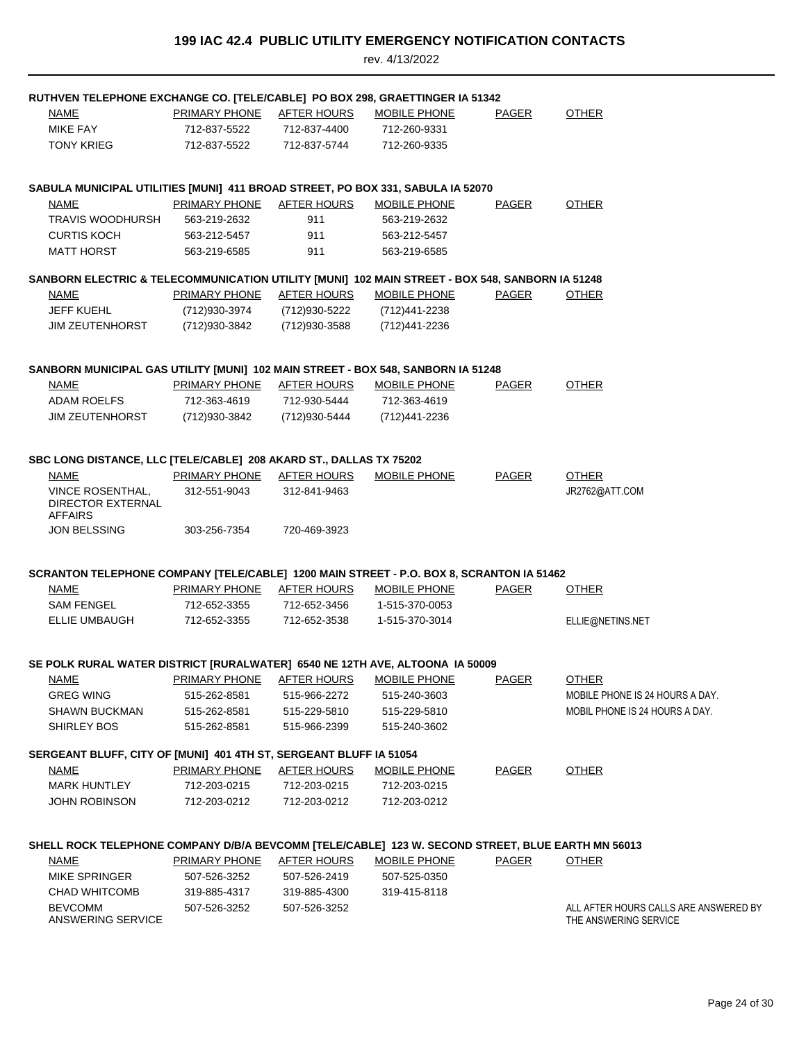# 199 IAC 42.4 PUBLIC UTILITY EMERGENCY NOTIFICATION CONTACTS

rev. 4/13/2022

**RUTHVEN TELEPHONE EXCHANGE CO. [TELE/CABLE] PO BOX 298, GRAETTINGER IA 51342**

| NAME | PRIMARY PHONE | AFTER HOURS | MOBILE PHONE | PAGER | OTHER |
|---|---|---|---|---|---|
| MIKE FAY | 712-837-5522 | 712-837-4400 | 712-260-9331 | | |
| TONY KRIEG | 712-837-5522 | 712-837-5744 | 712-260-9335 | | |

**SABULA MUNICIPAL UTILITIES [MUNI] 411 BROAD STREET, PO BOX 331, SABULA IA 52070**

| NAME | PRIMARY PHONE | AFTER HOURS | MOBILE PHONE | PAGER | OTHER |
|---|---|---|---|---|---|
| TRAVIS WOODHURSH | 563-219-2632 | 911 | 563-219-2632 | | |
| CURTIS KOCH | 563-212-5457 | 911 | 563-212-5457 | | |
| MATT HORST | 563-219-6585 | 911 | 563-219-6585 | | |

**SANBORN ELECTRIC & TELECOMMUNICATION UTILITY [MUNI] 102 MAIN STREET - BOX 548, SANBORN IA 51248**

| NAME | PRIMARY PHONE | AFTER HOURS | MOBILE PHONE | PAGER | OTHER |
|---|---|---|---|---|---|
| JEFF KUEHL | (712)930-3974 | (712)930-5222 | (712)441-2238 | | |
| JIM ZEUTENHORST | (712)930-3842 | (712)930-3588 | (712)441-2236 | | |

**SANBORN MUNICIPAL GAS UTILITY [MUNI] 102 MAIN STREET - BOX 548, SANBORN IA 51248**

| NAME | PRIMARY PHONE | AFTER HOURS | MOBILE PHONE | PAGER | OTHER |
|---|---|---|---|---|---|
| ADAM ROELFS | 712-363-4619 | 712-930-5444 | 712-363-4619 | | |
| JIM ZEUTENHORST | (712)930-3842 | (712)930-5444 | (712)441-2236 | | |

**SBC LONG DISTANCE, LLC [TELE/CABLE] 208 AKARD ST., DALLAS TX 75202**

| NAME | PRIMARY PHONE | AFTER HOURS | MOBILE PHONE | PAGER | OTHER |
|---|---|---|---|---|---|
| VINCE ROSENTHAL, DIRECTOR EXTERNAL AFFAIRS | 312-551-9043 | 312-841-9463 | | | JR2762@ATT.COM |
| JON BELSSING | 303-256-7354 | 720-469-3923 | | | |

**SCRANTON TELEPHONE COMPANY [TELE/CABLE] 1200 MAIN STREET - P.O. BOX 8, SCRANTON IA 51462**

| NAME | PRIMARY PHONE | AFTER HOURS | MOBILE PHONE | PAGER | OTHER |
|---|---|---|---|---|---|
| SAM FENGEL | 712-652-3355 | 712-652-3456 | 1-515-370-0053 | | |
| ELLIE UMBAUGH | 712-652-3355 | 712-652-3538 | 1-515-370-3014 | | ELLIE@NETINS.NET |

**SE POLK RURAL WATER DISTRICT [RURALWATER] 6540 NE 12TH AVE, ALTOONA IA 50009**

| NAME | PRIMARY PHONE | AFTER HOURS | MOBILE PHONE | PAGER | OTHER |
|---|---|---|---|---|---|
| GREG WING | 515-262-8581 | 515-966-2272 | 515-240-3603 | | MOBILE PHONE IS 24 HOURS A DAY. |
| SHAWN BUCKMAN | 515-262-8581 | 515-229-5810 | 515-229-5810 | | MOBIL PHONE IS 24 HOURS A DAY. |
| SHIRLEY BOS | 515-262-8581 | 515-966-2399 | 515-240-3602 | | |

**SERGEANT BLUFF, CITY OF [MUNI] 401 4TH ST, SERGEANT BLUFF IA 51054**

| NAME | PRIMARY PHONE | AFTER HOURS | MOBILE PHONE | PAGER | OTHER |
|---|---|---|---|---|---|
| MARK HUNTLEY | 712-203-0215 | 712-203-0215 | 712-203-0215 | | |
| JOHN ROBINSON | 712-203-0212 | 712-203-0212 | 712-203-0212 | | |

**SHELL ROCK TELEPHONE COMPANY D/B/A BEVCOMM [TELE/CABLE] 123 W. SECOND STREET, BLUE EARTH MN 56013**

| NAME | PRIMARY PHONE | AFTER HOURS | MOBILE PHONE | PAGER | OTHER |
|---|---|---|---|---|---|
| MIKE SPRINGER | 507-526-3252 | 507-526-2419 | 507-525-0350 | | |
| CHAD WHITCOMB | 319-885-4317 | 319-885-4300 | 319-415-8118 | | |
| BEVCOMM ANSWERING SERVICE | 507-526-3252 | 507-526-3252 | | | ALL AFTER HOURS CALLS ARE ANSWERED BY THE ANSWERING SERVICE |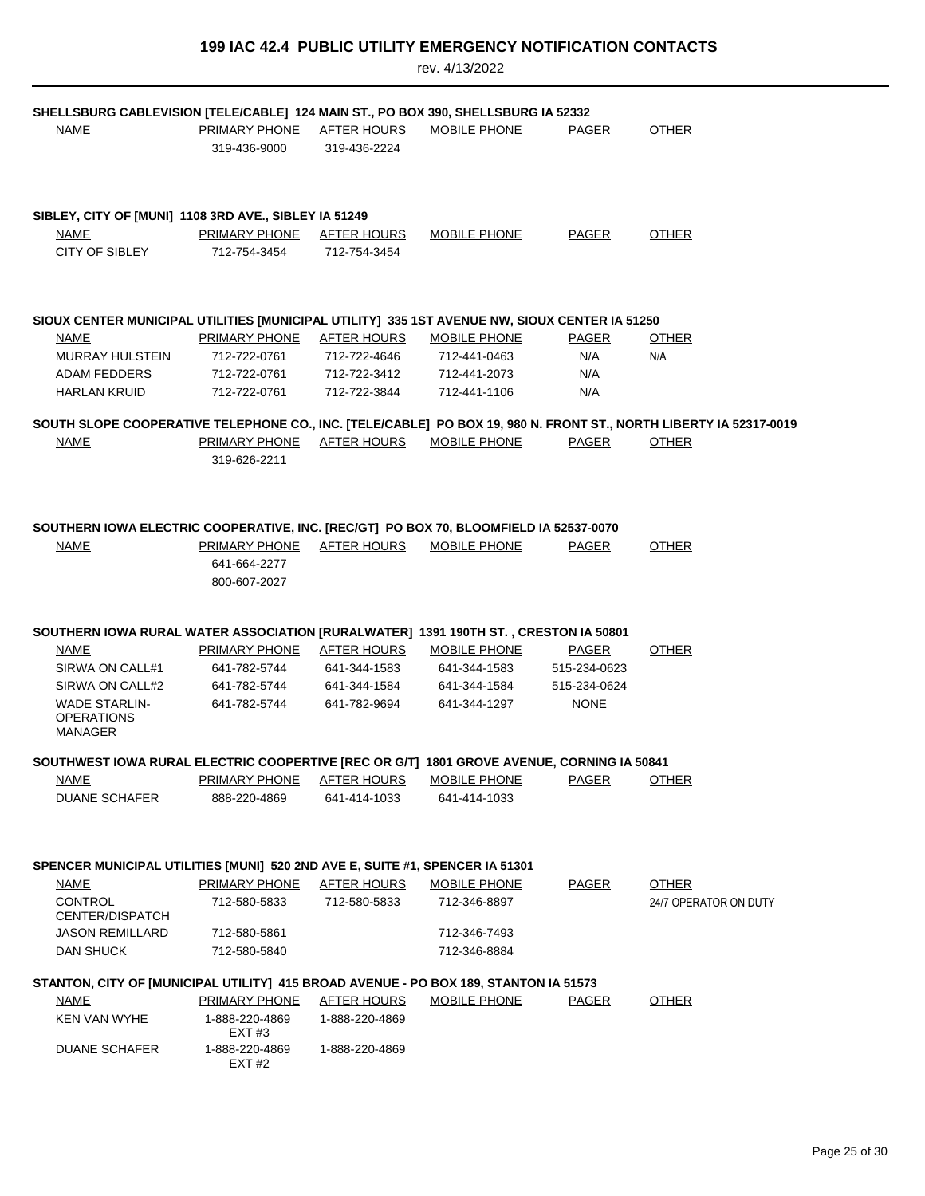# 199 IAC 42.4 PUBLIC UTILITY EMERGENCY NOTIFICATION CONTACTS

rev. 4/13/2022

**SHELLSBURG CABLEVISION [TELE/CABLE] 124 MAIN ST., PO BOX 390, SHELLSBURG IA 52332**

| NAME | PRIMARY PHONE | AFTER HOURS | MOBILE PHONE | PAGER | OTHER |
|---|---|---|---|---|---|
| | 319-436-9000 | 319-436-2224 | | | |

**SIBLEY, CITY OF [MUNI] 1108 3RD AVE., SIBLEY IA 51249**

| NAME | PRIMARY PHONE | AFTER HOURS | MOBILE PHONE | PAGER | OTHER |
|---|---|---|---|---|---|
| CITY OF SIBLEY | 712-754-3454 | 712-754-3454 | | | |

**SIOUX CENTER MUNICIPAL UTILITIES [MUNICIPAL UTILITY] 335 1ST AVENUE NW, SIOUX CENTER IA 51250**

| NAME | PRIMARY PHONE | AFTER HOURS | MOBILE PHONE | PAGER | OTHER |
|---|---|---|---|---|---|
| MURRAY HULSTEIN | 712-722-0761 | 712-722-4646 | 712-441-0463 | N/A | N/A |
| ADAM FEDDERS | 712-722-0761 | 712-722-3412 | 712-441-2073 | N/A | |
| HARLAN KRUID | 712-722-0761 | 712-722-3844 | 712-441-1106 | N/A | |

**SOUTH SLOPE COOPERATIVE TELEPHONE CO., INC. [TELE/CABLE] PO BOX 19, 980 N. FRONT ST., NORTH LIBERTY IA 52317-0019**

| NAME | PRIMARY PHONE | AFTER HOURS | MOBILE PHONE | PAGER | OTHER |
|---|---|---|---|---|---|
| | 319-626-2211 | | | | |

**SOUTHERN IOWA ELECTRIC COOPERATIVE, INC. [REC/GT] PO BOX 70, BLOOMFIELD IA 52537-0070**

| NAME | PRIMARY PHONE | AFTER HOURS | MOBILE PHONE | PAGER | OTHER |
|---|---|---|---|---|---|
| | 641-664-2277 | | | | |
| | 800-607-2027 | | | | |

**SOUTHERN IOWA RURAL WATER ASSOCIATION [RURALWATER] 1391 190TH ST. , CRESTON IA 50801**

| NAME | PRIMARY PHONE | AFTER HOURS | MOBILE PHONE | PAGER | OTHER |
|---|---|---|---|---|---|
| SIRWA ON CALL#1 | 641-782-5744 | 641-344-1583 | 641-344-1583 | 515-234-0623 | |
| SIRWA ON CALL#2 | 641-782-5744 | 641-344-1584 | 641-344-1584 | 515-234-0624 | |
| WADE STARLIN-OPERATIONS MANAGER | 641-782-5744 | 641-782-9694 | 641-344-1297 | NONE | |

**SOUTHWEST IOWA RURAL ELECTRIC COOPERTIVE [REC OR G/T] 1801 GROVE AVENUE, CORNING IA 50841**

| NAME | PRIMARY PHONE | AFTER HOURS | MOBILE PHONE | PAGER | OTHER |
|---|---|---|---|---|---|
| DUANE SCHAFER | 888-220-4869 | 641-414-1033 | 641-414-1033 | | |

**SPENCER MUNICIPAL UTILITIES [MUNI] 520 2ND AVE E, SUITE #1, SPENCER IA 51301**

| NAME | PRIMARY PHONE | AFTER HOURS | MOBILE PHONE | PAGER | OTHER |
|---|---|---|---|---|---|
| CONTROL CENTER/DISPATCH | 712-580-5833 | 712-580-5833 | 712-346-8897 | | 24/7 OPERATOR ON DUTY |
| JASON REMILLARD | 712-580-5861 | | 712-346-7493 | | |
| DAN SHUCK | 712-580-5840 | | 712-346-8884 | | |

**STANTON, CITY OF [MUNICIPAL UTILITY] 415 BROAD AVENUE - PO BOX 189, STANTON IA 51573**

| NAME | PRIMARY PHONE | AFTER HOURS | MOBILE PHONE | PAGER | OTHER |
|---|---|---|---|---|---|
| KEN VAN WYHE | 1-888-220-4869 EXT #3 | 1-888-220-4869 | | | |
| DUANE SCHAFER | 1-888-220-4869 EXT #2 | 1-888-220-4869 | | | |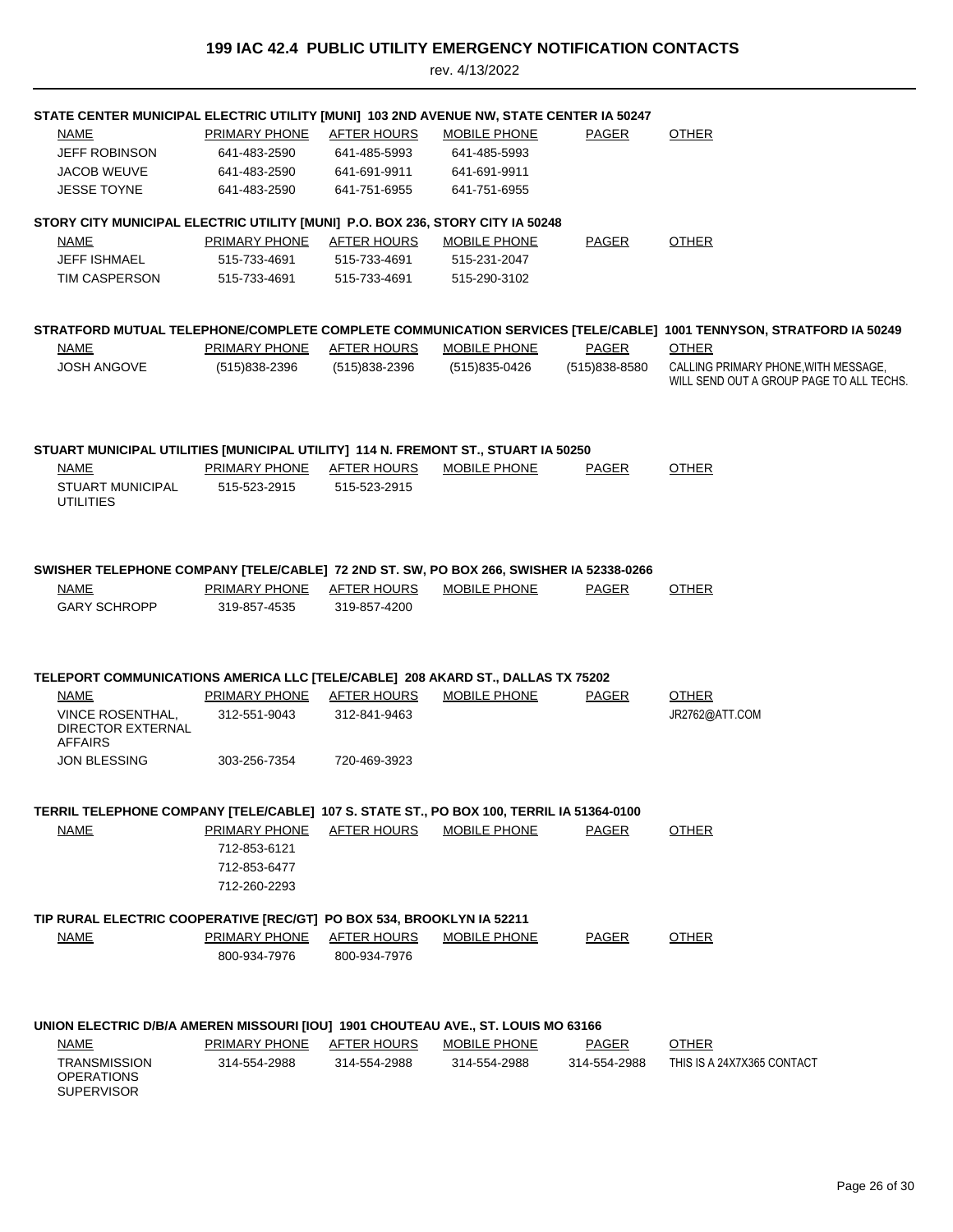# 199 IAC 42.4 PUBLIC UTILITY EMERGENCY NOTIFICATION CONTACTS

rev. 4/13/2022

**STATE CENTER MUNICIPAL ELECTRIC UTILITY [MUNI] 103 2ND AVENUE NW, STATE CENTER IA 50247**

| NAME | PRIMARY PHONE | AFTER HOURS | MOBILE PHONE | PAGER | OTHER |
|---|---|---|---|---|---|
| JEFF ROBINSON | 641-483-2590 | 641-485-5993 | 641-485-5993 | | |
| JACOB WEUVE | 641-483-2590 | 641-691-9911 | 641-691-9911 | | |
| JESSE TOYNE | 641-483-2590 | 641-751-6955 | 641-751-6955 | | |

**STORY CITY MUNICIPAL ELECTRIC UTILITY [MUNI] P.O. BOX 236, STORY CITY IA 50248**

| NAME | PRIMARY PHONE | AFTER HOURS | MOBILE PHONE | PAGER | OTHER |
|---|---|---|---|---|---|
| JEFF ISHMAEL | 515-733-4691 | 515-733-4691 | 515-231-2047 | | |
| TIM CASPERSON | 515-733-4691 | 515-733-4691 | 515-290-3102 | | |

**STRATFORD MUTUAL TELEPHONE/COMPLETE COMPLETE COMMUNICATION SERVICES [TELE/CABLE] 1001 TENNYSON, STRATFORD IA 50249**

| NAME | PRIMARY PHONE | AFTER HOURS | MOBILE PHONE | PAGER | OTHER |
|---|---|---|---|---|---|
| JOSH ANGOVE | (515)838-2396 | (515)838-2396 | (515)835-0426 | (515)838-8580 | CALLING PRIMARY PHONE, WITH MESSAGE, WILL SEND OUT A GROUP PAGE TO ALL TECHS. |

**STUART MUNICIPAL UTILITIES [MUNICIPAL UTILITY] 114 N. FREMONT ST., STUART IA 50250**

| NAME | PRIMARY PHONE | AFTER HOURS | MOBILE PHONE | PAGER | OTHER |
|---|---|---|---|---|---|
| STUART MUNICIPAL UTILITIES | 515-523-2915 | 515-523-2915 | | | |

**SWISHER TELEPHONE COMPANY [TELE/CABLE] 72 2ND ST. SW, PO BOX 266, SWISHER IA 52338-0266**

| NAME | PRIMARY PHONE | AFTER HOURS | MOBILE PHONE | PAGER | OTHER |
|---|---|---|---|---|---|
| GARY SCHROPP | 319-857-4535 | 319-857-4200 | | | |

**TELEPORT COMMUNICATIONS AMERICA LLC [TELE/CABLE] 208 AKARD ST., DALLAS TX 75202**

| NAME | PRIMARY PHONE | AFTER HOURS | MOBILE PHONE | PAGER | OTHER |
|---|---|---|---|---|---|
| VINCE ROSENTHAL, DIRECTOR EXTERNAL AFFAIRS | 312-551-9043 | 312-841-9463 | | | JR2762@ATT.COM |
| JON BLESSING | 303-256-7354 | 720-469-3923 | | | |

**TERRIL TELEPHONE COMPANY [TELE/CABLE] 107 S. STATE ST., PO BOX 100, TERRIL IA 51364-0100**

| NAME | PRIMARY PHONE | AFTER HOURS | MOBILE PHONE | PAGER | OTHER |
|---|---|---|---|---|---|
| | 712-853-6121 | | | | |
| | 712-853-6477 | | | | |
| | 712-260-2293 | | | | |

**TIP RURAL ELECTRIC COOPERATIVE [REC/GT] PO BOX 534, BROOKLYN IA 52211**

| NAME | PRIMARY PHONE | AFTER HOURS | MOBILE PHONE | PAGER | OTHER |
|---|---|---|---|---|---|
| | 800-934-7976 | 800-934-7976 | | | |

**UNION ELECTRIC D/B/A AMEREN MISSOURI [IOU] 1901 CHOUTEAU AVE., ST. LOUIS MO 63166**

| NAME | PRIMARY PHONE | AFTER HOURS | MOBILE PHONE | PAGER | OTHER |
|---|---|---|---|---|---|
| TRANSMISSION OPERATIONS SUPERVISOR | 314-554-2988 | 314-554-2988 | 314-554-2988 | 314-554-2988 | THIS IS A 24X7X365 CONTACT |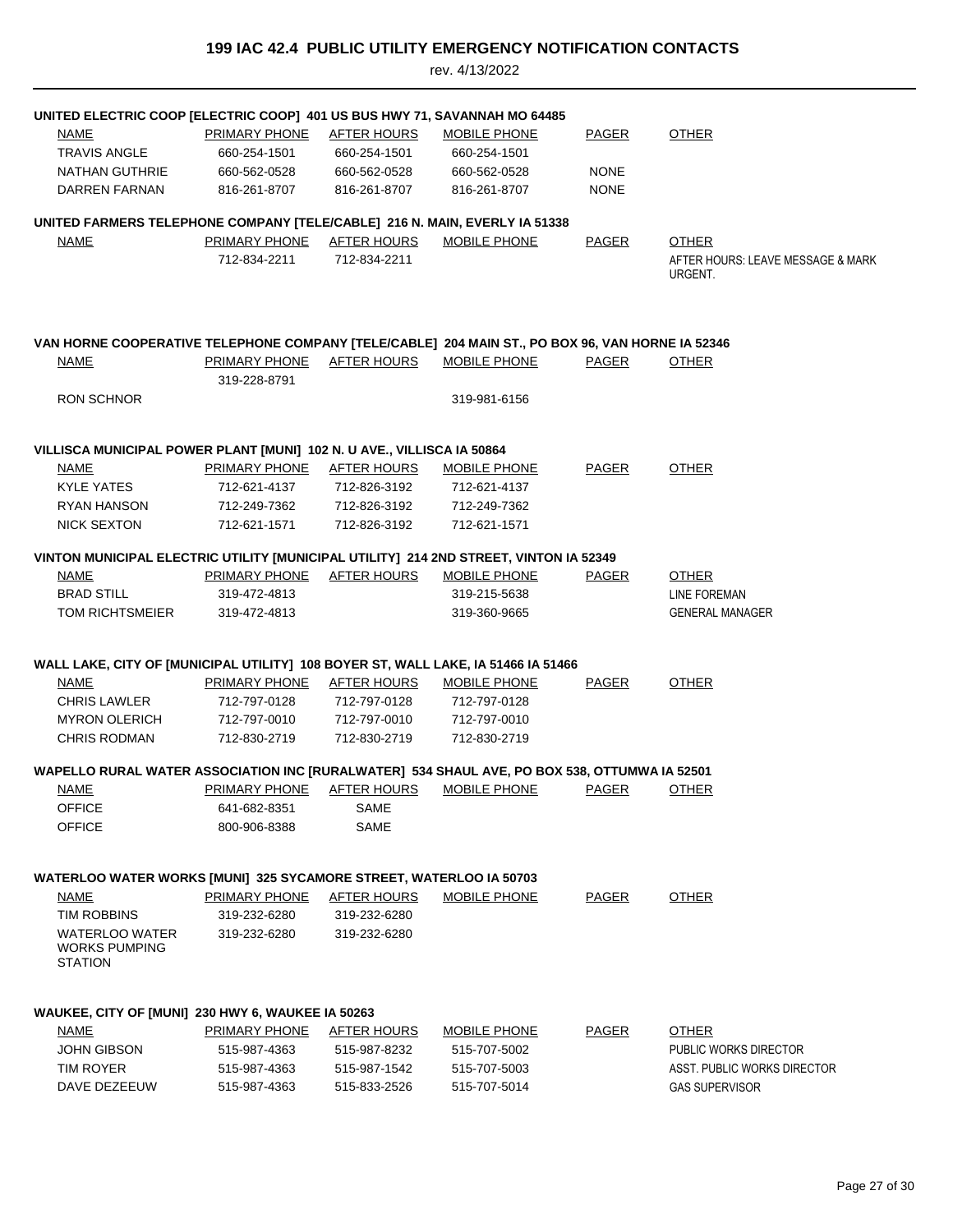# 199 IAC 42.4 PUBLIC UTILITY EMERGENCY NOTIFICATION CONTACTS

rev. 4/13/2022

**UNITED ELECTRIC COOP [ELECTRIC COOP] 401 US BUS HWY 71, SAVANNAH MO 64485**

| NAME | PRIMARY PHONE | AFTER HOURS | MOBILE PHONE | PAGER | OTHER |
|---|---|---|---|---|---|
| TRAVIS ANGLE | 660-254-1501 | 660-254-1501 | 660-254-1501 | | |
| NATHAN GUTHRIE | 660-562-0528 | 660-562-0528 | 660-562-0528 | NONE | |
| DARREN FARNAN | 816-261-8707 | 816-261-8707 | 816-261-8707 | NONE | |

**UNITED FARMERS TELEPHONE COMPANY [TELE/CABLE] 216 N. MAIN, EVERLY IA 51338**

| NAME | PRIMARY PHONE | AFTER HOURS | MOBILE PHONE | PAGER | OTHER |
|---|---|---|---|---|---|
| | 712-834-2211 | 712-834-2211 | | | AFTER HOURS: LEAVE MESSAGE & MARK URGENT. |

**VAN HORNE COOPERATIVE TELEPHONE COMPANY [TELE/CABLE] 204 MAIN ST., PO BOX 96, VAN HORNE IA 52346**

| NAME | PRIMARY PHONE | AFTER HOURS | MOBILE PHONE | PAGER | OTHER |
|---|---|---|---|---|---|
| | 319-228-8791 | | | | |
| RON SCHNOR | | | 319-981-6156 | | |

**VILLISCA MUNICIPAL POWER PLANT [MUNI] 102 N. U AVE., VILLISCA IA 50864**

| NAME | PRIMARY PHONE | AFTER HOURS | MOBILE PHONE | PAGER | OTHER |
|---|---|---|---|---|---|
| KYLE YATES | 712-621-4137 | 712-826-3192 | 712-621-4137 | | |
| RYAN HANSON | 712-249-7362 | 712-826-3192 | 712-249-7362 | | |
| NICK SEXTON | 712-621-1571 | 712-826-3192 | 712-621-1571 | | |

**VINTON MUNICIPAL ELECTRIC UTILITY [MUNICIPAL UTILITY] 214 2ND STREET, VINTON IA 52349**

| NAME | PRIMARY PHONE | AFTER HOURS | MOBILE PHONE | PAGER | OTHER |
|---|---|---|---|---|---|
| BRAD STILL | 319-472-4813 | | 319-215-5638 | | LINE FOREMAN |
| TOM RICHTSMEIER | 319-472-4813 | | 319-360-9665 | | GENERAL MANAGER |

**WALL LAKE, CITY OF [MUNICIPAL UTILITY] 108 BOYER ST, WALL LAKE, IA 51466 IA 51466**

| NAME | PRIMARY PHONE | AFTER HOURS | MOBILE PHONE | PAGER | OTHER |
|---|---|---|---|---|---|
| CHRIS LAWLER | 712-797-0128 | 712-797-0128 | 712-797-0128 | | |
| MYRON OLERICH | 712-797-0010 | 712-797-0010 | 712-797-0010 | | |
| CHRIS RODMAN | 712-830-2719 | 712-830-2719 | 712-830-2719 | | |

**WAPELLO RURAL WATER ASSOCIATION INC [RURALWATER] 534 SHAUL AVE, PO BOX 538, OTTUMWA IA 52501**

| NAME | PRIMARY PHONE | AFTER HOURS | MOBILE PHONE | PAGER | OTHER |
|---|---|---|---|---|---|
| OFFICE | 641-682-8351 | SAME | | | |
| OFFICE | 800-906-8388 | SAME | | | |

**WATERLOO WATER WORKS [MUNI] 325 SYCAMORE STREET, WATERLOO IA 50703**

| NAME | PRIMARY PHONE | AFTER HOURS | MOBILE PHONE | PAGER | OTHER |
|---|---|---|---|---|---|
| TIM ROBBINS | 319-232-6280 | 319-232-6280 | | | |
| WATERLOO WATER WORKS PUMPING STATION | 319-232-6280 | 319-232-6280 | | | |

**WAUKEE, CITY OF [MUNI] 230 HWY 6, WAUKEE IA 50263**

| NAME | PRIMARY PHONE | AFTER HOURS | MOBILE PHONE | PAGER | OTHER |
|---|---|---|---|---|---|
| JOHN GIBSON | 515-987-4363 | 515-987-8232 | 515-707-5002 | | PUBLIC WORKS DIRECTOR |
| TIM ROYER | 515-987-4363 | 515-987-1542 | 515-707-5003 | | ASST. PUBLIC WORKS DIRECTOR |
| DAVE DEZEEUW | 515-987-4363 | 515-833-2526 | 515-707-5014 | | GAS SUPERVISOR |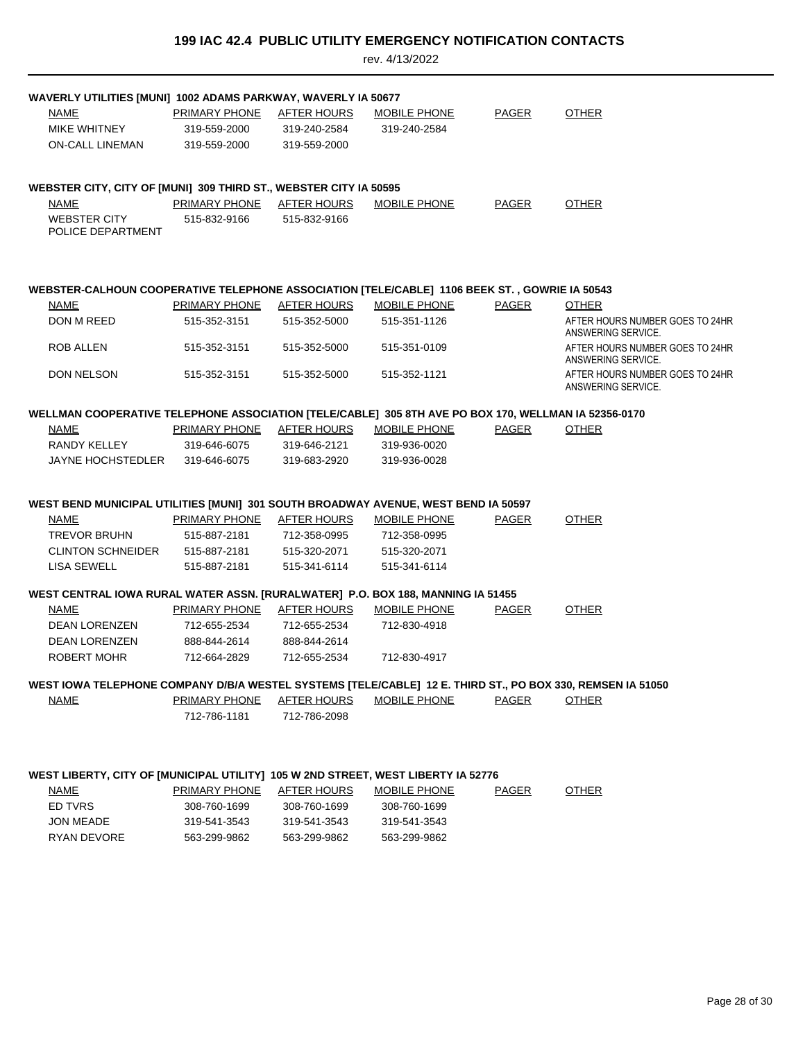# 199 IAC 42.4 PUBLIC UTILITY EMERGENCY NOTIFICATION CONTACTS

rev. 4/13/2022

### WAVERLY UTILITIES [MUNI] 1002 ADAMS PARKWAY, WAVERLY IA 50677

| NAME | PRIMARY PHONE | AFTER HOURS | MOBILE PHONE | PAGER | OTHER |
|---|---|---|---|---|---|
| MIKE WHITNEY | 319-559-2000 | 319-240-2584 | 319-240-2584 | | |
| ON-CALL LINEMAN | 319-559-2000 | 319-559-2000 | | | |

### WEBSTER CITY, CITY OF [MUNI] 309 THIRD ST., WEBSTER CITY IA 50595

| NAME | PRIMARY PHONE | AFTER HOURS | MOBILE PHONE | PAGER | OTHER |
|---|---|---|---|---|---|
| WEBSTER CITY POLICE DEPARTMENT | 515-832-9166 | 515-832-9166 | | | |

### WEBSTER-CALHOUN COOPERATIVE TELEPHONE ASSOCIATION [TELE/CABLE] 1106 BEEK ST. , GOWRIE IA 50543

| NAME | PRIMARY PHONE | AFTER HOURS | MOBILE PHONE | PAGER | OTHER |
|---|---|---|---|---|---|
| DON M REED | 515-352-3151 | 515-352-5000 | 515-351-1126 | | AFTER HOURS NUMBER GOES TO 24HR ANSWERING SERVICE. |
| ROB ALLEN | 515-352-3151 | 515-352-5000 | 515-351-0109 | | AFTER HOURS NUMBER GOES TO 24HR ANSWERING SERVICE. |
| DON NELSON | 515-352-3151 | 515-352-5000 | 515-352-1121 | | AFTER HOURS NUMBER GOES TO 24HR ANSWERING SERVICE. |

### WELLMAN COOPERATIVE TELEPHONE ASSOCIATION [TELE/CABLE] 305 8TH AVE PO BOX 170, WELLMAN IA 52356-0170

| NAME | PRIMARY PHONE | AFTER HOURS | MOBILE PHONE | PAGER | OTHER |
|---|---|---|---|---|---|
| RANDY KELLEY | 319-646-6075 | 319-646-2121 | 319-936-0020 | | |
| JAYNE HOCHSTEDLER | 319-646-6075 | 319-683-2920 | 319-936-0028 | | |

### WEST BEND MUNICIPAL UTILITIES [MUNI] 301 SOUTH BROADWAY AVENUE, WEST BEND IA 50597

| NAME | PRIMARY PHONE | AFTER HOURS | MOBILE PHONE | PAGER | OTHER |
|---|---|---|---|---|---|
| TREVOR BRUHN | 515-887-2181 | 712-358-0995 | 712-358-0995 | | |
| CLINTON SCHNEIDER | 515-887-2181 | 515-320-2071 | 515-320-2071 | | |
| LISA SEWELL | 515-887-2181 | 515-341-6114 | 515-341-6114 | | |

### WEST CENTRAL IOWA RURAL WATER ASSN. [RURALWATER] P.O. BOX 188, MANNING IA 51455

| NAME | PRIMARY PHONE | AFTER HOURS | MOBILE PHONE | PAGER | OTHER |
|---|---|---|---|---|---|
| DEAN LORENZEN | 712-655-2534 | 712-655-2534 | 712-830-4918 | | |
| DEAN LORENZEN | 888-844-2614 | 888-844-2614 | | | |
| ROBERT MOHR | 712-664-2829 | 712-655-2534 | 712-830-4917 | | |

### WEST IOWA TELEPHONE COMPANY D/B/A WESTEL SYSTEMS [TELE/CABLE] 12 E. THIRD ST., PO BOX 330, REMSEN IA 51050

| NAME | PRIMARY PHONE | AFTER HOURS | MOBILE PHONE | PAGER | OTHER |
|---|---|---|---|---|---|
| | 712-786-1181 | 712-786-2098 | | | |

### WEST LIBERTY, CITY OF [MUNICIPAL UTILITY] 105 W 2ND STREET, WEST LIBERTY IA 52776

| NAME | PRIMARY PHONE | AFTER HOURS | MOBILE PHONE | PAGER | OTHER |
|---|---|---|---|---|---|
| ED TVRS | 308-760-1699 | 308-760-1699 | 308-760-1699 | | |
| JON MEADE | 319-541-3543 | 319-541-3543 | 319-541-3543 | | |
| RYAN DEVORE | 563-299-9862 | 563-299-9862 | 563-299-9862 | | |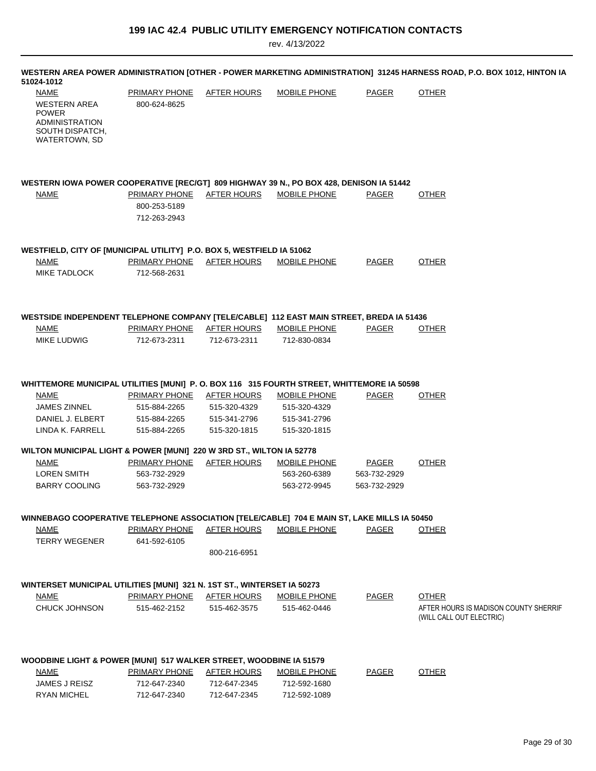# 199 IAC 42.4 PUBLIC UTILITY EMERGENCY NOTIFICATION CONTACTS

rev. 4/13/2022

**WESTERN AREA POWER ADMINISTRATION [OTHER - POWER MARKETING ADMINISTRATION] 31245 HARNESS ROAD, P.O. BOX 1012, HINTON IA 51024-1012**

| NAME | PRIMARY PHONE | AFTER HOURS | MOBILE PHONE | PAGER | OTHER |
|---|---|---|---|---|---|
| WESTERN AREA POWER ADMINISTRATION SOUTH DISPATCH, WATERTOWN, SD | 800-624-8625 | | | | |

**WESTERN IOWA POWER COOPERATIVE [REC/GT] 809 HIGHWAY 39 N., PO BOX 428, DENISON IA 51442**

| NAME | PRIMARY PHONE | AFTER HOURS | MOBILE PHONE | PAGER | OTHER |
|---|---|---|---|---|---|
| | 800-253-5189 | | | | |
| | 712-263-2943 | | | | |

**WESTFIELD, CITY OF [MUNICIPAL UTILITY] P.O. BOX 5, WESTFIELD IA 51062**

| NAME | PRIMARY PHONE | AFTER HOURS | MOBILE PHONE | PAGER | OTHER |
|---|---|---|---|---|---|
| MIKE TADLOCK | 712-568-2631 | | | | |

**WESTSIDE INDEPENDENT TELEPHONE COMPANY [TELE/CABLE] 112 EAST MAIN STREET, BREDA IA 51436**

| NAME | PRIMARY PHONE | AFTER HOURS | MOBILE PHONE | PAGER | OTHER |
|---|---|---|---|---|---|
| MIKE LUDWIG | 712-673-2311 | 712-673-2311 | 712-830-0834 | | |

**WHITTEMORE MUNICIPAL UTILITIES [MUNI] P. O. BOX 116 315 FOURTH STREET, WHITTEMORE IA 50598**

| NAME | PRIMARY PHONE | AFTER HOURS | MOBILE PHONE | PAGER | OTHER |
|---|---|---|---|---|---|
| JAMES ZINNEL | 515-884-2265 | 515-320-4329 | 515-320-4329 | | |
| DANIEL J. ELBERT | 515-884-2265 | 515-341-2796 | 515-341-2796 | | |
| LINDA K. FARRELL | 515-884-2265 | 515-320-1815 | 515-320-1815 | | |

**WILTON MUNICIPAL LIGHT & POWER [MUNI] 220 W 3RD ST., WILTON IA 52778**

| NAME | PRIMARY PHONE | AFTER HOURS | MOBILE PHONE | PAGER | OTHER |
|---|---|---|---|---|---|
| LOREN SMITH | 563-732-2929 | | 563-260-6389 | 563-732-2929 | |
| BARRY COOLING | 563-732-2929 | | 563-272-9945 | 563-732-2929 | |

**WINNEBAGO COOPERATIVE TELEPHONE ASSOCIATION [TELE/CABLE] 704 E MAIN ST, LAKE MILLS IA 50450**

| NAME | PRIMARY PHONE | AFTER HOURS | MOBILE PHONE | PAGER | OTHER |
|---|---|---|---|---|---|
| TERRY WEGENER | 641-592-6105 | | | | |
| | | 800-216-6951 | | | |

**WINTERSET MUNICIPAL UTILITIES [MUNI] 321 N. 1ST ST., WINTERSET IA 50273**

| NAME | PRIMARY PHONE | AFTER HOURS | MOBILE PHONE | PAGER | OTHER |
|---|---|---|---|---|---|
| CHUCK JOHNSON | 515-462-2152 | 515-462-3575 | 515-462-0446 | | AFTER HOURS IS MADISON COUNTY SHERRIF (WILL CALL OUT ELECTRIC) |

**WOODBINE LIGHT & POWER [MUNI] 517 WALKER STREET, WOODBINE IA 51579**

| NAME | PRIMARY PHONE | AFTER HOURS | MOBILE PHONE | PAGER | OTHER |
|---|---|---|---|---|---|
| JAMES J REISZ | 712-647-2340 | 712-647-2345 | 712-592-1680 | | |
| RYAN MICHEL | 712-647-2340 | 712-647-2345 | 712-592-1089 | | |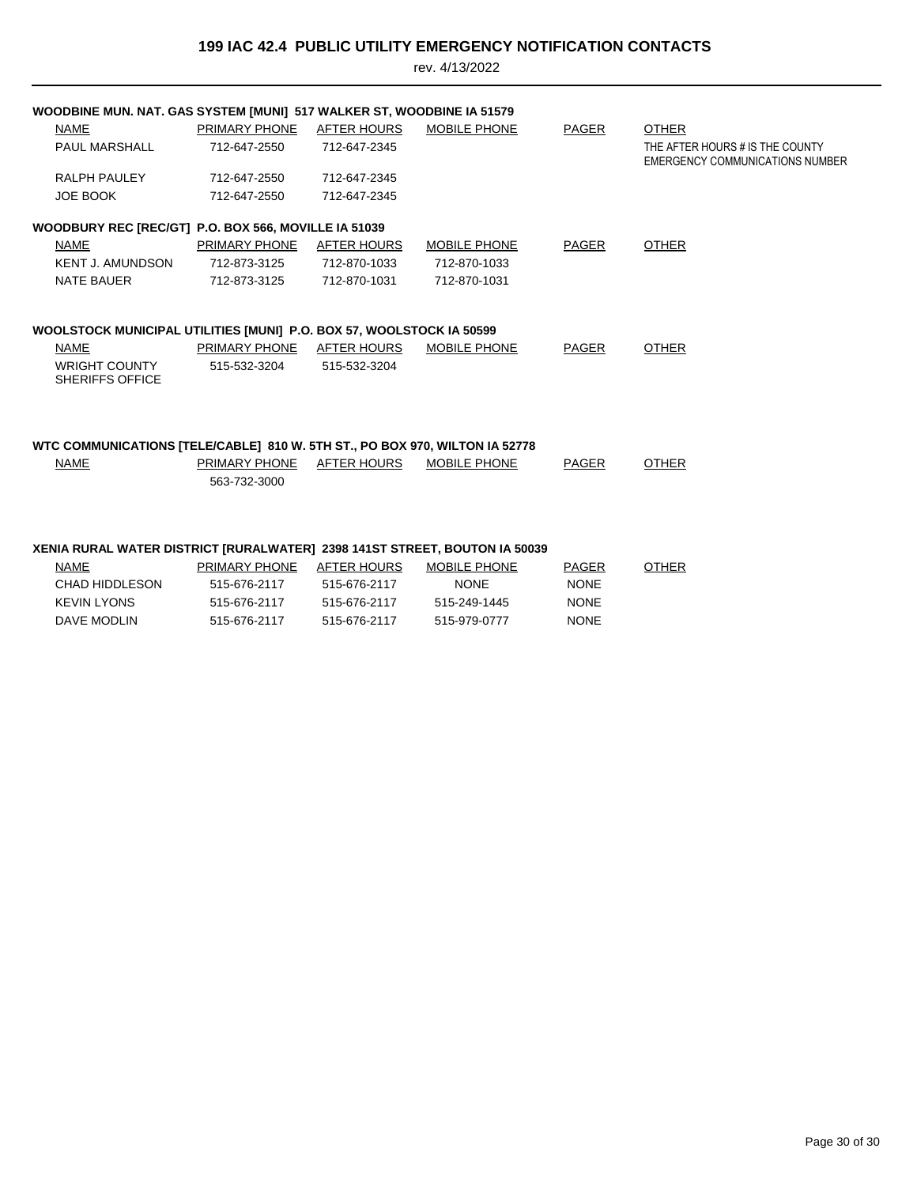# 199 IAC 42.4 PUBLIC UTILITY EMERGENCY NOTIFICATION CONTACTS

rev. 4/13/2022

**WOODBINE MUN. NAT. GAS SYSTEM [MUNI] 517 WALKER ST, WOODBINE IA 51579**

| NAME | PRIMARY PHONE | AFTER HOURS | MOBILE PHONE | PAGER | OTHER |
|---|---|---|---|---|---|
| PAUL MARSHALL | 712-647-2550 | 712-647-2345 | | | THE AFTER HOURS # IS THE COUNTY EMERGENCY COMMUNICATIONS NUMBER |
| RALPH PAULEY | 712-647-2550 | 712-647-2345 | | | |
| JOE BOOK | 712-647-2550 | 712-647-2345 | | | |

**WOODBURY REC [REC/GT] P.O. BOX 566, MOVILLE IA 51039**

| NAME | PRIMARY PHONE | AFTER HOURS | MOBILE PHONE | PAGER | OTHER |
|---|---|---|---|---|---|
| KENT J. AMUNDSON | 712-873-3125 | 712-870-1033 | 712-870-1033 | | |
| NATE BAUER | 712-873-3125 | 712-870-1031 | 712-870-1031 | | |

**WOOLSTOCK MUNICIPAL UTILITIES [MUNI] P.O. BOX 57, WOOLSTOCK IA 50599**

| NAME | PRIMARY PHONE | AFTER HOURS | MOBILE PHONE | PAGER | OTHER |
|---|---|---|---|---|---|
| WRIGHT COUNTY SHERIFFS OFFICE | 515-532-3204 | 515-532-3204 | | | |

**WTC COMMUNICATIONS [TELE/CABLE] 810 W. 5TH ST., PO BOX 970, WILTON IA 52778**

| NAME | PRIMARY PHONE | AFTER HOURS | MOBILE PHONE | PAGER | OTHER |
|---|---|---|---|---|---|
| | 563-732-3000 | | | | |

**XENIA RURAL WATER DISTRICT [RURALWATER] 2398 141ST STREET, BOUTON IA 50039**

| NAME | PRIMARY PHONE | AFTER HOURS | MOBILE PHONE | PAGER | OTHER |
|---|---|---|---|---|---|
| CHAD HIDDLESON | 515-676-2117 | 515-676-2117 | NONE | NONE | |
| KEVIN LYONS | 515-676-2117 | 515-676-2117 | 515-249-1445 | NONE | |
| DAVE MODLIN | 515-676-2117 | 515-676-2117 | 515-979-0777 | NONE | |